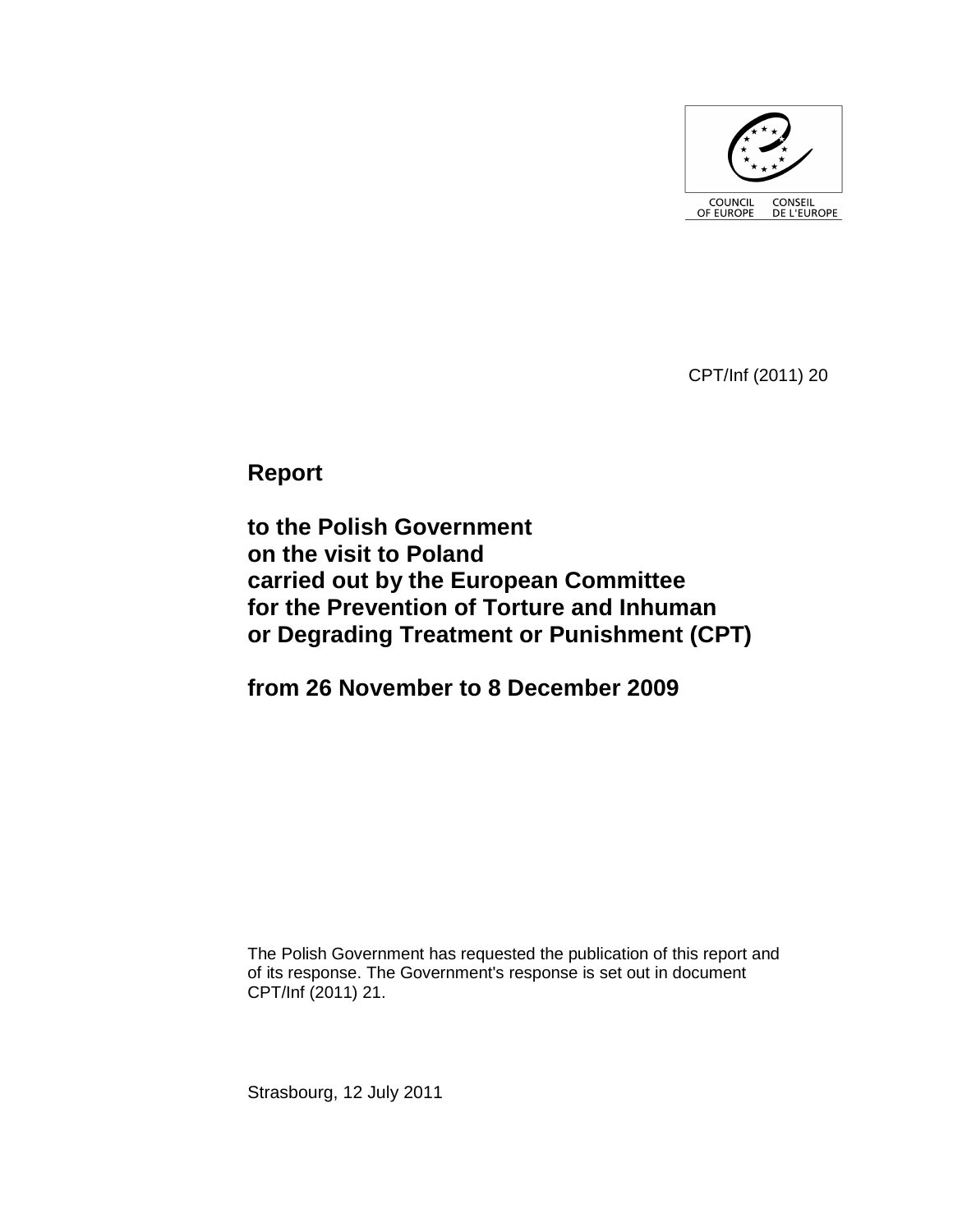COUNCIL OF EUROPE CONSEIL DE L'EUROPE

CPT/Inf (2011) 20

# Report

# to the Polish Government on the visit to Poland carried out by the European Committee for the Prevention of Torture and Inhuman or Degrading Treatment or Punishment (CPT)

# from 26 November to 8 December 2009

The Polish Government has requested the publication of this report and of its response. The Government's response is set out in document CPT/Inf (2011) 21.

Strasbourg, 12 July 2011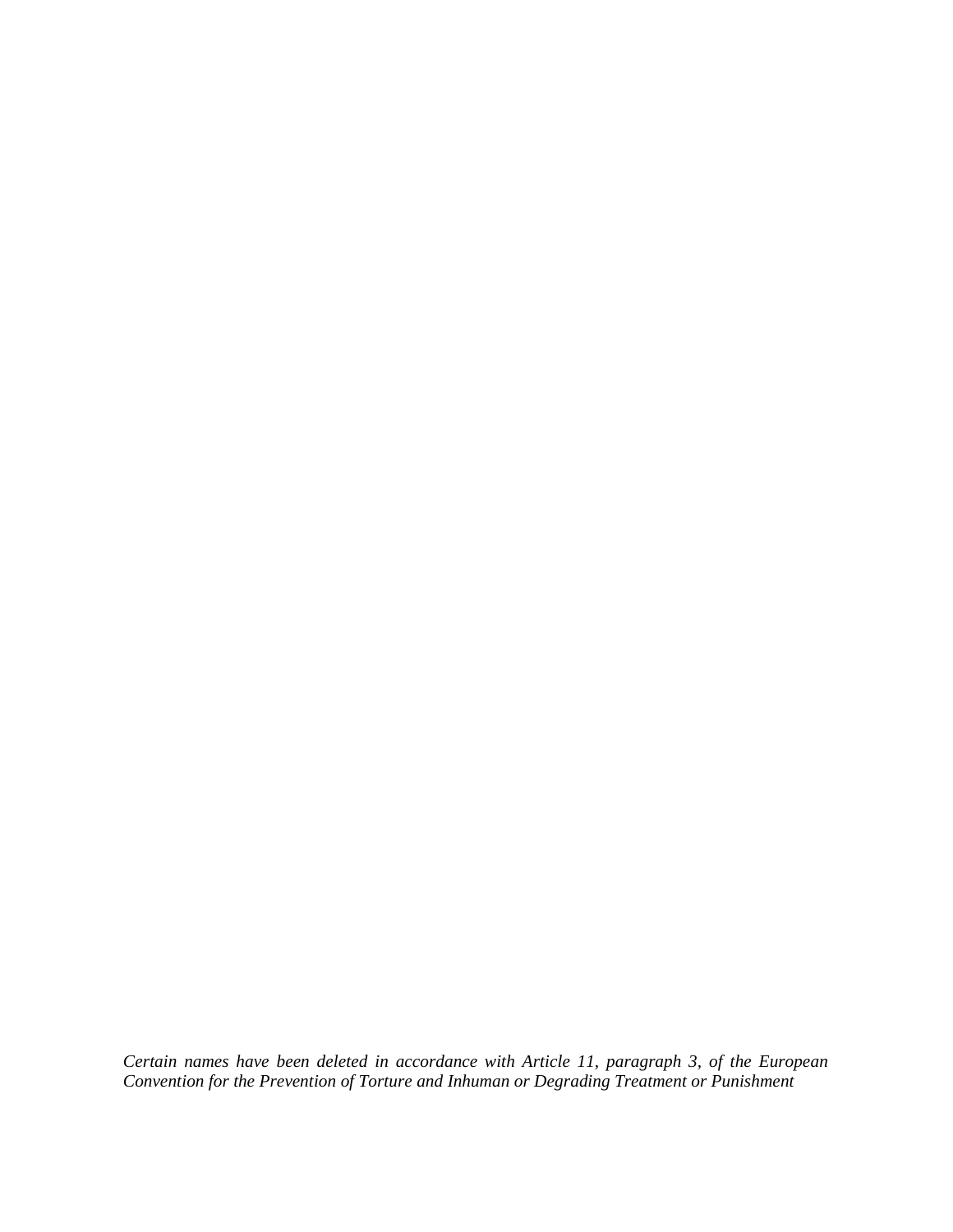*Certain names have been deleted in accordance with Article 11, paragraph 3, of the European Convention for the Prevention of Torture and Inhuman or Degrading Treatment or Punishment*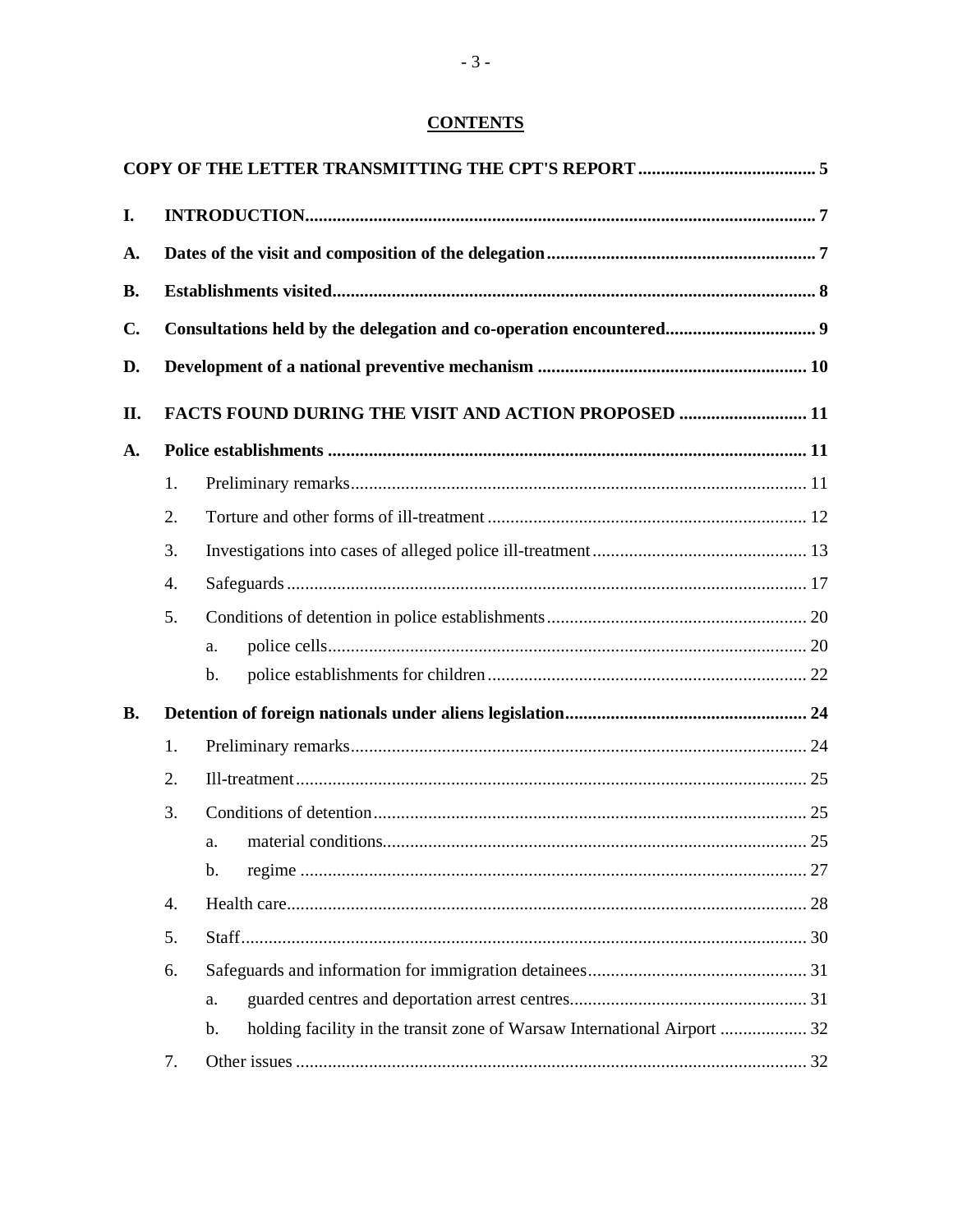# CONTENTS

**COPY OF THE LETTER TRANSMITTING THE CPT'S REPORT** ....................................... 5

**I. INTRODUCTION** ............................................................................................................. 7

**A. Dates of the visit and composition of the delegation** ........................................................... 7

**B. Establishments visited** ......................................................................................................... 8

**C. Consultations held by the delegation and co-operation encountered** ................................. 9

**D. Development of a national preventive mechanism** ........................................................... 10

**II. FACTS FOUND DURING THE VISIT AND ACTION PROPOSED** ............................ 11

**A. Police establishments** ........................................................................................................ 11

1. Preliminary remarks ................................................................................................... 11
2. Torture and other forms of ill-treatment ..................................................................... 12
3. Investigations into cases of alleged police ill-treatment ............................................... 13
4. Safeguards .................................................................................................................. 17
5. Conditions of detention in police establishments ......................................................... 20
   a. police cells ........................................................................................................... 20
   b. police establishments for children ...................................................................... 22

**B. Detention of foreign nationals under aliens legislation** ...................................................... 24

1. Preliminary remarks ................................................................................................... 24
2. Ill-treatment ............................................................................................................... 25
3. Conditions of detention .............................................................................................. 25
   a. material conditions ............................................................................................... 25
   b. regime ................................................................................................................. 27
4. Health care .................................................................................................................. 28
5. Staff ............................................................................................................................ 30
6. Safeguards and information for immigration detainees ................................................ 31
   a. guarded centres and deportation arrest centres .................................................... 31
   b. holding facility in the transit zone of Warsaw International Airport ................... 32
7. Other issues ................................................................................................................ 32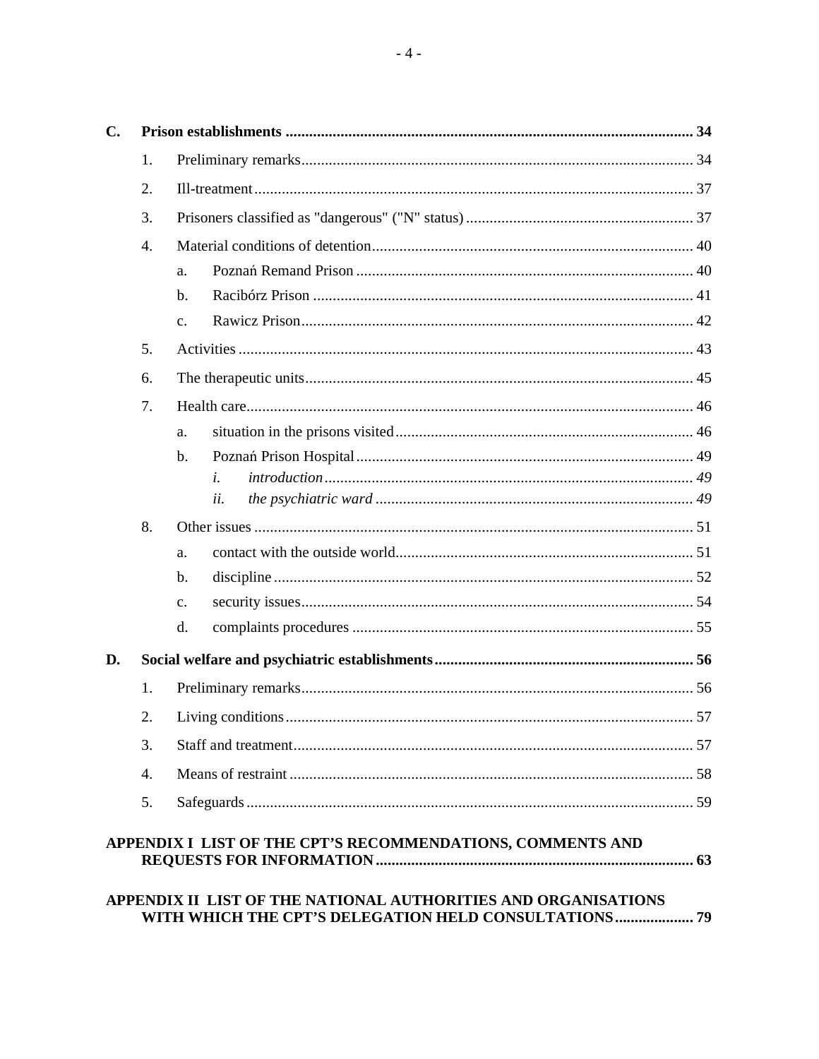| | | | | |
|---|---|---|---|---|
| **C.** | **Prison establishments** | | | **34** |
| | 1. | Preliminary remarks | | 34 |
| | 2. | Ill-treatment | | 37 |
| | 3. | Prisoners classified as "dangerous" ("N" status) | | 37 |
| | 4. | Material conditions of detention | | 40 |
| | | a. | Poznań Remand Prison | 40 |
| | | b. | Racibórz Prison | 41 |
| | | c. | Rawicz Prison | 42 |
| | 5. | Activities | | 43 |
| | 6. | The therapeutic units | | 45 |
| | 7. | Health care | | 46 |
| | | a. | situation in the prisons visited | 46 |
| | | b. | Poznań Prison Hospital | 49 |
| | | | *i. introduction* | *49* |
| | | | *ii. the psychiatric ward* | *49* |
| | 8. | Other issues | | 51 |
| | | a. | contact with the outside world | 51 |
| | | b. | discipline | 52 |
| | | c. | security issues | 54 |
| | | d. | complaints procedures | 55 |
| **D.** | **Social welfare and psychiatric establishments** | | | **56** |
| | 1. | Preliminary remarks | | 56 |
| | 2. | Living conditions | | 57 |
| | 3. | Staff and treatment | | 57 |
| | 4. | Means of restraint | | 58 |
| | 5. | Safeguards | | 59 |

**APPENDIX I LIST OF THE CPT'S RECOMMENDATIONS, COMMENTS AND REQUESTS FOR INFORMATION** .......... **63**

**APPENDIX II LIST OF THE NATIONAL AUTHORITIES AND ORGANISATIONS WITH WHICH THE CPT'S DELEGATION HELD CONSULTATIONS** .......... **79**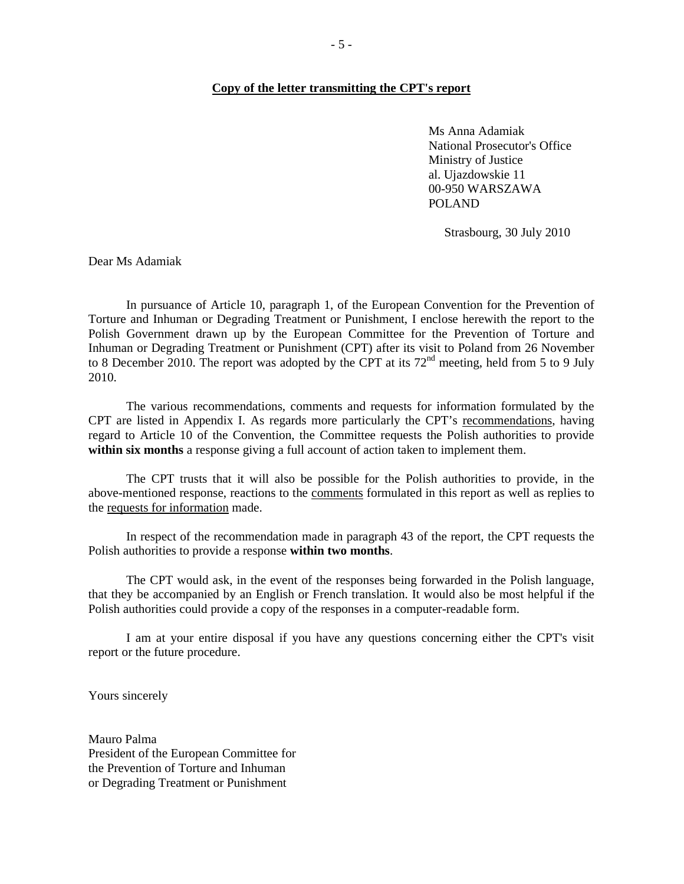**Copy of the letter transmitting the CPT's report**

Ms Anna Adamiak
National Prosecutor's Office
Ministry of Justice
al. Ujazdowskie 11
00-950 WARSZAWA
POLAND

Strasbourg, 30 July 2010

Dear Ms Adamiak

In pursuance of Article 10, paragraph 1, of the European Convention for the Prevention of Torture and Inhuman or Degrading Treatment or Punishment, I enclose herewith the report to the Polish Government drawn up by the European Committee for the Prevention of Torture and Inhuman or Degrading Treatment or Punishment (CPT) after its visit to Poland from 26 November to 8 December 2010. The report was adopted by the CPT at its 72nd meeting, held from 5 to 9 July 2010.

The various recommendations, comments and requests for information formulated by the CPT are listed in Appendix I. As regards more particularly the CPT's recommendations, having regard to Article 10 of the Convention, the Committee requests the Polish authorities to provide **within six months** a response giving a full account of action taken to implement them.

The CPT trusts that it will also be possible for the Polish authorities to provide, in the above-mentioned response, reactions to the comments formulated in this report as well as replies to the requests for information made.

In respect of the recommendation made in paragraph 43 of the report, the CPT requests the Polish authorities to provide a response **within two months**.

The CPT would ask, in the event of the responses being forwarded in the Polish language, that they be accompanied by an English or French translation. It would also be most helpful if the Polish authorities could provide a copy of the responses in a computer-readable form.

I am at your entire disposal if you have any questions concerning either the CPT's visit report or the future procedure.

Yours sincerely

Mauro Palma
President of the European Committee for
the Prevention of Torture and Inhuman
or Degrading Treatment or Punishment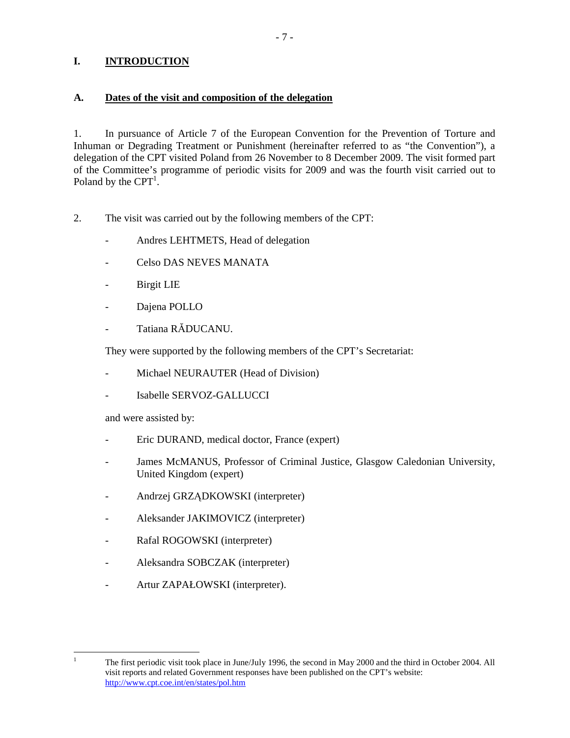# I. INTRODUCTION

## A. Dates of the visit and composition of the delegation

1. In pursuance of Article 7 of the European Convention for the Prevention of Torture and Inhuman or Degrading Treatment or Punishment (hereinafter referred to as "the Convention"), a delegation of the CPT visited Poland from 26 November to 8 December 2009. The visit formed part of the Committee's programme of periodic visits for 2009 and was the fourth visit carried out to Poland by the CPT[1].

2. The visit was carried out by the following members of the CPT:

- Andres LEHTMETS, Head of delegation
- Celso DAS NEVES MANATA
- Birgit LIE
- Dajena POLLO
- Tatiana RĂDUCANU.

They were supported by the following members of the CPT's Secretariat:

- Michael NEURAUTER (Head of Division)
- Isabelle SERVOZ-GALLUCCI

and were assisted by:

- Eric DURAND, medical doctor, France (expert)
- James McMANUS, Professor of Criminal Justice, Glasgow Caledonian University, United Kingdom (expert)
- Andrzej GRZĄDKOWSKI (interpreter)
- Aleksander JAKIMOVICZ (interpreter)
- Rafal ROGOWSKI (interpreter)
- Aleksandra SOBCZAK (interpreter)
- Artur ZAPAŁOWSKI (interpreter).

---

[1] The first periodic visit took place in June/July 1996, the second in May 2000 and the third in October 2004. All visit reports and related Government responses have been published on the CPT's website: http://www.cpt.coe.int/en/states/pol.htm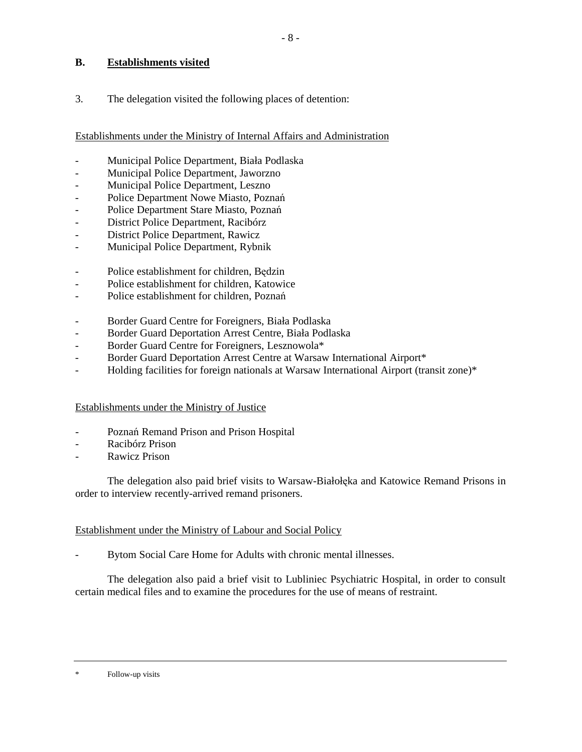## B. Establishments visited

3. The delegation visited the following places of detention:

Establishments under the Ministry of Internal Affairs and Administration

- Municipal Police Department, Biała Podlaska
- Municipal Police Department, Jaworzno
- Municipal Police Department, Leszno
- Police Department Nowe Miasto, Poznań
- Police Department Stare Miasto, Poznań
- District Police Department, Racibórz
- District Police Department, Rawicz
- Municipal Police Department, Rybnik

- Police establishment for children, Będzin
- Police establishment for children, Katowice
- Police establishment for children, Poznań

- Border Guard Centre for Foreigners, Biała Podlaska
- Border Guard Deportation Arrest Centre, Biała Podlaska
- Border Guard Centre for Foreigners, Lesznowola*
- Border Guard Deportation Arrest Centre at Warsaw International Airport*
- Holding facilities for foreign nationals at Warsaw International Airport (transit zone)*

Establishments under the Ministry of Justice

- Poznań Remand Prison and Prison Hospital
- Racibórz Prison
- Rawicz Prison

The delegation also paid brief visits to Warsaw-Białołęka and Katowice Remand Prisons in order to interview recently-arrived remand prisoners.

Establishment under the Ministry of Labour and Social Policy

- Bytom Social Care Home for Adults with chronic mental illnesses.

The delegation also paid a brief visit to Lubliniec Psychiatric Hospital, in order to consult certain medical files and to examine the procedures for the use of means of restraint.

---

\* Follow-up visits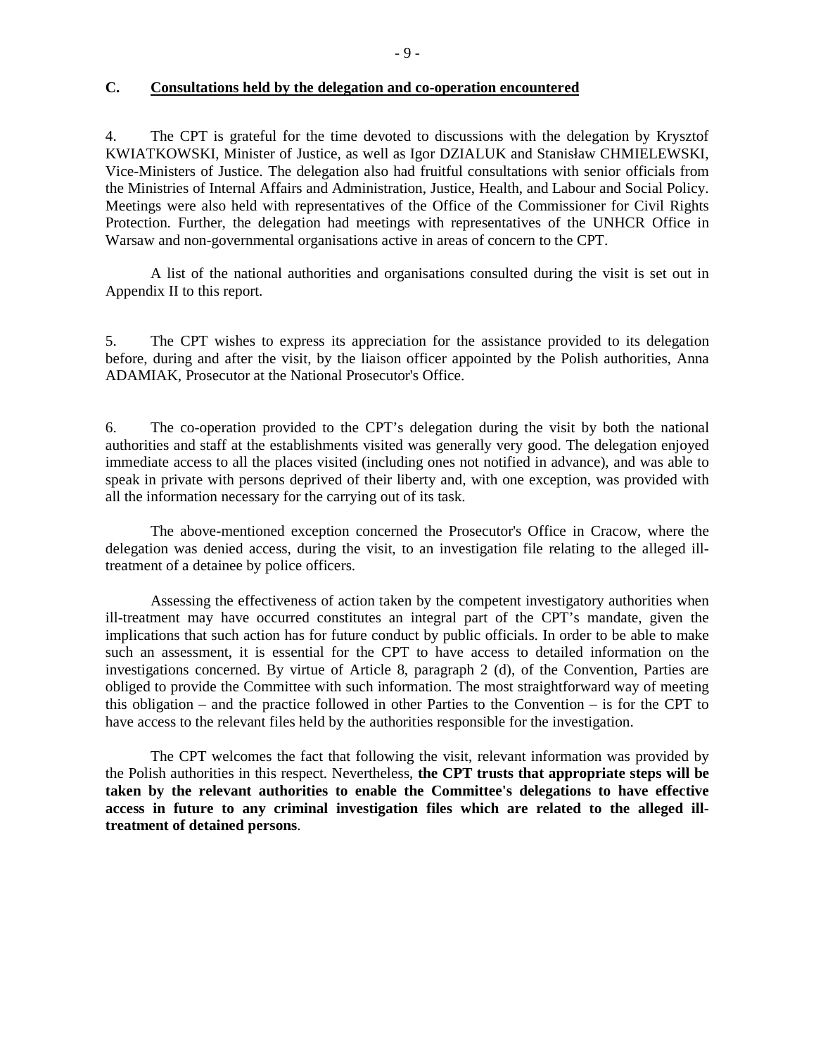## C. Consultations held by the delegation and co-operation encountered

4. The CPT is grateful for the time devoted to discussions with the delegation by Krysztof KWIATKOWSKI, Minister of Justice, as well as Igor DZIALUK and Stanisław CHMIELEWSKI, Vice-Ministers of Justice. The delegation also had fruitful consultations with senior officials from the Ministries of Internal Affairs and Administration, Justice, Health, and Labour and Social Policy. Meetings were also held with representatives of the Office of the Commissioner for Civil Rights Protection. Further, the delegation had meetings with representatives of the UNHCR Office in Warsaw and non-governmental organisations active in areas of concern to the CPT.

A list of the national authorities and organisations consulted during the visit is set out in Appendix II to this report.

5. The CPT wishes to express its appreciation for the assistance provided to its delegation before, during and after the visit, by the liaison officer appointed by the Polish authorities, Anna ADAMIAK, Prosecutor at the National Prosecutor's Office.

6. The co-operation provided to the CPT's delegation during the visit by both the national authorities and staff at the establishments visited was generally very good. The delegation enjoyed immediate access to all the places visited (including ones not notified in advance), and was able to speak in private with persons deprived of their liberty and, with one exception, was provided with all the information necessary for the carrying out of its task.

The above-mentioned exception concerned the Prosecutor's Office in Cracow, where the delegation was denied access, during the visit, to an investigation file relating to the alleged ill-treatment of a detainee by police officers.

Assessing the effectiveness of action taken by the competent investigatory authorities when ill-treatment may have occurred constitutes an integral part of the CPT's mandate, given the implications that such action has for future conduct by public officials. In order to be able to make such an assessment, it is essential for the CPT to have access to detailed information on the investigations concerned. By virtue of Article 8, paragraph 2 (d), of the Convention, Parties are obliged to provide the Committee with such information. The most straightforward way of meeting this obligation – and the practice followed in other Parties to the Convention – is for the CPT to have access to the relevant files held by the authorities responsible for the investigation.

The CPT welcomes the fact that following the visit, relevant information was provided by the Polish authorities in this respect. Nevertheless, **the CPT trusts that appropriate steps will be taken by the relevant authorities to enable the Committee's delegations to have effective access in future to any criminal investigation files which are related to the alleged ill-treatment of detained persons**.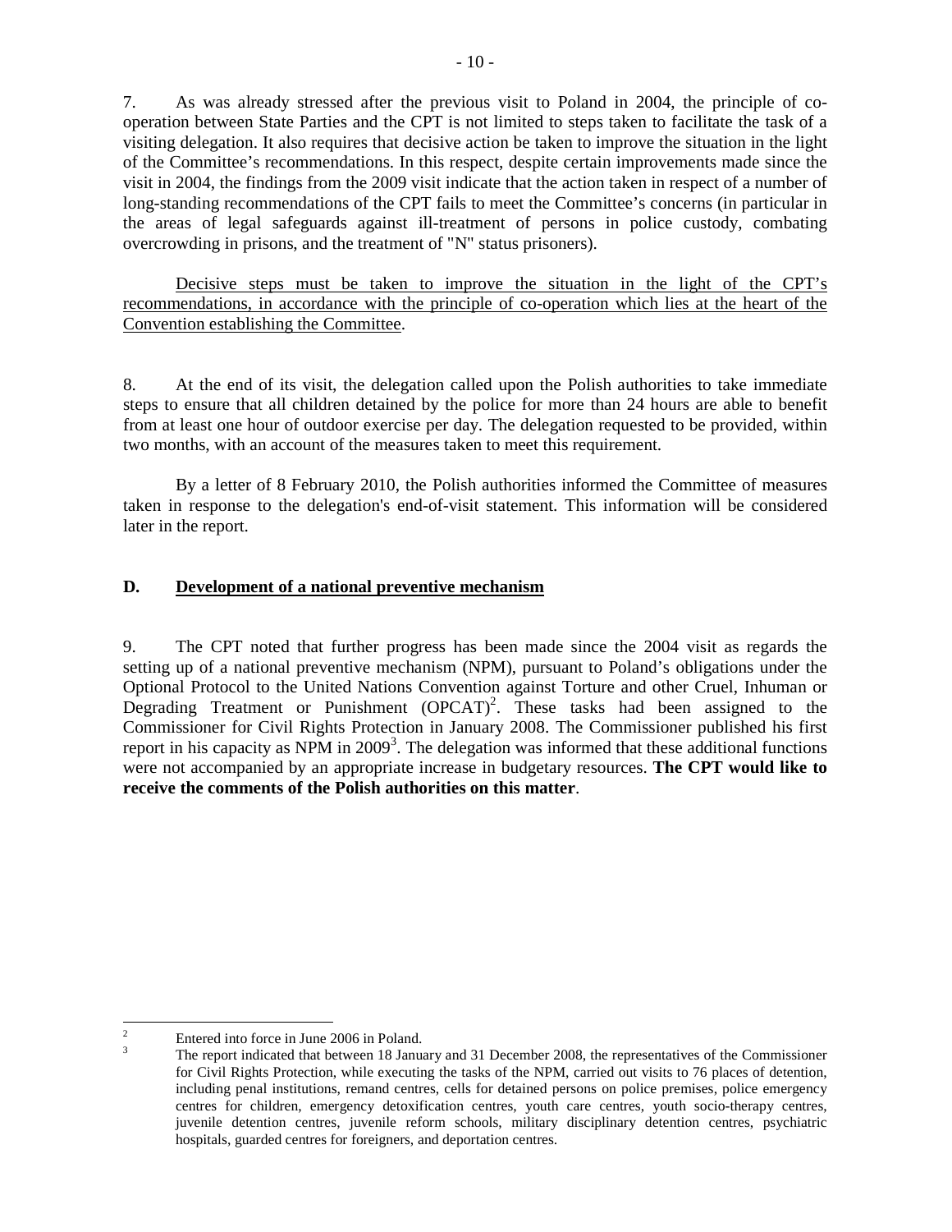7. As was already stressed after the previous visit to Poland in 2004, the principle of co-operation between State Parties and the CPT is not limited to steps taken to facilitate the task of a visiting delegation. It also requires that decisive action be taken to improve the situation in the light of the Committee's recommendations. In this respect, despite certain improvements made since the visit in 2004, the findings from the 2009 visit indicate that the action taken in respect of a number of long-standing recommendations of the CPT fails to meet the Committee's concerns (in particular in the areas of legal safeguards against ill-treatment of persons in police custody, combating overcrowding in prisons, and the treatment of "N" status prisoners).

<u>Decisive steps must be taken to improve the situation in the light of the CPT's recommendations, in accordance with the principle of co-operation which lies at the heart of the Convention establishing the Committee</u>.

8. At the end of its visit, the delegation called upon the Polish authorities to take immediate steps to ensure that all children detained by the police for more than 24 hours are able to benefit from at least one hour of outdoor exercise per day. The delegation requested to be provided, within two months, with an account of the measures taken to meet this requirement.

By a letter of 8 February 2010, the Polish authorities informed the Committee of measures taken in response to the delegation's end-of-visit statement. This information will be considered later in the report.

## D. Development of a national preventive mechanism

9. The CPT noted that further progress has been made since the 2004 visit as regards the setting up of a national preventive mechanism (NPM), pursuant to Poland's obligations under the Optional Protocol to the United Nations Convention against Torture and other Cruel, Inhuman or Degrading Treatment or Punishment (OPCAT)[2]. These tasks had been assigned to the Commissioner for Civil Rights Protection in January 2008. The Commissioner published his first report in his capacity as NPM in 2009[3]. The delegation was informed that these additional functions were not accompanied by an appropriate increase in budgetary resources. **The CPT would like to receive the comments of the Polish authorities on this matter**.

---

[2] Entered into force in June 2006 in Poland.

[3] The report indicated that between 18 January and 31 December 2008, the representatives of the Commissioner for Civil Rights Protection, while executing the tasks of the NPM, carried out visits to 76 places of detention, including penal institutions, remand centres, cells for detained persons on police premises, police emergency centres for children, emergency detoxification centres, youth care centres, youth socio-therapy centres, juvenile detention centres, juvenile reform schools, military disciplinary detention centres, psychiatric hospitals, guarded centres for foreigners, and deportation centres.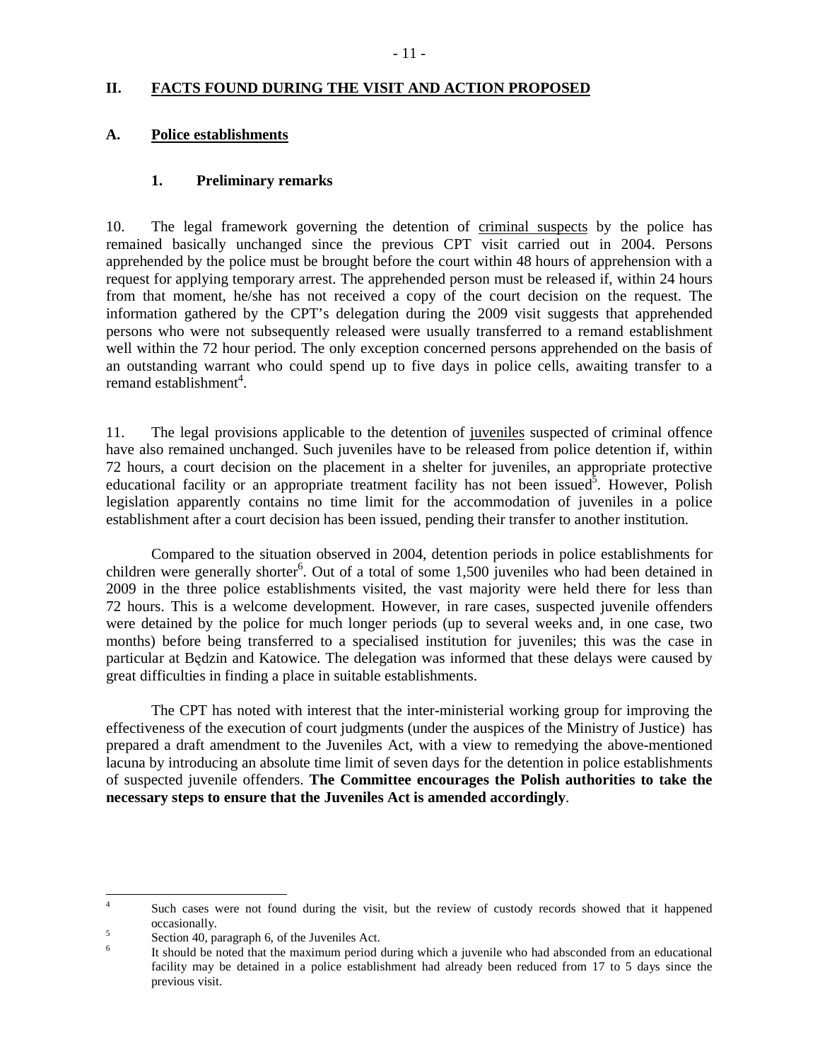## II. FACTS FOUND DURING THE VISIT AND ACTION PROPOSED

### A. Police establishments

#### 1. Preliminary remarks

10. The legal framework governing the detention of criminal suspects by the police has remained basically unchanged since the previous CPT visit carried out in 2004. Persons apprehended by the police must be brought before the court within 48 hours of apprehension with a request for applying temporary arrest. The apprehended person must be released if, within 24 hours from that moment, he/she has not received a copy of the court decision on the request. The information gathered by the CPT's delegation during the 2009 visit suggests that apprehended persons who were not subsequently released were usually transferred to a remand establishment well within the 72 hour period. The only exception concerned persons apprehended on the basis of an outstanding warrant who could spend up to five days in police cells, awaiting transfer to a remand establishment[4].

11. The legal provisions applicable to the detention of juveniles suspected of criminal offence have also remained unchanged. Such juveniles have to be released from police detention if, within 72 hours, a court decision on the placement in a shelter for juveniles, an appropriate protective educational facility or an appropriate treatment facility has not been issued[5]. However, Polish legislation apparently contains no time limit for the accommodation of juveniles in a police establishment after a court decision has been issued, pending their transfer to another institution.

Compared to the situation observed in 2004, detention periods in police establishments for children were generally shorter[6]. Out of a total of some 1,500 juveniles who had been detained in 2009 in the three police establishments visited, the vast majority were held there for less than 72 hours. This is a welcome development. However, in rare cases, suspected juvenile offenders were detained by the police for much longer periods (up to several weeks and, in one case, two months) before being transferred to a specialised institution for juveniles; this was the case in particular at Będzin and Katowice. The delegation was informed that these delays were caused by great difficulties in finding a place in suitable establishments.

The CPT has noted with interest that the inter-ministerial working group for improving the effectiveness of the execution of court judgments (under the auspices of the Ministry of Justice) has prepared a draft amendment to the Juveniles Act, with a view to remedying the above-mentioned lacuna by introducing an absolute time limit of seven days for the detention in police establishments of suspected juvenile offenders. **The Committee encourages the Polish authorities to take the necessary steps to ensure that the Juveniles Act is amended accordingly**.

---

[4] Such cases were not found during the visit, but the review of custody records showed that it happened occasionally.

[5] Section 40, paragraph 6, of the Juveniles Act.

[6] It should be noted that the maximum period during which a juvenile who had absconded from an educational facility may be detained in a police establishment had already been reduced from 17 to 5 days since the previous visit.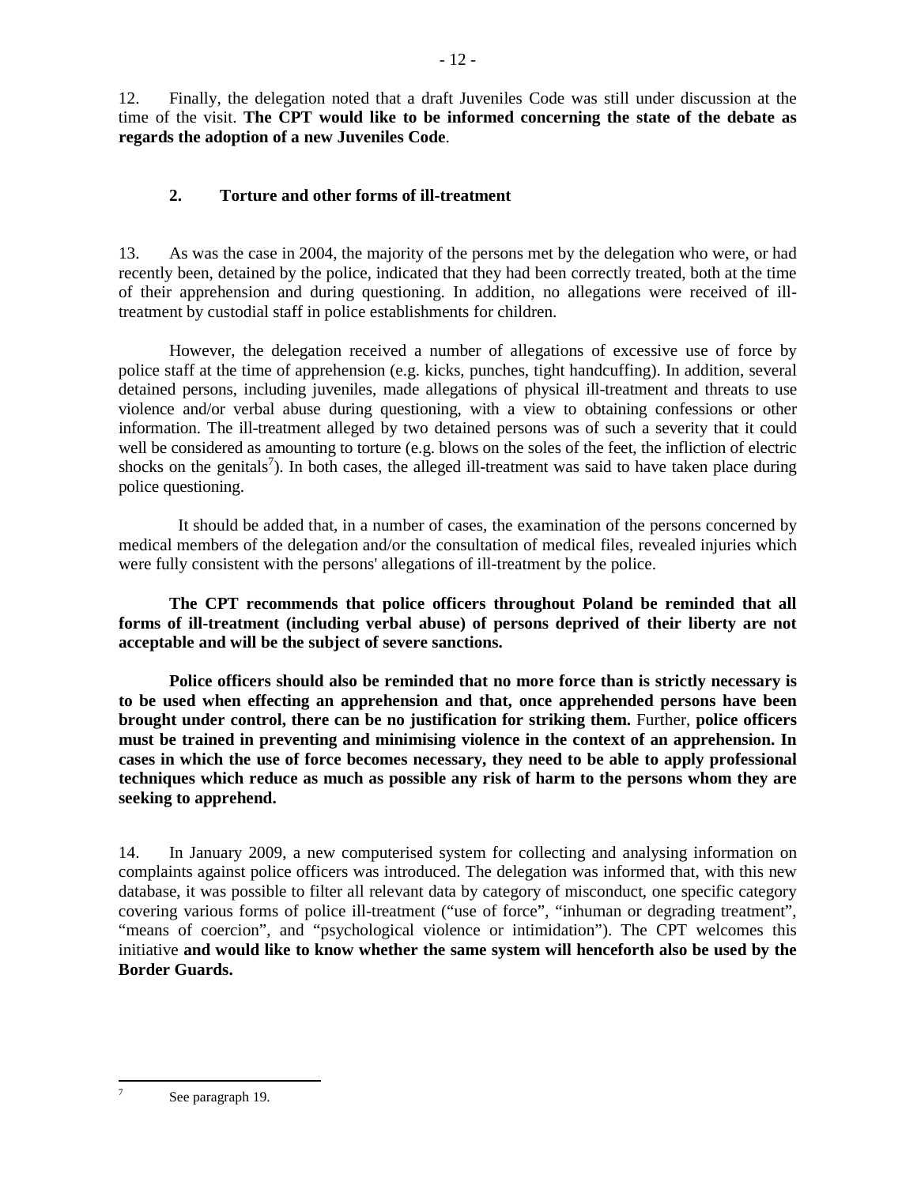12. Finally, the delegation noted that a draft Juveniles Code was still under discussion at the time of the visit. **The CPT would like to be informed concerning the state of the debate as regards the adoption of a new Juveniles Code**.

## 2. Torture and other forms of ill-treatment

13. As was the case in 2004, the majority of the persons met by the delegation who were, or had recently been, detained by the police, indicated that they had been correctly treated, both at the time of their apprehension and during questioning. In addition, no allegations were received of ill-treatment by custodial staff in police establishments for children.

However, the delegation received a number of allegations of excessive use of force by police staff at the time of apprehension (e.g. kicks, punches, tight handcuffing). In addition, several detained persons, including juveniles, made allegations of physical ill-treatment and threats to use violence and/or verbal abuse during questioning, with a view to obtaining confessions or other information. The ill-treatment alleged by two detained persons was of such a severity that it could well be considered as amounting to torture (e.g. blows on the soles of the feet, the infliction of electric shocks on the genitals[7]). In both cases, the alleged ill-treatment was said to have taken place during police questioning.

It should be added that, in a number of cases, the examination of the persons concerned by medical members of the delegation and/or the consultation of medical files, revealed injuries which were fully consistent with the persons' allegations of ill-treatment by the police.

**The CPT recommends that police officers throughout Poland be reminded that all forms of ill-treatment (including verbal abuse) of persons deprived of their liberty are not acceptable and will be the subject of severe sanctions.**

**Police officers should also be reminded that no more force than is strictly necessary is to be used when effecting an apprehension and that, once apprehended persons have been brought under control, there can be no justification for striking them.** Further, **police officers must be trained in preventing and minimising violence in the context of an apprehension. In cases in which the use of force becomes necessary, they need to be able to apply professional techniques which reduce as much as possible any risk of harm to the persons whom they are seeking to apprehend.**

14. In January 2009, a new computerised system for collecting and analysing information on complaints against police officers was introduced. The delegation was informed that, with this new database, it was possible to filter all relevant data by category of misconduct, one specific category covering various forms of police ill-treatment ("use of force", "inhuman or degrading treatment", "means of coercion", and "psychological violence or intimidation"). The CPT welcomes this initiative **and would like to know whether the same system will henceforth also be used by the Border Guards.**

---

[7] See paragraph 19.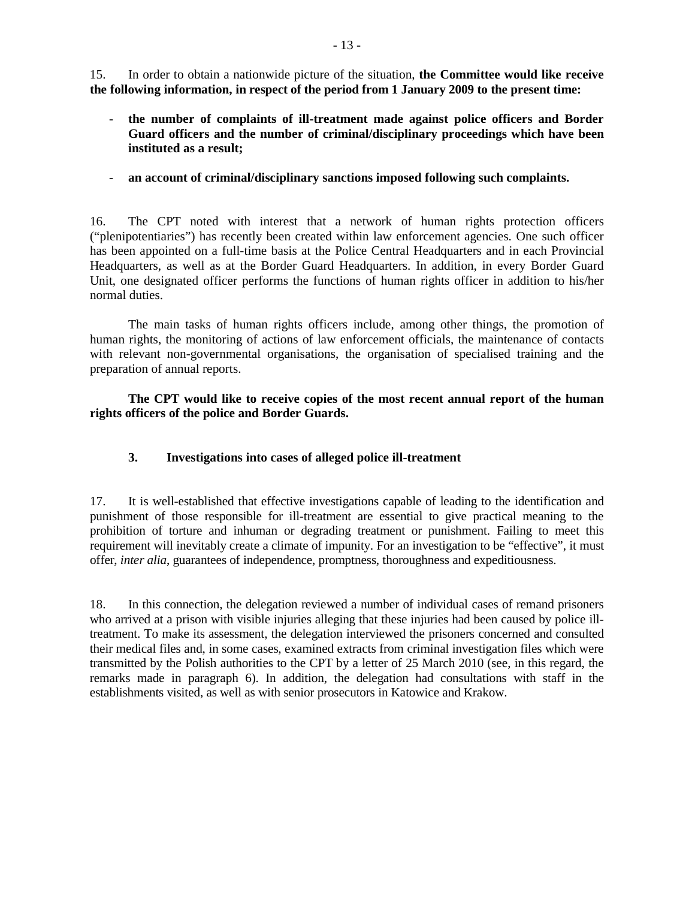15. In order to obtain a nationwide picture of the situation, **the Committee would like receive the following information, in respect of the period from 1 January 2009 to the present time:**

- **the number of complaints of ill-treatment made against police officers and Border Guard officers and the number of criminal/disciplinary proceedings which have been instituted as a result;**

- **an account of criminal/disciplinary sanctions imposed following such complaints.**

16. The CPT noted with interest that a network of human rights protection officers ("plenipotentiaries") has recently been created within law enforcement agencies. One such officer has been appointed on a full-time basis at the Police Central Headquarters and in each Provincial Headquarters, as well as at the Border Guard Headquarters. In addition, in every Border Guard Unit, one designated officer performs the functions of human rights officer in addition to his/her normal duties.

The main tasks of human rights officers include, among other things, the promotion of human rights, the monitoring of actions of law enforcement officials, the maintenance of contacts with relevant non-governmental organisations, the organisation of specialised training and the preparation of annual reports.

**The CPT would like to receive copies of the most recent annual report of the human rights officers of the police and Border Guards.**

### 3. Investigations into cases of alleged police ill-treatment

17. It is well-established that effective investigations capable of leading to the identification and punishment of those responsible for ill-treatment are essential to give practical meaning to the prohibition of torture and inhuman or degrading treatment or punishment. Failing to meet this requirement will inevitably create a climate of impunity. For an investigation to be "effective", it must offer, *inter alia*, guarantees of independence, promptness, thoroughness and expeditiousness.

18. In this connection, the delegation reviewed a number of individual cases of remand prisoners who arrived at a prison with visible injuries alleging that these injuries had been caused by police ill-treatment. To make its assessment, the delegation interviewed the prisoners concerned and consulted their medical files and, in some cases, examined extracts from criminal investigation files which were transmitted by the Polish authorities to the CPT by a letter of 25 March 2010 (see, in this regard, the remarks made in paragraph 6). In addition, the delegation had consultations with staff in the establishments visited, as well as with senior prosecutors in Katowice and Krakow.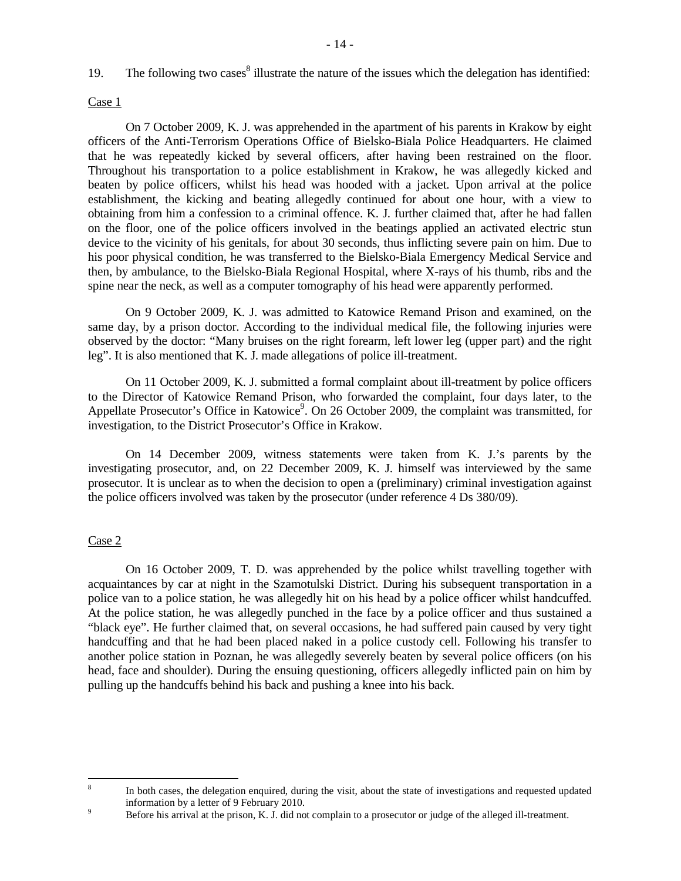19. The following two cases[8] illustrate the nature of the issues which the delegation has identified:

Case 1

On 7 October 2009, K. J. was apprehended in the apartment of his parents in Krakow by eight officers of the Anti-Terrorism Operations Office of Bielsko-Biala Police Headquarters. He claimed that he was repeatedly kicked by several officers, after having been restrained on the floor. Throughout his transportation to a police establishment in Krakow, he was allegedly kicked and beaten by police officers, whilst his head was hooded with a jacket. Upon arrival at the police establishment, the kicking and beating allegedly continued for about one hour, with a view to obtaining from him a confession to a criminal offence. K. J. further claimed that, after he had fallen on the floor, one of the police officers involved in the beatings applied an activated electric stun device to the vicinity of his genitals, for about 30 seconds, thus inflicting severe pain on him. Due to his poor physical condition, he was transferred to the Bielsko-Biala Emergency Medical Service and then, by ambulance, to the Bielsko-Biala Regional Hospital, where X-rays of his thumb, ribs and the spine near the neck, as well as a computer tomography of his head were apparently performed.

On 9 October 2009, K. J. was admitted to Katowice Remand Prison and examined, on the same day, by a prison doctor. According to the individual medical file, the following injuries were observed by the doctor: "Many bruises on the right forearm, left lower leg (upper part) and the right leg". It is also mentioned that K. J. made allegations of police ill-treatment.

On 11 October 2009, K. J. submitted a formal complaint about ill-treatment by police officers to the Director of Katowice Remand Prison, who forwarded the complaint, four days later, to the Appellate Prosecutor's Office in Katowice[9]. On 26 October 2009, the complaint was transmitted, for investigation, to the District Prosecutor's Office in Krakow.

On 14 December 2009, witness statements were taken from K. J.'s parents by the investigating prosecutor, and, on 22 December 2009, K. J. himself was interviewed by the same prosecutor. It is unclear as to when the decision to open a (preliminary) criminal investigation against the police officers involved was taken by the prosecutor (under reference 4 Ds 380/09).

Case 2

On 16 October 2009, T. D. was apprehended by the police whilst travelling together with acquaintances by car at night in the Szamotulski District. During his subsequent transportation in a police van to a police station, he was allegedly hit on his head by a police officer whilst handcuffed. At the police station, he was allegedly punched in the face by a police officer and thus sustained a "black eye". He further claimed that, on several occasions, he had suffered pain caused by very tight handcuffing and that he had been placed naked in a police custody cell. Following his transfer to another police station in Poznan, he was allegedly severely beaten by several police officers (on his head, face and shoulder). During the ensuing questioning, officers allegedly inflicted pain on him by pulling up the handcuffs behind his back and pushing a knee into his back.

---

[8] In both cases, the delegation enquired, during the visit, about the state of investigations and requested updated information by a letter of 9 February 2010.

[9] Before his arrival at the prison, K. J. did not complain to a prosecutor or judge of the alleged ill-treatment.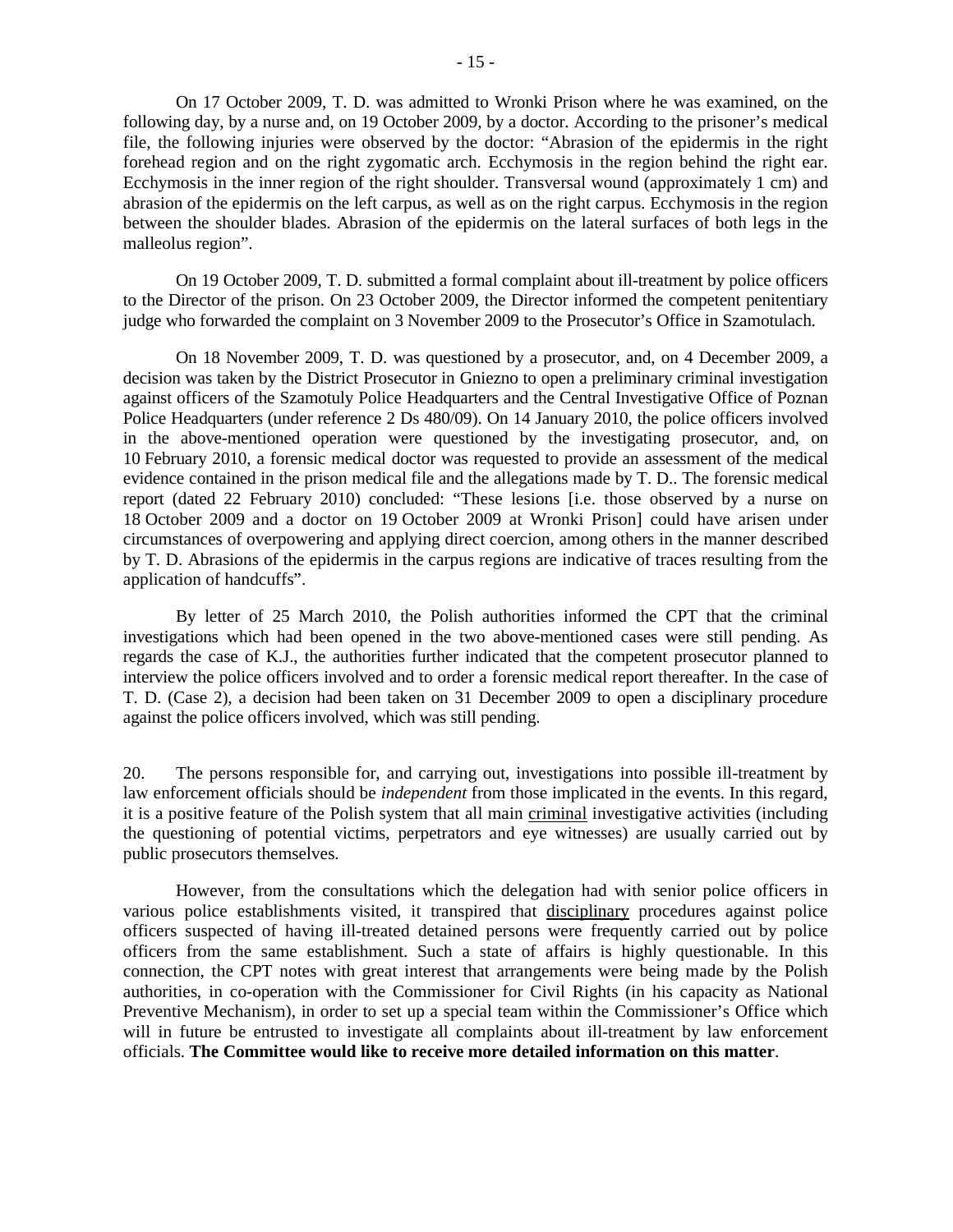On 17 October 2009, T. D. was admitted to Wronki Prison where he was examined, on the following day, by a nurse and, on 19 October 2009, by a doctor. According to the prisoner's medical file, the following injuries were observed by the doctor: "Abrasion of the epidermis in the right forehead region and on the right zygomatic arch. Ecchymosis in the region behind the right ear. Ecchymosis in the inner region of the right shoulder. Transversal wound (approximately 1 cm) and abrasion of the epidermis on the left carpus, as well as on the right carpus. Ecchymosis in the region between the shoulder blades. Abrasion of the epidermis on the lateral surfaces of both legs in the malleolus region".

On 19 October 2009, T. D. submitted a formal complaint about ill-treatment by police officers to the Director of the prison. On 23 October 2009, the Director informed the competent penitentiary judge who forwarded the complaint on 3 November 2009 to the Prosecutor's Office in Szamotulach.

On 18 November 2009, T. D. was questioned by a prosecutor, and, on 4 December 2009, a decision was taken by the District Prosecutor in Gniezno to open a preliminary criminal investigation against officers of the Szamotuly Police Headquarters and the Central Investigative Office of Poznan Police Headquarters (under reference 2 Ds 480/09). On 14 January 2010, the police officers involved in the above-mentioned operation were questioned by the investigating prosecutor, and, on 10 February 2010, a forensic medical doctor was requested to provide an assessment of the medical evidence contained in the prison medical file and the allegations made by T. D.. The forensic medical report (dated 22 February 2010) concluded: "These lesions [i.e. those observed by a nurse on 18 October 2009 and a doctor on 19 October 2009 at Wronki Prison] could have arisen under circumstances of overpowering and applying direct coercion, among others in the manner described by T. D. Abrasions of the epidermis in the carpus regions are indicative of traces resulting from the application of handcuffs".

By letter of 25 March 2010, the Polish authorities informed the CPT that the criminal investigations which had been opened in the two above-mentioned cases were still pending. As regards the case of K.J., the authorities further indicated that the competent prosecutor planned to interview the police officers involved and to order a forensic medical report thereafter. In the case of T. D. (Case 2), a decision had been taken on 31 December 2009 to open a disciplinary procedure against the police officers involved, which was still pending.

20. The persons responsible for, and carrying out, investigations into possible ill-treatment by law enforcement officials should be *independent* from those implicated in the events. In this regard, it is a positive feature of the Polish system that all main criminal investigative activities (including the questioning of potential victims, perpetrators and eye witnesses) are usually carried out by public prosecutors themselves.

However, from the consultations which the delegation had with senior police officers in various police establishments visited, it transpired that disciplinary procedures against police officers suspected of having ill-treated detained persons were frequently carried out by police officers from the same establishment. Such a state of affairs is highly questionable. In this connection, the CPT notes with great interest that arrangements were being made by the Polish authorities, in co-operation with the Commissioner for Civil Rights (in his capacity as National Preventive Mechanism), in order to set up a special team within the Commissioner's Office which will in future be entrusted to investigate all complaints about ill-treatment by law enforcement officials. **The Committee would like to receive more detailed information on this matter**.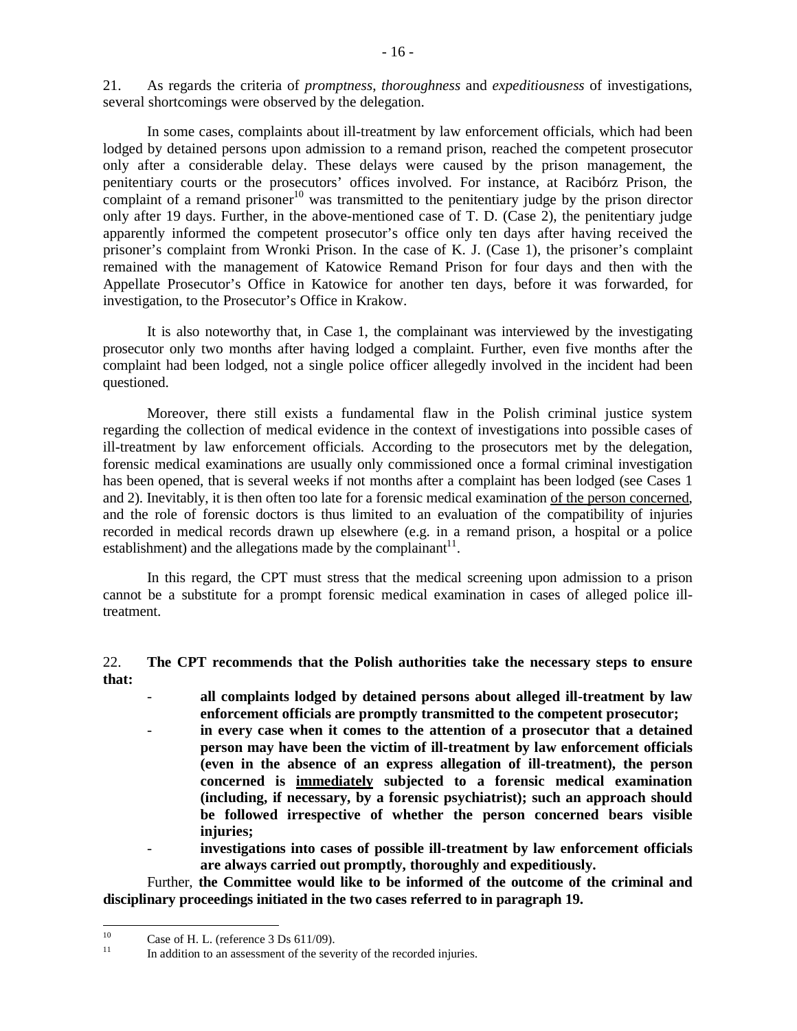21. As regards the criteria of *promptness*, *thoroughness* and *expeditiousness* of investigations, several shortcomings were observed by the delegation.

In some cases, complaints about ill-treatment by law enforcement officials, which had been lodged by detained persons upon admission to a remand prison, reached the competent prosecutor only after a considerable delay. These delays were caused by the prison management, the penitentiary courts or the prosecutors' offices involved. For instance, at Racibórz Prison, the complaint of a remand prisoner[10] was transmitted to the penitentiary judge by the prison director only after 19 days. Further, in the above-mentioned case of T. D. (Case 2), the penitentiary judge apparently informed the competent prosecutor's office only ten days after having received the prisoner's complaint from Wronki Prison. In the case of K. J. (Case 1), the prisoner's complaint remained with the management of Katowice Remand Prison for four days and then with the Appellate Prosecutor's Office in Katowice for another ten days, before it was forwarded, for investigation, to the Prosecutor's Office in Krakow.

It is also noteworthy that, in Case 1, the complainant was interviewed by the investigating prosecutor only two months after having lodged a complaint. Further, even five months after the complaint had been lodged, not a single police officer allegedly involved in the incident had been questioned.

Moreover, there still exists a fundamental flaw in the Polish criminal justice system regarding the collection of medical evidence in the context of investigations into possible cases of ill-treatment by law enforcement officials. According to the prosecutors met by the delegation, forensic medical examinations are usually only commissioned once a formal criminal investigation has been opened, that is several weeks if not months after a complaint has been lodged (see Cases 1 and 2). Inevitably, it is then often too late for a forensic medical examination <u>of the person concerned</u>, and the role of forensic doctors is thus limited to an evaluation of the compatibility of injuries recorded in medical records drawn up elsewhere (e.g. in a remand prison, a hospital or a police establishment) and the allegations made by the complainant[11].

In this regard, the CPT must stress that the medical screening upon admission to a prison cannot be a substitute for a prompt forensic medical examination in cases of alleged police ill-treatment.

22. **The CPT recommends that the Polish authorities take the necessary steps to ensure that:**

- **all complaints lodged by detained persons about alleged ill-treatment by law enforcement officials are promptly transmitted to the competent prosecutor;**
- **in every case when it comes to the attention of a prosecutor that a detained person may have been the victim of ill-treatment by law enforcement officials (even in the absence of an express allegation of ill-treatment), the person concerned is <u>immediately</u> subjected to a forensic medical examination (including, if necessary, by a forensic psychiatrist); such an approach should be followed irrespective of whether the person concerned bears visible injuries;**
- **investigations into cases of possible ill-treatment by law enforcement officials are always carried out promptly, thoroughly and expeditiously.**

Further, **the Committee would like to be informed of the outcome of the criminal and disciplinary proceedings initiated in the two cases referred to in paragraph 19.**

---

[10] Case of H. L. (reference 3 Ds 611/09).

[11] In addition to an assessment of the severity of the recorded injuries.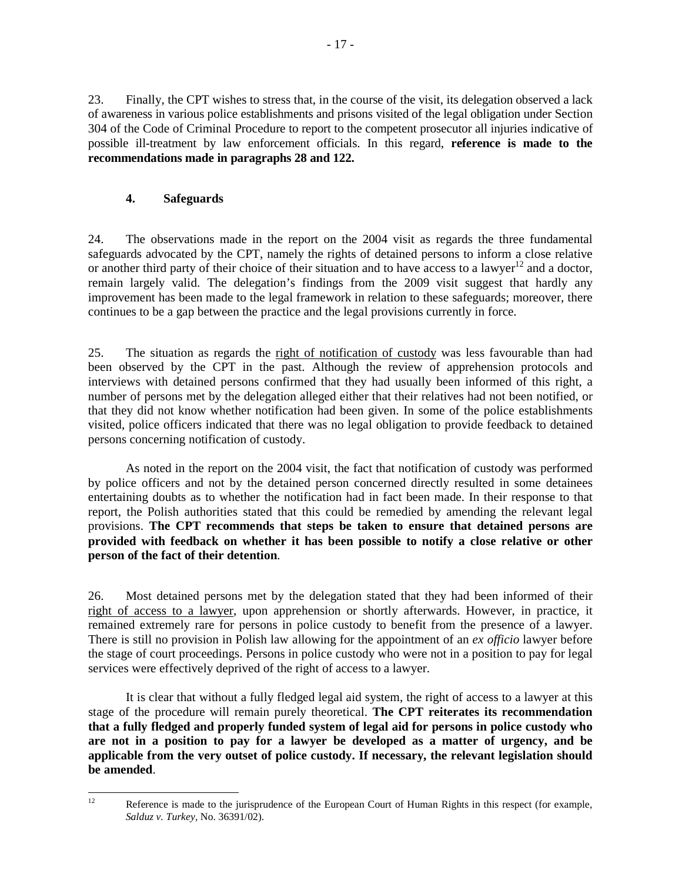23. Finally, the CPT wishes to stress that, in the course of the visit, its delegation observed a lack of awareness in various police establishments and prisons visited of the legal obligation under Section 304 of the Code of Criminal Procedure to report to the competent prosecutor all injuries indicative of possible ill-treatment by law enforcement officials. In this regard, **reference is made to the recommendations made in paragraphs 28 and 122.**

### 4. Safeguards

24. The observations made in the report on the 2004 visit as regards the three fundamental safeguards advocated by the CPT, namely the rights of detained persons to inform a close relative or another third party of their choice of their situation and to have access to a lawyer[12] and a doctor, remain largely valid. The delegation's findings from the 2009 visit suggest that hardly any improvement has been made to the legal framework in relation to these safeguards; moreover, there continues to be a gap between the practice and the legal provisions currently in force.

25. The situation as regards the right of notification of custody was less favourable than had been observed by the CPT in the past. Although the review of apprehension protocols and interviews with detained persons confirmed that they had usually been informed of this right, a number of persons met by the delegation alleged either that their relatives had not been notified, or that they did not know whether notification had been given. In some of the police establishments visited, police officers indicated that there was no legal obligation to provide feedback to detained persons concerning notification of custody.

As noted in the report on the 2004 visit, the fact that notification of custody was performed by police officers and not by the detained person concerned directly resulted in some detainees entertaining doubts as to whether the notification had in fact been made. In their response to that report, the Polish authorities stated that this could be remedied by amending the relevant legal provisions. **The CPT recommends that steps be taken to ensure that detained persons are provided with feedback on whether it has been possible to notify a close relative or other person of the fact of their detention**.

26. Most detained persons met by the delegation stated that they had been informed of their right of access to a lawyer, upon apprehension or shortly afterwards. However, in practice, it remained extremely rare for persons in police custody to benefit from the presence of a lawyer. There is still no provision in Polish law allowing for the appointment of an *ex officio* lawyer before the stage of court proceedings. Persons in police custody who were not in a position to pay for legal services were effectively deprived of the right of access to a lawyer.

It is clear that without a fully fledged legal aid system, the right of access to a lawyer at this stage of the procedure will remain purely theoretical. **The CPT reiterates its recommendation that a fully fledged and properly funded system of legal aid for persons in police custody who are not in a position to pay for a lawyer be developed as a matter of urgency, and be applicable from the very outset of police custody. If necessary, the relevant legislation should be amended**.

---

[12] Reference is made to the jurisprudence of the European Court of Human Rights in this respect (for example, *Salduz v. Turkey*, No. 36391/02).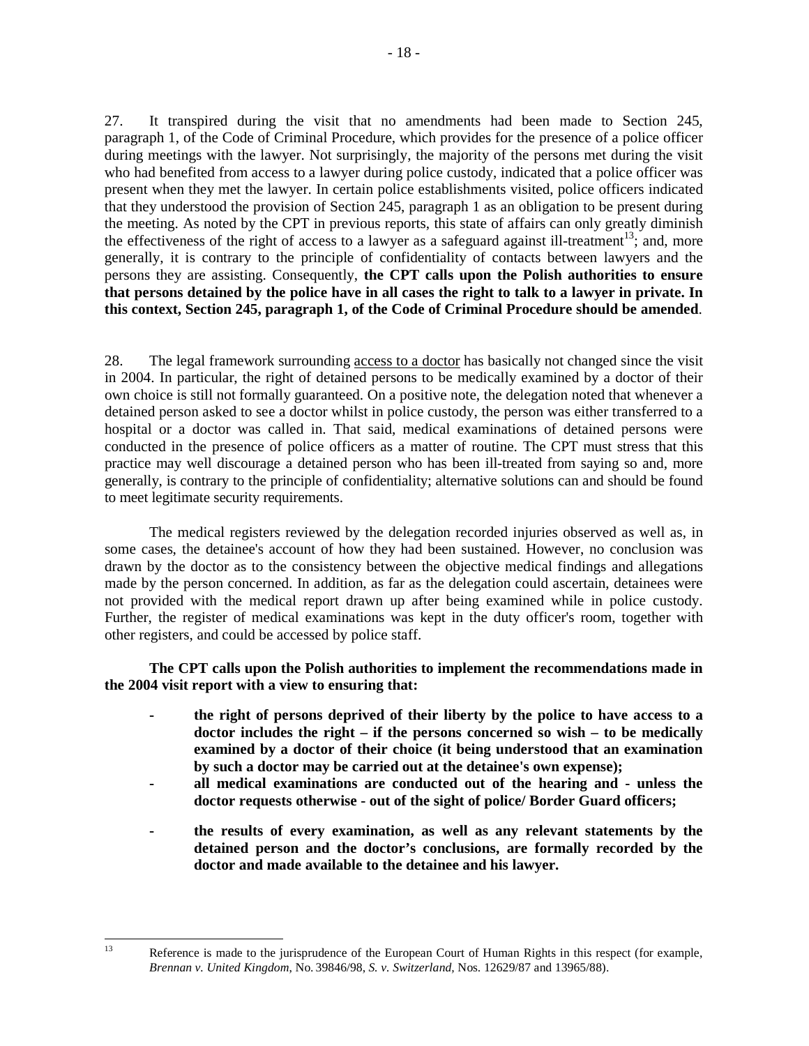27. It transpired during the visit that no amendments had been made to Section 245, paragraph 1, of the Code of Criminal Procedure, which provides for the presence of a police officer during meetings with the lawyer. Not surprisingly, the majority of the persons met during the visit who had benefited from access to a lawyer during police custody, indicated that a police officer was present when they met the lawyer. In certain police establishments visited, police officers indicated that they understood the provision of Section 245, paragraph 1 as an obligation to be present during the meeting. As noted by the CPT in previous reports, this state of affairs can only greatly diminish the effectiveness of the right of access to a lawyer as a safeguard against ill-treatment[13]; and, more generally, it is contrary to the principle of confidentiality of contacts between lawyers and the persons they are assisting. Consequently, **the CPT calls upon the Polish authorities to ensure that persons detained by the police have in all cases the right to talk to a lawyer in private. In this context, Section 245, paragraph 1, of the Code of Criminal Procedure should be amended**.

28. The legal framework surrounding access to a doctor has basically not changed since the visit in 2004. In particular, the right of detained persons to be medically examined by a doctor of their own choice is still not formally guaranteed. On a positive note, the delegation noted that whenever a detained person asked to see a doctor whilst in police custody, the person was either transferred to a hospital or a doctor was called in. That said, medical examinations of detained persons were conducted in the presence of police officers as a matter of routine. The CPT must stress that this practice may well discourage a detained person who has been ill-treated from saying so and, more generally, is contrary to the principle of confidentiality; alternative solutions can and should be found to meet legitimate security requirements.

The medical registers reviewed by the delegation recorded injuries observed as well as, in some cases, the detainee's account of how they had been sustained. However, no conclusion was drawn by the doctor as to the consistency between the objective medical findings and allegations made by the person concerned. In addition, as far as the delegation could ascertain, detainees were not provided with the medical report drawn up after being examined while in police custody. Further, the register of medical examinations was kept in the duty officer's room, together with other registers, and could be accessed by police staff.

**The CPT calls upon the Polish authorities to implement the recommendations made in the 2004 visit report with a view to ensuring that:**

- **the right of persons deprived of their liberty by the police to have access to a doctor includes the right – if the persons concerned so wish – to be medically examined by a doctor of their choice (it being understood that an examination by such a doctor may be carried out at the detainee's own expense);**
- **all medical examinations are conducted out of the hearing and - unless the doctor requests otherwise - out of the sight of police/ Border Guard officers;**
- **the results of every examination, as well as any relevant statements by the detained person and the doctor's conclusions, are formally recorded by the doctor and made available to the detainee and his lawyer.**

[13] Reference is made to the jurisprudence of the European Court of Human Rights in this respect (for example, *Brennan v. United Kingdom*, No. 39846/98, *S. v. Switzerland*, Nos. 12629/87 and 13965/88).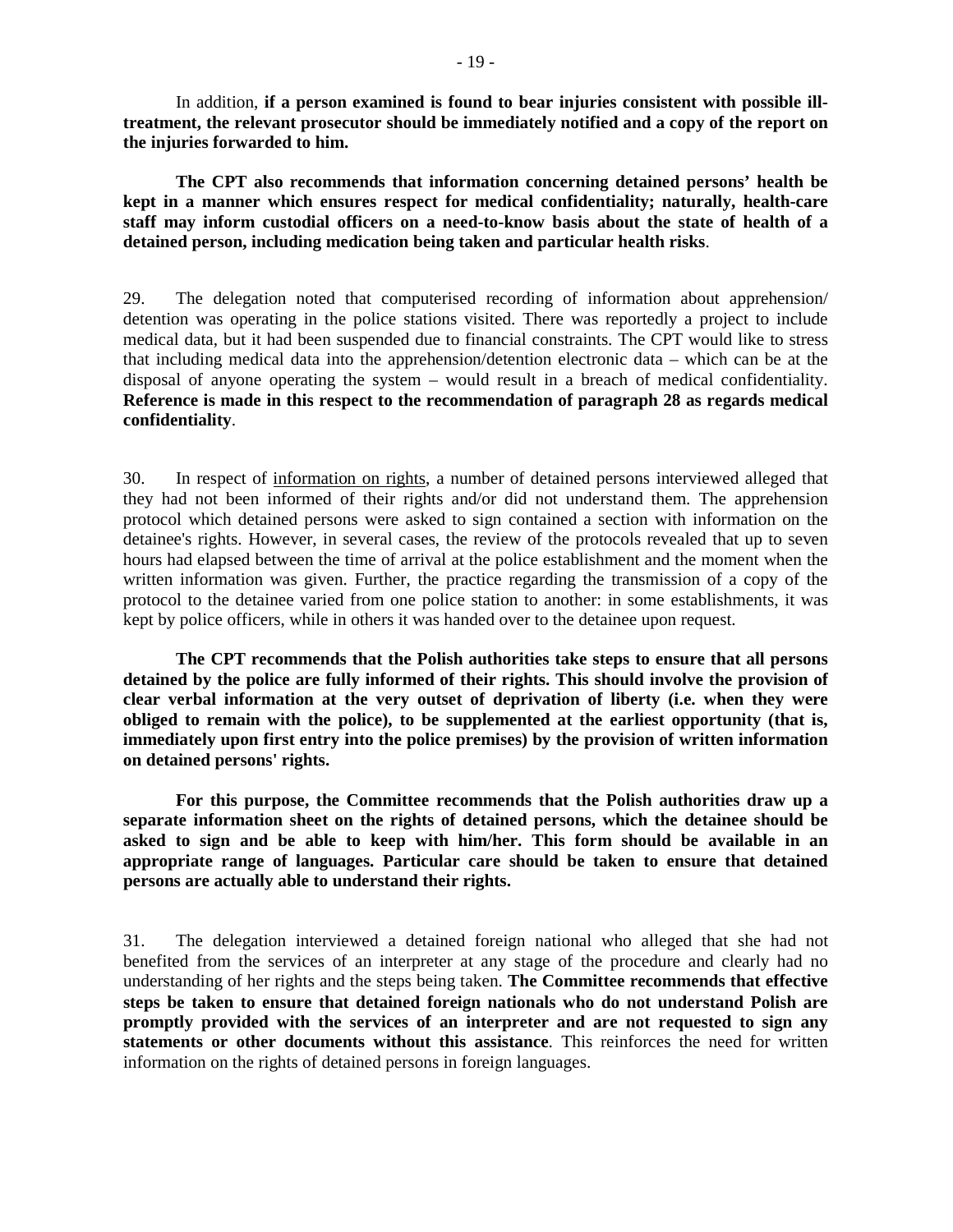In addition, **if a person examined is found to bear injuries consistent with possible ill-treatment, the relevant prosecutor should be immediately notified and a copy of the report on the injuries forwarded to him.**

**The CPT also recommends that information concerning detained persons' health be kept in a manner which ensures respect for medical confidentiality; naturally, health-care staff may inform custodial officers on a need-to-know basis about the state of health of a detained person, including medication being taken and particular health risks**.

29. The delegation noted that computerised recording of information about apprehension/ detention was operating in the police stations visited. There was reportedly a project to include medical data, but it had been suspended due to financial constraints. The CPT would like to stress that including medical data into the apprehension/detention electronic data – which can be at the disposal of anyone operating the system – would result in a breach of medical confidentiality. **Reference is made in this respect to the recommendation of paragraph 28 as regards medical confidentiality**.

30. In respect of <u>information on rights</u>, a number of detained persons interviewed alleged that they had not been informed of their rights and/or did not understand them. The apprehension protocol which detained persons were asked to sign contained a section with information on the detainee's rights. However, in several cases, the review of the protocols revealed that up to seven hours had elapsed between the time of arrival at the police establishment and the moment when the written information was given. Further, the practice regarding the transmission of a copy of the protocol to the detainee varied from one police station to another: in some establishments, it was kept by police officers, while in others it was handed over to the detainee upon request.

**The CPT recommends that the Polish authorities take steps to ensure that all persons detained by the police are fully informed of their rights. This should involve the provision of clear verbal information at the very outset of deprivation of liberty (i.e. when they were obliged to remain with the police), to be supplemented at the earliest opportunity (that is, immediately upon first entry into the police premises) by the provision of written information on detained persons' rights.**

**For this purpose, the Committee recommends that the Polish authorities draw up a separate information sheet on the rights of detained persons, which the detainee should be asked to sign and be able to keep with him/her. This form should be available in an appropriate range of languages. Particular care should be taken to ensure that detained persons are actually able to understand their rights.**

31. The delegation interviewed a detained foreign national who alleged that she had not benefited from the services of an interpreter at any stage of the procedure and clearly had no understanding of her rights and the steps being taken. **The Committee recommends that effective steps be taken to ensure that detained foreign nationals who do not understand Polish are promptly provided with the services of an interpreter and are not requested to sign any statements or other documents without this assistance**. This reinforces the need for written information on the rights of detained persons in foreign languages.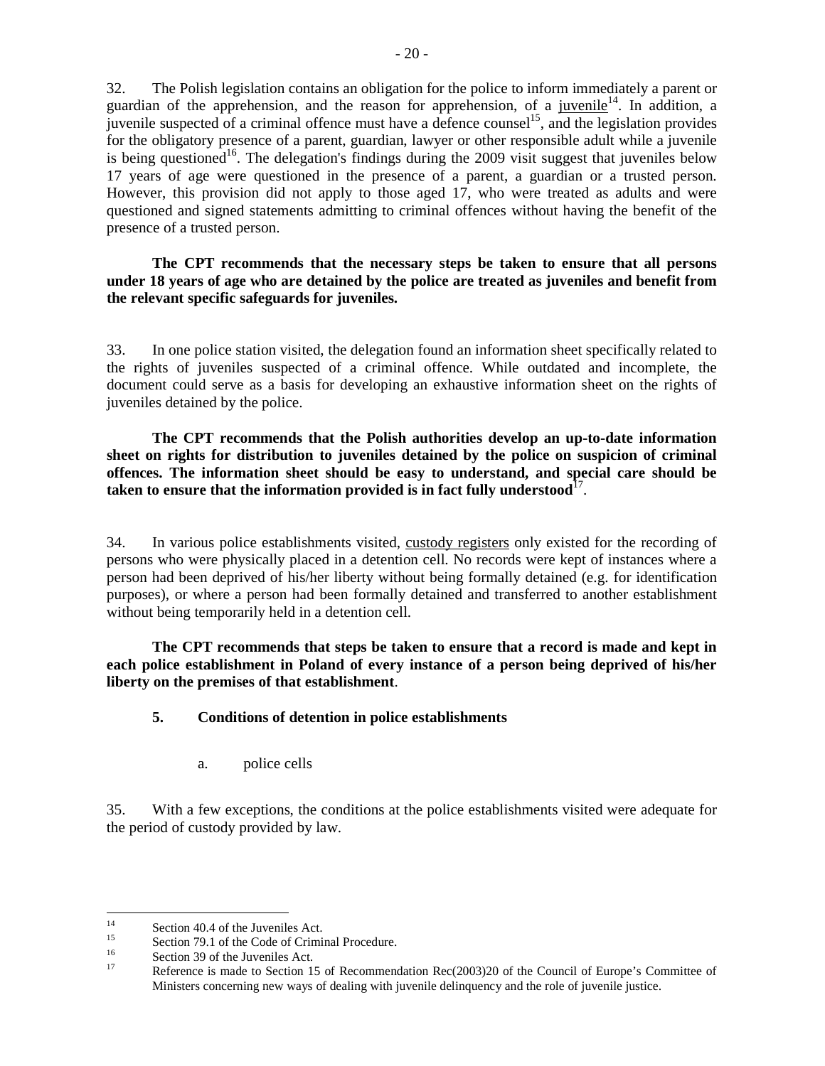32. The Polish legislation contains an obligation for the police to inform immediately a parent or guardian of the apprehension, and the reason for apprehension, of a juvenile[14]. In addition, a juvenile suspected of a criminal offence must have a defence counsel[15], and the legislation provides for the obligatory presence of a parent, guardian, lawyer or other responsible adult while a juvenile is being questioned[16]. The delegation's findings during the 2009 visit suggest that juveniles below 17 years of age were questioned in the presence of a parent, a guardian or a trusted person. However, this provision did not apply to those aged 17, who were treated as adults and were questioned and signed statements admitting to criminal offences without having the benefit of the presence of a trusted person.

**The CPT recommends that the necessary steps be taken to ensure that all persons under 18 years of age who are detained by the police are treated as juveniles and benefit from the relevant specific safeguards for juveniles.**

33. In one police station visited, the delegation found an information sheet specifically related to the rights of juveniles suspected of a criminal offence. While outdated and incomplete, the document could serve as a basis for developing an exhaustive information sheet on the rights of juveniles detained by the police.

**The CPT recommends that the Polish authorities develop an up-to-date information sheet on rights for distribution to juveniles detained by the police on suspicion of criminal offences. The information sheet should be easy to understand, and special care should be taken to ensure that the information provided is in fact fully understood**[17].

34. In various police establishments visited, custody registers only existed for the recording of persons who were physically placed in a detention cell. No records were kept of instances where a person had been deprived of his/her liberty without being formally detained (e.g. for identification purposes), or where a person had been formally detained and transferred to another establishment without being temporarily held in a detention cell.

**The CPT recommends that steps be taken to ensure that a record is made and kept in each police establishment in Poland of every instance of a person being deprived of his/her liberty on the premises of that establishment**.

### 5. Conditions of detention in police establishments

#### a. police cells

35. With a few exceptions, the conditions at the police establishments visited were adequate for the period of custody provided by law.

---

[14] Section 40.4 of the Juveniles Act.

[15] Section 79.1 of the Code of Criminal Procedure.

[16] Section 39 of the Juveniles Act.

[17] Reference is made to Section 15 of Recommendation Rec(2003)20 of the Council of Europe's Committee of Ministers concerning new ways of dealing with juvenile delinquency and the role of juvenile justice.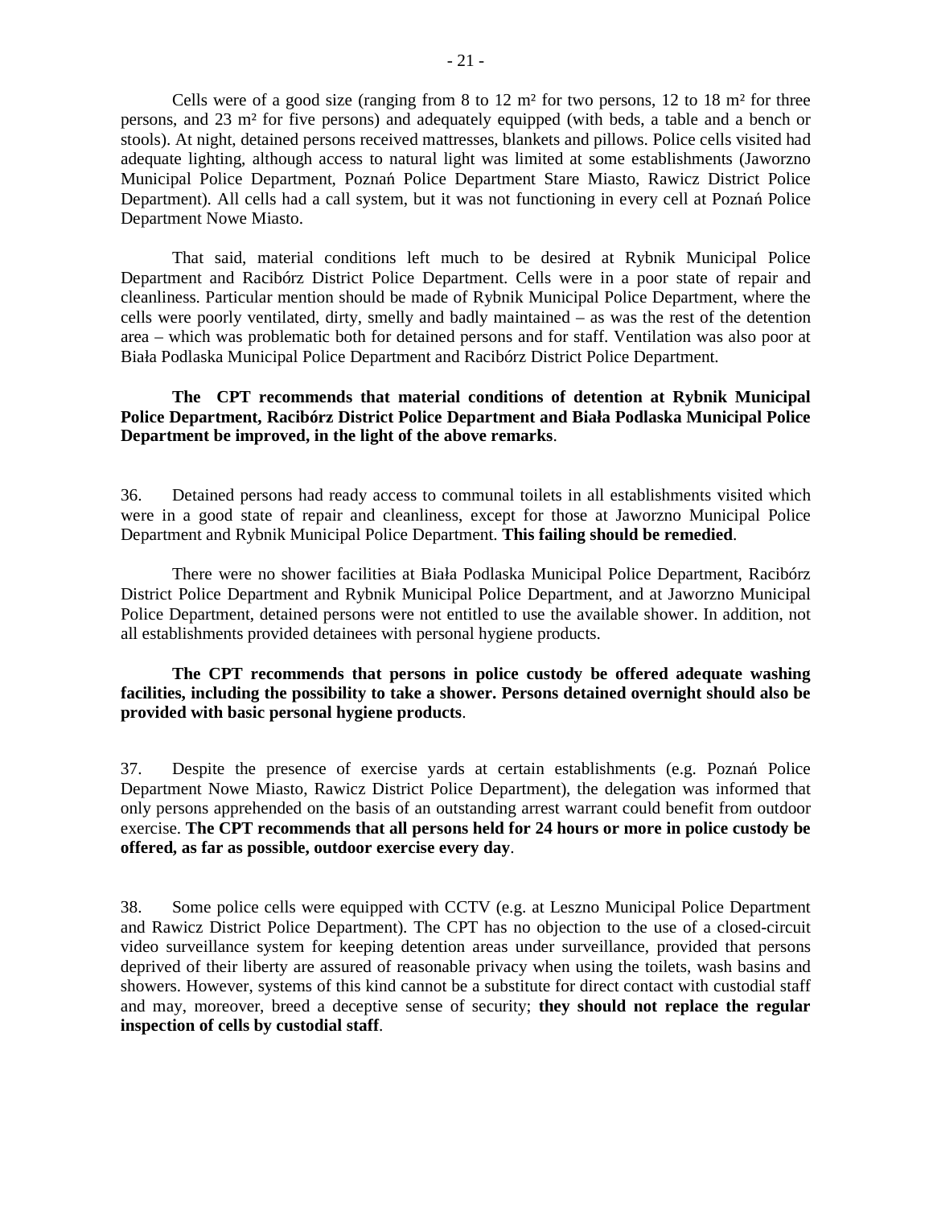Cells were of a good size (ranging from 8 to 12 m² for two persons, 12 to 18 m² for three persons, and 23 m² for five persons) and adequately equipped (with beds, a table and a bench or stools). At night, detained persons received mattresses, blankets and pillows. Police cells visited had adequate lighting, although access to natural light was limited at some establishments (Jaworzno Municipal Police Department, Poznań Police Department Stare Miasto, Rawicz District Police Department). All cells had a call system, but it was not functioning in every cell at Poznań Police Department Nowe Miasto.

That said, material conditions left much to be desired at Rybnik Municipal Police Department and Racibórz District Police Department. Cells were in a poor state of repair and cleanliness. Particular mention should be made of Rybnik Municipal Police Department, where the cells were poorly ventilated, dirty, smelly and badly maintained – as was the rest of the detention area – which was problematic both for detained persons and for staff. Ventilation was also poor at Biała Podlaska Municipal Police Department and Racibórz District Police Department.

**The CPT recommends that material conditions of detention at Rybnik Municipal Police Department, Racibórz District Police Department and Biała Podlaska Municipal Police Department be improved, in the light of the above remarks**.

36. Detained persons had ready access to communal toilets in all establishments visited which were in a good state of repair and cleanliness, except for those at Jaworzno Municipal Police Department and Rybnik Municipal Police Department. **This failing should be remedied**.

There were no shower facilities at Biała Podlaska Municipal Police Department, Racibórz District Police Department and Rybnik Municipal Police Department, and at Jaworzno Municipal Police Department, detained persons were not entitled to use the available shower. In addition, not all establishments provided detainees with personal hygiene products.

**The CPT recommends that persons in police custody be offered adequate washing facilities, including the possibility to take a shower. Persons detained overnight should also be provided with basic personal hygiene products**.

37. Despite the presence of exercise yards at certain establishments (e.g. Poznań Police Department Nowe Miasto, Rawicz District Police Department), the delegation was informed that only persons apprehended on the basis of an outstanding arrest warrant could benefit from outdoor exercise. **The CPT recommends that all persons held for 24 hours or more in police custody be offered, as far as possible, outdoor exercise every day**.

38. Some police cells were equipped with CCTV (e.g. at Leszno Municipal Police Department and Rawicz District Police Department). The CPT has no objection to the use of a closed-circuit video surveillance system for keeping detention areas under surveillance, provided that persons deprived of their liberty are assured of reasonable privacy when using the toilets, wash basins and showers. However, systems of this kind cannot be a substitute for direct contact with custodial staff and may, moreover, breed a deceptive sense of security; **they should not replace the regular inspection of cells by custodial staff**.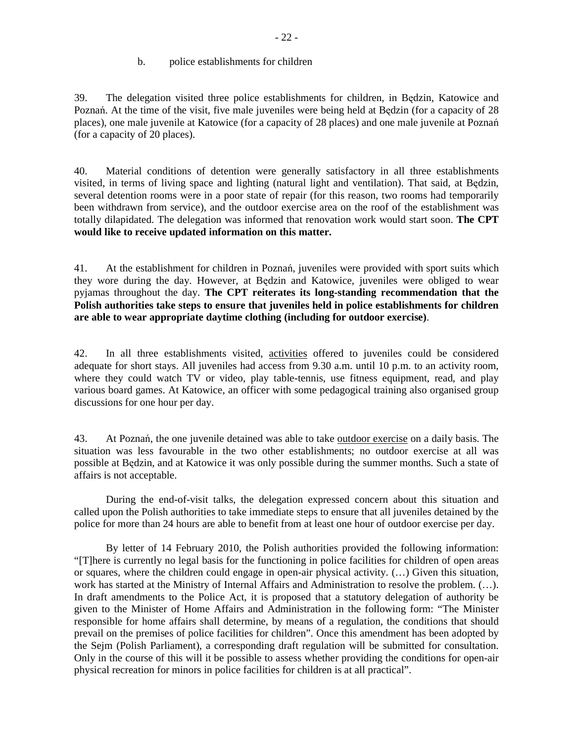b. police establishments for children

39. The delegation visited three police establishments for children, in Będzin, Katowice and Poznań. At the time of the visit, five male juveniles were being held at Będzin (for a capacity of 28 places), one male juvenile at Katowice (for a capacity of 28 places) and one male juvenile at Poznań (for a capacity of 20 places).

40. Material conditions of detention were generally satisfactory in all three establishments visited, in terms of living space and lighting (natural light and ventilation). That said, at Będzin, several detention rooms were in a poor state of repair (for this reason, two rooms had temporarily been withdrawn from service), and the outdoor exercise area on the roof of the establishment was totally dilapidated. The delegation was informed that renovation work would start soon. **The CPT would like to receive updated information on this matter.**

41. At the establishment for children in Poznań, juveniles were provided with sport suits which they wore during the day. However, at Będzin and Katowice, juveniles were obliged to wear pyjamas throughout the day. **The CPT reiterates its long-standing recommendation that the Polish authorities take steps to ensure that juveniles held in police establishments for children are able to wear appropriate daytime clothing (including for outdoor exercise)**.

42. In all three establishments visited, activities offered to juveniles could be considered adequate for short stays. All juveniles had access from 9.30 a.m. until 10 p.m. to an activity room, where they could watch TV or video, play table-tennis, use fitness equipment, read, and play various board games. At Katowice, an officer with some pedagogical training also organised group discussions for one hour per day.

43. At Poznań, the one juvenile detained was able to take outdoor exercise on a daily basis. The situation was less favourable in the two other establishments; no outdoor exercise at all was possible at Będzin, and at Katowice it was only possible during the summer months. Such a state of affairs is not acceptable.

During the end-of-visit talks, the delegation expressed concern about this situation and called upon the Polish authorities to take immediate steps to ensure that all juveniles detained by the police for more than 24 hours are able to benefit from at least one hour of outdoor exercise per day.

By letter of 14 February 2010, the Polish authorities provided the following information: "[T]here is currently no legal basis for the functioning in police facilities for children of open areas or squares, where the children could engage in open-air physical activity. (…) Given this situation, work has started at the Ministry of Internal Affairs and Administration to resolve the problem. (…). In draft amendments to the Police Act, it is proposed that a statutory delegation of authority be given to the Minister of Home Affairs and Administration in the following form: "The Minister responsible for home affairs shall determine, by means of a regulation, the conditions that should prevail on the premises of police facilities for children". Once this amendment has been adopted by the Sejm (Polish Parliament), a corresponding draft regulation will be submitted for consultation. Only in the course of this will it be possible to assess whether providing the conditions for open-air physical recreation for minors in police facilities for children is at all practical".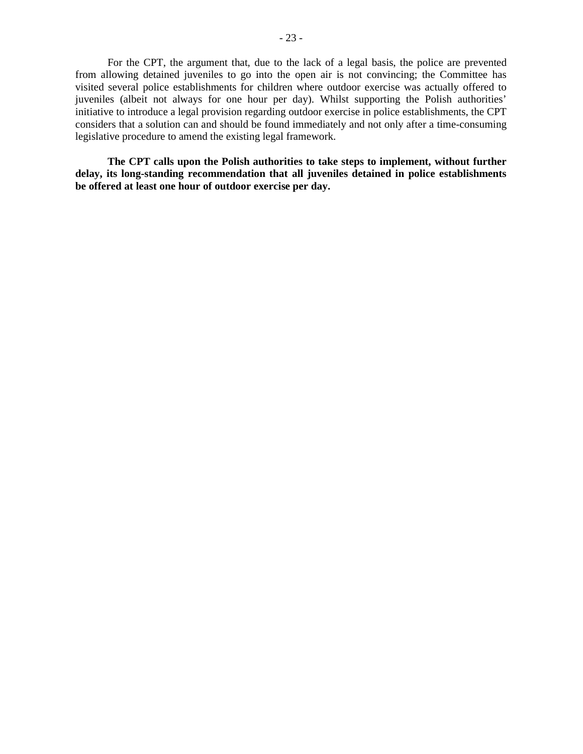For the CPT, the argument that, due to the lack of a legal basis, the police are prevented from allowing detained juveniles to go into the open air is not convincing; the Committee has visited several police establishments for children where outdoor exercise was actually offered to juveniles (albeit not always for one hour per day). Whilst supporting the Polish authorities' initiative to introduce a legal provision regarding outdoor exercise in police establishments, the CPT considers that a solution can and should be found immediately and not only after a time-consuming legislative procedure to amend the existing legal framework.

**The CPT calls upon the Polish authorities to take steps to implement, without further delay, its long-standing recommendation that all juveniles detained in police establishments be offered at least one hour of outdoor exercise per day.**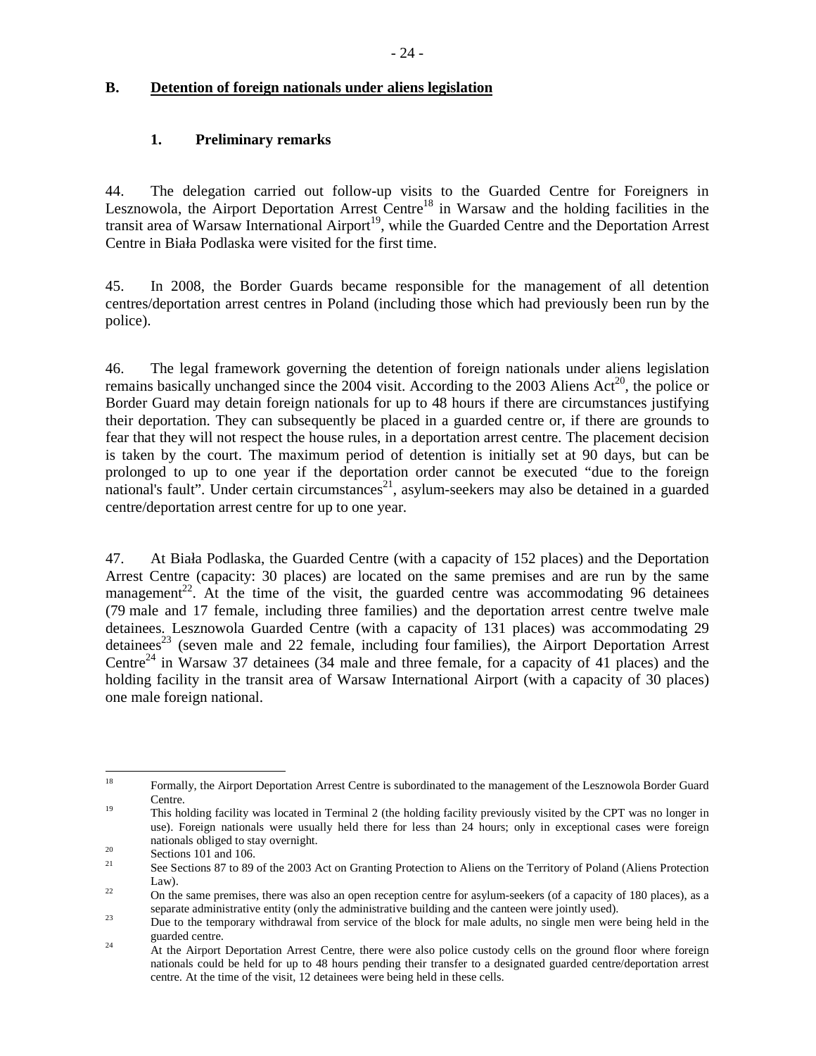## B. Detention of foreign nationals under aliens legislation

### 1. Preliminary remarks

44. The delegation carried out follow-up visits to the Guarded Centre for Foreigners in Lesznowola, the Airport Deportation Arrest Centre[18] in Warsaw and the holding facilities in the transit area of Warsaw International Airport[19], while the Guarded Centre and the Deportation Arrest Centre in Biała Podlaska were visited for the first time.

45. In 2008, the Border Guards became responsible for the management of all detention centres/deportation arrest centres in Poland (including those which had previously been run by the police).

46. The legal framework governing the detention of foreign nationals under aliens legislation remains basically unchanged since the 2004 visit. According to the 2003 Aliens Act[20], the police or Border Guard may detain foreign nationals for up to 48 hours if there are circumstances justifying their deportation. They can subsequently be placed in a guarded centre or, if there are grounds to fear that they will not respect the house rules, in a deportation arrest centre. The placement decision is taken by the court. The maximum period of detention is initially set at 90 days, but can be prolonged to up to one year if the deportation order cannot be executed "due to the foreign national's fault". Under certain circumstances[21], asylum-seekers may also be detained in a guarded centre/deportation arrest centre for up to one year.

47. At Biała Podlaska, the Guarded Centre (with a capacity of 152 places) and the Deportation Arrest Centre (capacity: 30 places) are located on the same premises and are run by the same management[22]. At the time of the visit, the guarded centre was accommodating 96 detainees (79 male and 17 female, including three families) and the deportation arrest centre twelve male detainees. Lesznowola Guarded Centre (with a capacity of 131 places) was accommodating 29 detainees[23] (seven male and 22 female, including four families), the Airport Deportation Arrest Centre[24] in Warsaw 37 detainees (34 male and three female, for a capacity of 41 places) and the holding facility in the transit area of Warsaw International Airport (with a capacity of 30 places) one male foreign national.

---

[18] Formally, the Airport Deportation Arrest Centre is subordinated to the management of the Lesznowola Border Guard Centre.

[19] This holding facility was located in Terminal 2 (the holding facility previously visited by the CPT was no longer in use). Foreign nationals were usually held there for less than 24 hours; only in exceptional cases were foreign nationals obliged to stay overnight.

[20] Sections 101 and 106.

[21] See Sections 87 to 89 of the 2003 Act on Granting Protection to Aliens on the Territory of Poland (Aliens Protection Law).

[22] On the same premises, there was also an open reception centre for asylum-seekers (of a capacity of 180 places), as a separate administrative entity (only the administrative building and the canteen were jointly used).

[23] Due to the temporary withdrawal from service of the block for male adults, no single men were being held in the guarded centre.

[24] At the Airport Deportation Arrest Centre, there were also police custody cells on the ground floor where foreign nationals could be held for up to 48 hours pending their transfer to a designated guarded centre/deportation arrest centre. At the time of the visit, 12 detainees were being held in these cells.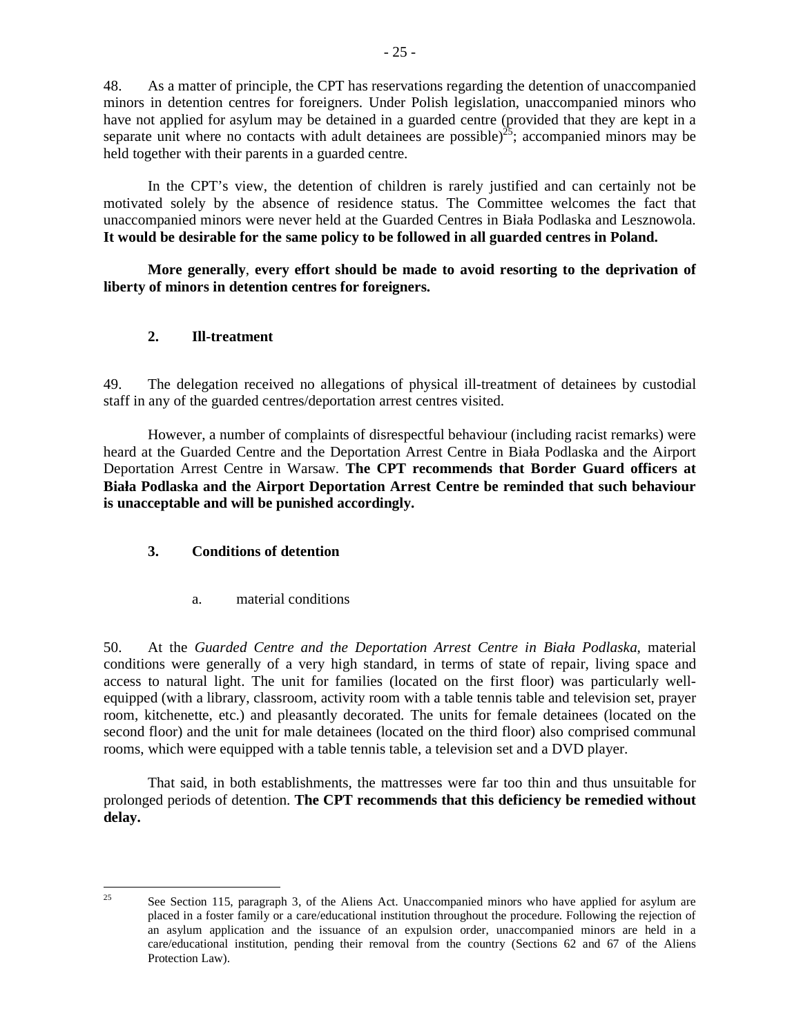48. As a matter of principle, the CPT has reservations regarding the detention of unaccompanied minors in detention centres for foreigners. Under Polish legislation, unaccompanied minors who have not applied for asylum may be detained in a guarded centre (provided that they are kept in a separate unit where no contacts with adult detainees are possible)[25]; accompanied minors may be held together with their parents in a guarded centre.

In the CPT's view, the detention of children is rarely justified and can certainly not be motivated solely by the absence of residence status. The Committee welcomes the fact that unaccompanied minors were never held at the Guarded Centres in Biała Podlaska and Lesznowola. **It would be desirable for the same policy to be followed in all guarded centres in Poland.**

**More generally**, **every effort should be made to avoid resorting to the deprivation of liberty of minors in detention centres for foreigners.**

### 2. Ill-treatment

49. The delegation received no allegations of physical ill-treatment of detainees by custodial staff in any of the guarded centres/deportation arrest centres visited.

However, a number of complaints of disrespectful behaviour (including racist remarks) were heard at the Guarded Centre and the Deportation Arrest Centre in Biała Podlaska and the Airport Deportation Arrest Centre in Warsaw. **The CPT recommends that Border Guard officers at Biała Podlaska and the Airport Deportation Arrest Centre be reminded that such behaviour is unacceptable and will be punished accordingly.**

### 3. Conditions of detention

#### a. material conditions

50. At the *Guarded Centre and the Deportation Arrest Centre in Biała Podlaska*, material conditions were generally of a very high standard, in terms of state of repair, living space and access to natural light. The unit for families (located on the first floor) was particularly well-equipped (with a library, classroom, activity room with a table tennis table and television set, prayer room, kitchenette, etc.) and pleasantly decorated. The units for female detainees (located on the second floor) and the unit for male detainees (located on the third floor) also comprised communal rooms, which were equipped with a table tennis table, a television set and a DVD player.

That said, in both establishments, the mattresses were far too thin and thus unsuitable for prolonged periods of detention. **The CPT recommends that this deficiency be remedied without delay.**

---

[25] See Section 115, paragraph 3, of the Aliens Act. Unaccompanied minors who have applied for asylum are placed in a foster family or a care/educational institution throughout the procedure. Following the rejection of an asylum application and the issuance of an expulsion order, unaccompanied minors are held in a care/educational institution, pending their removal from the country (Sections 62 and 67 of the Aliens Protection Law).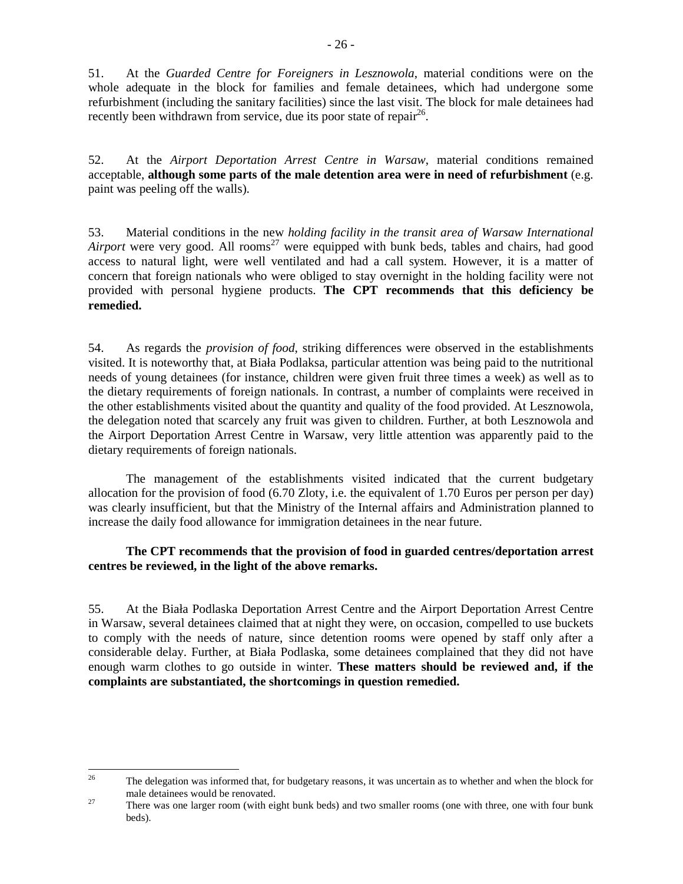51. At the *Guarded Centre for Foreigners in Lesznowola*, material conditions were on the whole adequate in the block for families and female detainees, which had undergone some refurbishment (including the sanitary facilities) since the last visit. The block for male detainees had recently been withdrawn from service, due its poor state of repair[26].

52. At the *Airport Deportation Arrest Centre in Warsaw*, material conditions remained acceptable, **although some parts of the male detention area were in need of refurbishment** (e.g. paint was peeling off the walls).

53. Material conditions in the new *holding facility in the transit area of Warsaw International Airport* were very good. All rooms[27] were equipped with bunk beds, tables and chairs, had good access to natural light, were well ventilated and had a call system. However, it is a matter of concern that foreign nationals who were obliged to stay overnight in the holding facility were not provided with personal hygiene products. **The CPT recommends that this deficiency be remedied.**

54. As regards the *provision of food*, striking differences were observed in the establishments visited. It is noteworthy that, at Biała Podlaksa, particular attention was being paid to the nutritional needs of young detainees (for instance, children were given fruit three times a week) as well as to the dietary requirements of foreign nationals. In contrast, a number of complaints were received in the other establishments visited about the quantity and quality of the food provided. At Lesznowola, the delegation noted that scarcely any fruit was given to children. Further, at both Lesznowola and the Airport Deportation Arrest Centre in Warsaw, very little attention was apparently paid to the dietary requirements of foreign nationals.

The management of the establishments visited indicated that the current budgetary allocation for the provision of food (6.70 Zloty, i.e. the equivalent of 1.70 Euros per person per day) was clearly insufficient, but that the Ministry of the Internal affairs and Administration planned to increase the daily food allowance for immigration detainees in the near future.

**The CPT recommends that the provision of food in guarded centres/deportation arrest centres be reviewed, in the light of the above remarks.**

55. At the Biała Podlaska Deportation Arrest Centre and the Airport Deportation Arrest Centre in Warsaw, several detainees claimed that at night they were, on occasion, compelled to use buckets to comply with the needs of nature, since detention rooms were opened by staff only after a considerable delay. Further, at Biała Podlaska, some detainees complained that they did not have enough warm clothes to go outside in winter. **These matters should be reviewed and, if the complaints are substantiated, the shortcomings in question remedied.**

---

[26] The delegation was informed that, for budgetary reasons, it was uncertain as to whether and when the block for male detainees would be renovated.

[27] There was one larger room (with eight bunk beds) and two smaller rooms (one with three, one with four bunk beds).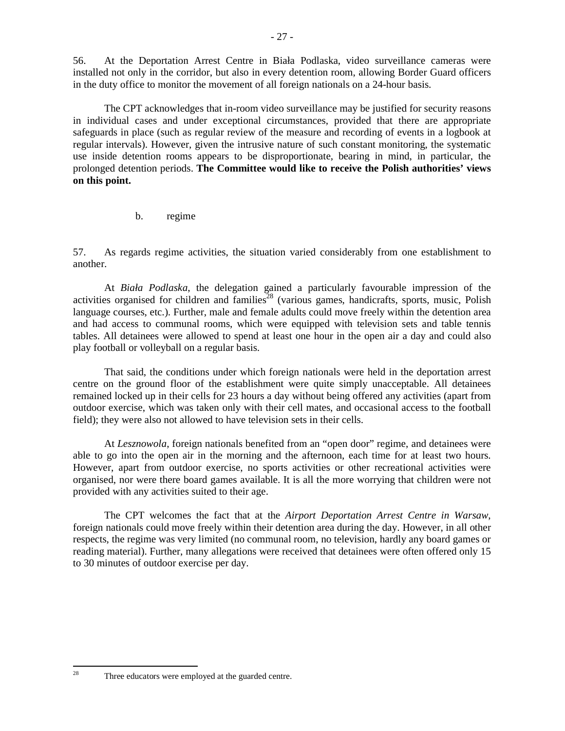56. At the Deportation Arrest Centre in Biała Podlaska, video surveillance cameras were installed not only in the corridor, but also in every detention room, allowing Border Guard officers in the duty office to monitor the movement of all foreign nationals on a 24-hour basis.

The CPT acknowledges that in-room video surveillance may be justified for security reasons in individual cases and under exceptional circumstances, provided that there are appropriate safeguards in place (such as regular review of the measure and recording of events in a logbook at regular intervals). However, given the intrusive nature of such constant monitoring, the systematic use inside detention rooms appears to be disproportionate, bearing in mind, in particular, the prolonged detention periods. **The Committee would like to receive the Polish authorities' views on this point.**

b. regime

57. As regards regime activities, the situation varied considerably from one establishment to another.

At *Biała Podlaska*, the delegation gained a particularly favourable impression of the activities organised for children and families[28] (various games, handicrafts, sports, music, Polish language courses, etc.). Further, male and female adults could move freely within the detention area and had access to communal rooms, which were equipped with television sets and table tennis tables. All detainees were allowed to spend at least one hour in the open air a day and could also play football or volleyball on a regular basis.

That said, the conditions under which foreign nationals were held in the deportation arrest centre on the ground floor of the establishment were quite simply unacceptable. All detainees remained locked up in their cells for 23 hours a day without being offered any activities (apart from outdoor exercise, which was taken only with their cell mates, and occasional access to the football field); they were also not allowed to have television sets in their cells.

At *Lesznowola*, foreign nationals benefited from an "open door" regime, and detainees were able to go into the open air in the morning and the afternoon, each time for at least two hours. However, apart from outdoor exercise, no sports activities or other recreational activities were organised, nor were there board games available. It is all the more worrying that children were not provided with any activities suited to their age.

The CPT welcomes the fact that at the *Airport Deportation Arrest Centre in Warsaw*, foreign nationals could move freely within their detention area during the day. However, in all other respects, the regime was very limited (no communal room, no television, hardly any board games or reading material). Further, many allegations were received that detainees were often offered only 15 to 30 minutes of outdoor exercise per day.

---

[28] Three educators were employed at the guarded centre.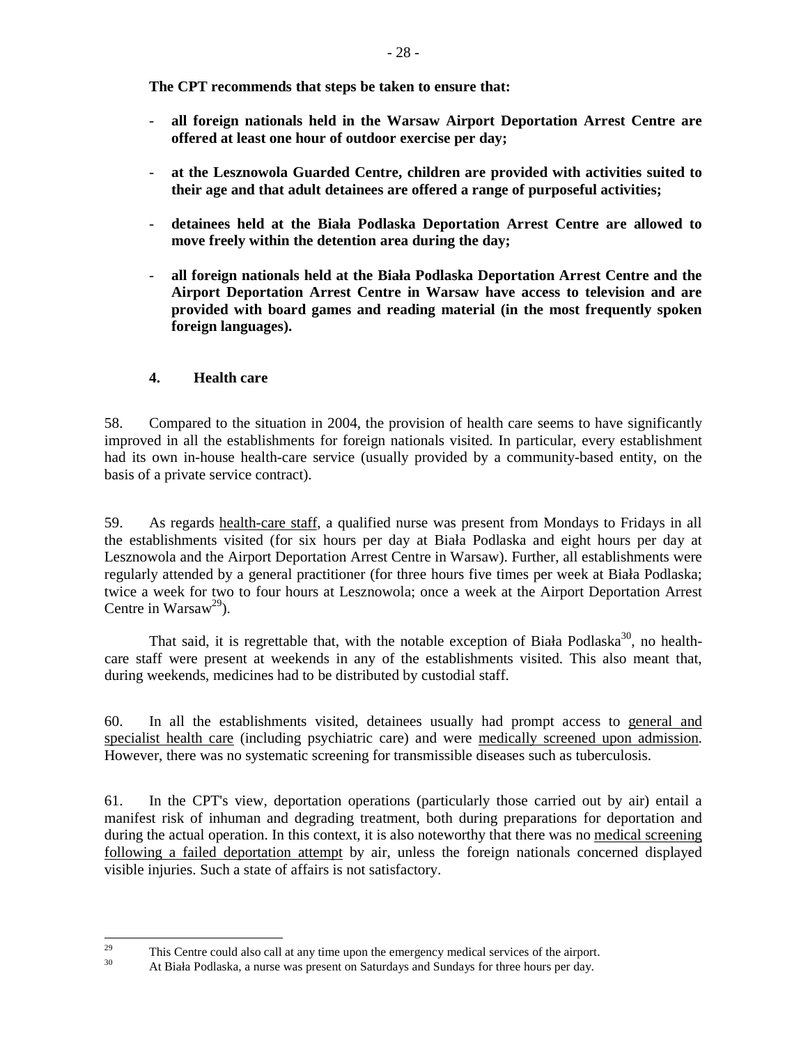**The CPT recommends that steps be taken to ensure that:**

- **all foreign nationals held in the Warsaw Airport Deportation Arrest Centre are offered at least one hour of outdoor exercise per day;**

- **at the Lesznowola Guarded Centre, children are provided with activities suited to their age and that adult detainees are offered a range of purposeful activities;**

- **detainees held at the Biała Podlaska Deportation Arrest Centre are allowed to move freely within the detention area during the day;**

- **all foreign nationals held at the Biała Podlaska Deportation Arrest Centre and the Airport Deportation Arrest Centre in Warsaw have access to television and are provided with board games and reading material (in the most frequently spoken foreign languages).**

### 4. Health care

58. Compared to the situation in 2004, the provision of health care seems to have significantly improved in all the establishments for foreign nationals visited. In particular, every establishment had its own in-house health-care service (usually provided by a community-based entity, on the basis of a private service contract).

59. As regards health-care staff, a qualified nurse was present from Mondays to Fridays in all the establishments visited (for six hours per day at Biała Podlaska and eight hours per day at Lesznowola and the Airport Deportation Arrest Centre in Warsaw). Further, all establishments were regularly attended by a general practitioner (for three hours five times per week at Biała Podlaska; twice a week for two to four hours at Lesznowola; once a week at the Airport Deportation Arrest Centre in Warsaw[29]).

That said, it is regrettable that, with the notable exception of Biała Podlaska[30], no health-care staff were present at weekends in any of the establishments visited. This also meant that, during weekends, medicines had to be distributed by custodial staff.

60. In all the establishments visited, detainees usually had prompt access to general and specialist health care (including psychiatric care) and were medically screened upon admission. However, there was no systematic screening for transmissible diseases such as tuberculosis.

61. In the CPT's view, deportation operations (particularly those carried out by air) entail a manifest risk of inhuman and degrading treatment, both during preparations for deportation and during the actual operation. In this context, it is also noteworthy that there was no medical screening following a failed deportation attempt by air, unless the foreign nationals concerned displayed visible injuries. Such a state of affairs is not satisfactory.

---

[29] This Centre could also call at any time upon the emergency medical services of the airport.

[30] At Biała Podlaska, a nurse was present on Saturdays and Sundays for three hours per day.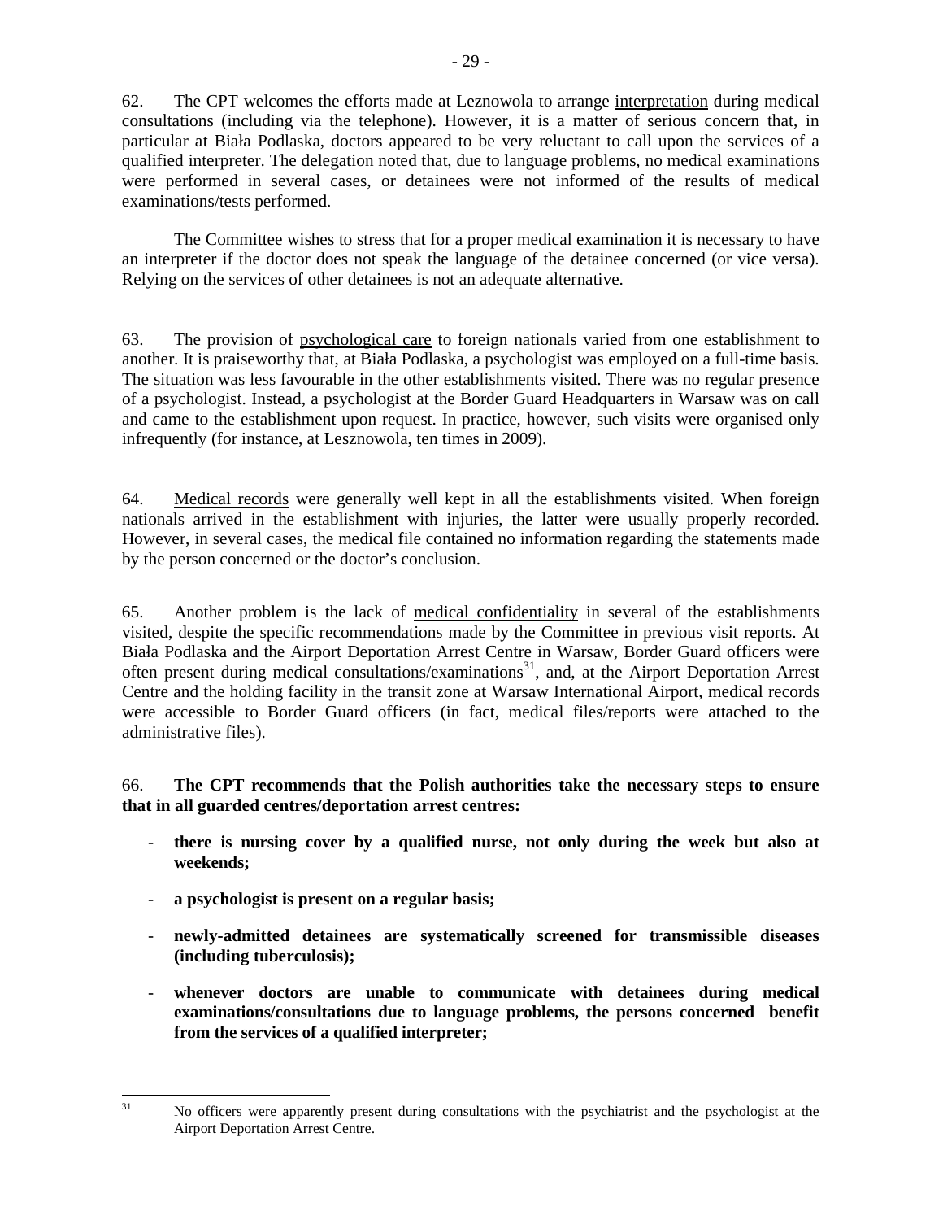62. The CPT welcomes the efforts made at Leznowola to arrange interpretation during medical consultations (including via the telephone). However, it is a matter of serious concern that, in particular at Biała Podlaska, doctors appeared to be very reluctant to call upon the services of a qualified interpreter. The delegation noted that, due to language problems, no medical examinations were performed in several cases, or detainees were not informed of the results of medical examinations/tests performed.

The Committee wishes to stress that for a proper medical examination it is necessary to have an interpreter if the doctor does not speak the language of the detainee concerned (or vice versa). Relying on the services of other detainees is not an adequate alternative.

63. The provision of psychological care to foreign nationals varied from one establishment to another. It is praiseworthy that, at Biała Podlaska, a psychologist was employed on a full-time basis. The situation was less favourable in the other establishments visited. There was no regular presence of a psychologist. Instead, a psychologist at the Border Guard Headquarters in Warsaw was on call and came to the establishment upon request. In practice, however, such visits were organised only infrequently (for instance, at Lesznowola, ten times in 2009).

64. Medical records were generally well kept in all the establishments visited. When foreign nationals arrived in the establishment with injuries, the latter were usually properly recorded. However, in several cases, the medical file contained no information regarding the statements made by the person concerned or the doctor's conclusion.

65. Another problem is the lack of medical confidentiality in several of the establishments visited, despite the specific recommendations made by the Committee in previous visit reports. At Biała Podlaska and the Airport Deportation Arrest Centre in Warsaw, Border Guard officers were often present during medical consultations/examinations[31], and, at the Airport Deportation Arrest Centre and the holding facility in the transit zone at Warsaw International Airport, medical records were accessible to Border Guard officers (in fact, medical files/reports were attached to the administrative files).

66. **The CPT recommends that the Polish authorities take the necessary steps to ensure that in all guarded centres/deportation arrest centres:**

- **there is nursing cover by a qualified nurse, not only during the week but also at weekends;**
- **a psychologist is present on a regular basis;**
- **newly-admitted detainees are systematically screened for transmissible diseases (including tuberculosis);**
- **whenever doctors are unable to communicate with detainees during medical examinations/consultations due to language problems, the persons concerned benefit from the services of a qualified interpreter;**

---

[31] No officers were apparently present during consultations with the psychiatrist and the psychologist at the Airport Deportation Arrest Centre.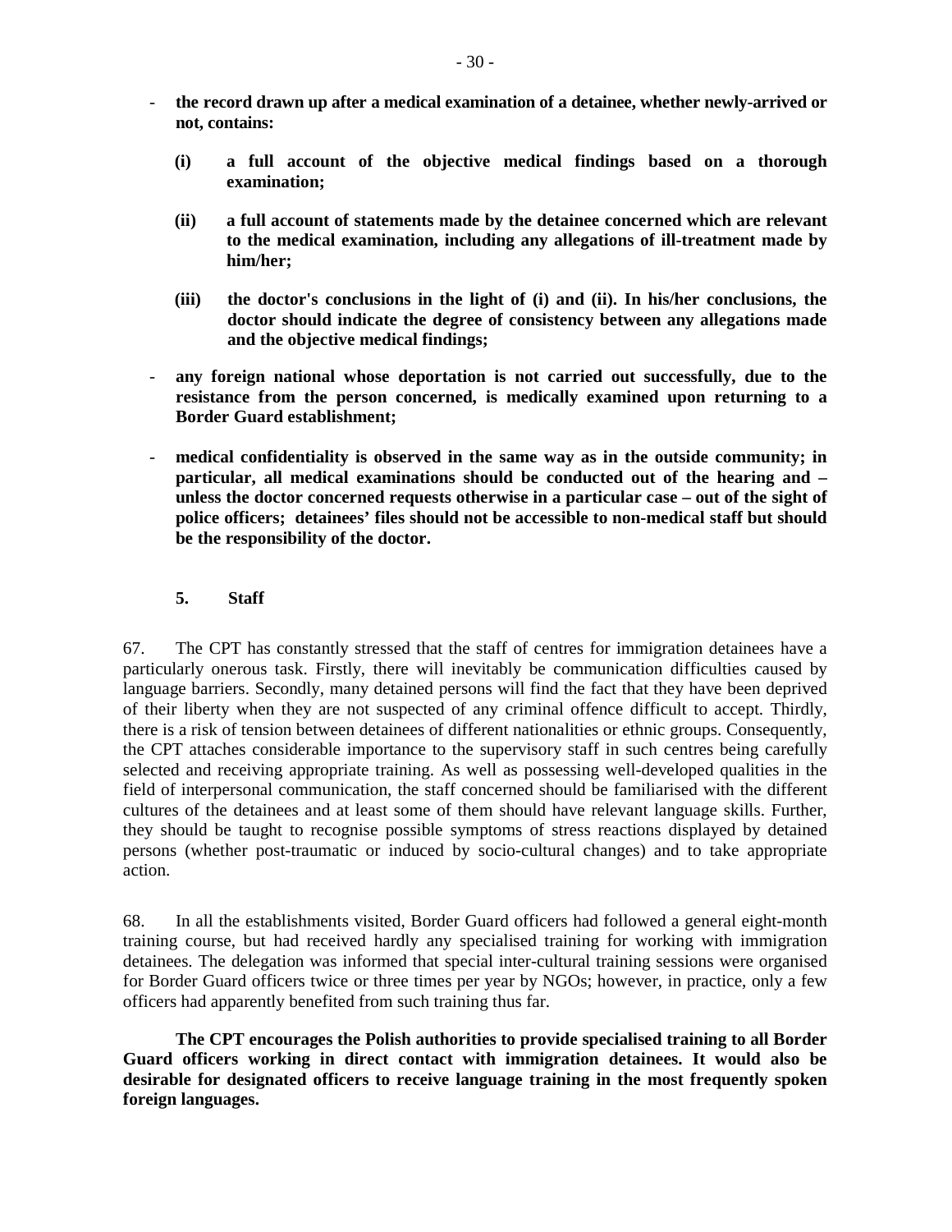- **the record drawn up after a medical examination of a detainee, whether newly-arrived or not, contains:**

  **(i) a full account of the objective medical findings based on a thorough examination;**

  **(ii) a full account of statements made by the detainee concerned which are relevant to the medical examination, including any allegations of ill-treatment made by him/her;**

  **(iii) the doctor's conclusions in the light of (i) and (ii). In his/her conclusions, the doctor should indicate the degree of consistency between any allegations made and the objective medical findings;**

- **any foreign national whose deportation is not carried out successfully, due to the resistance from the person concerned, is medically examined upon returning to a Border Guard establishment;**

- **medical confidentiality is observed in the same way as in the outside community; in particular, all medical examinations should be conducted out of the hearing and – unless the doctor concerned requests otherwise in a particular case – out of the sight of police officers; detainees' files should not be accessible to non-medical staff but should be the responsibility of the doctor.**

### 5. Staff

67. The CPT has constantly stressed that the staff of centres for immigration detainees have a particularly onerous task. Firstly, there will inevitably be communication difficulties caused by language barriers. Secondly, many detained persons will find the fact that they have been deprived of their liberty when they are not suspected of any criminal offence difficult to accept. Thirdly, there is a risk of tension between detainees of different nationalities or ethnic groups. Consequently, the CPT attaches considerable importance to the supervisory staff in such centres being carefully selected and receiving appropriate training. As well as possessing well-developed qualities in the field of interpersonal communication, the staff concerned should be familiarised with the different cultures of the detainees and at least some of them should have relevant language skills. Further, they should be taught to recognise possible symptoms of stress reactions displayed by detained persons (whether post-traumatic or induced by socio-cultural changes) and to take appropriate action.

68. In all the establishments visited, Border Guard officers had followed a general eight-month training course, but had received hardly any specialised training for working with immigration detainees. The delegation was informed that special inter-cultural training sessions were organised for Border Guard officers twice or three times per year by NGOs; however, in practice, only a few officers had apparently benefited from such training thus far.

**The CPT encourages the Polish authorities to provide specialised training to all Border Guard officers working in direct contact with immigration detainees. It would also be desirable for designated officers to receive language training in the most frequently spoken foreign languages.**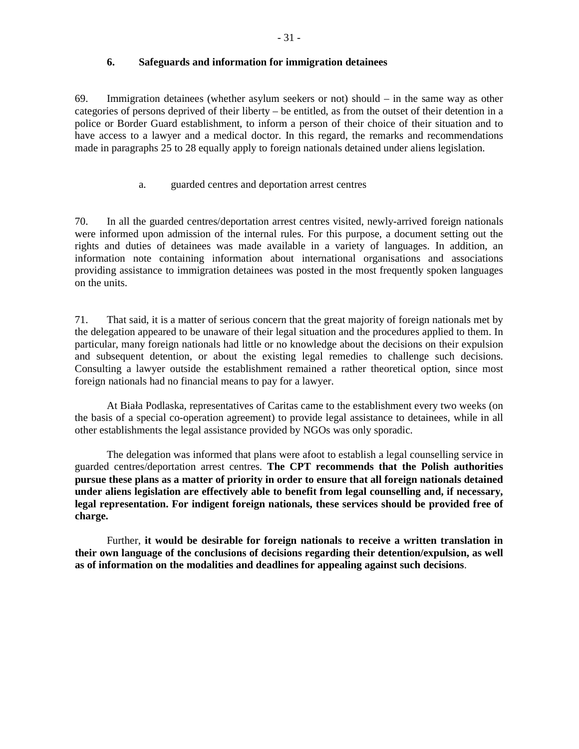### 6. Safeguards and information for immigration detainees

69. Immigration detainees (whether asylum seekers or not) should – in the same way as other categories of persons deprived of their liberty – be entitled, as from the outset of their detention in a police or Border Guard establishment, to inform a person of their choice of their situation and to have access to a lawyer and a medical doctor. In this regard, the remarks and recommendations made in paragraphs 25 to 28 equally apply to foreign nationals detained under aliens legislation.

#### a. guarded centres and deportation arrest centres

70. In all the guarded centres/deportation arrest centres visited, newly-arrived foreign nationals were informed upon admission of the internal rules. For this purpose, a document setting out the rights and duties of detainees was made available in a variety of languages. In addition, an information note containing information about international organisations and associations providing assistance to immigration detainees was posted in the most frequently spoken languages on the units.

71. That said, it is a matter of serious concern that the great majority of foreign nationals met by the delegation appeared to be unaware of their legal situation and the procedures applied to them. In particular, many foreign nationals had little or no knowledge about the decisions on their expulsion and subsequent detention, or about the existing legal remedies to challenge such decisions. Consulting a lawyer outside the establishment remained a rather theoretical option, since most foreign nationals had no financial means to pay for a lawyer.

At Biała Podlaska, representatives of Caritas came to the establishment every two weeks (on the basis of a special co-operation agreement) to provide legal assistance to detainees, while in all other establishments the legal assistance provided by NGOs was only sporadic.

The delegation was informed that plans were afoot to establish a legal counselling service in guarded centres/deportation arrest centres. **The CPT recommends that the Polish authorities pursue these plans as a matter of priority in order to ensure that all foreign nationals detained under aliens legislation are effectively able to benefit from legal counselling and, if necessary, legal representation. For indigent foreign nationals, these services should be provided free of charge.**

Further, **it would be desirable for foreign nationals to receive a written translation in their own language of the conclusions of decisions regarding their detention/expulsion, as well as of information on the modalities and deadlines for appealing against such decisions**.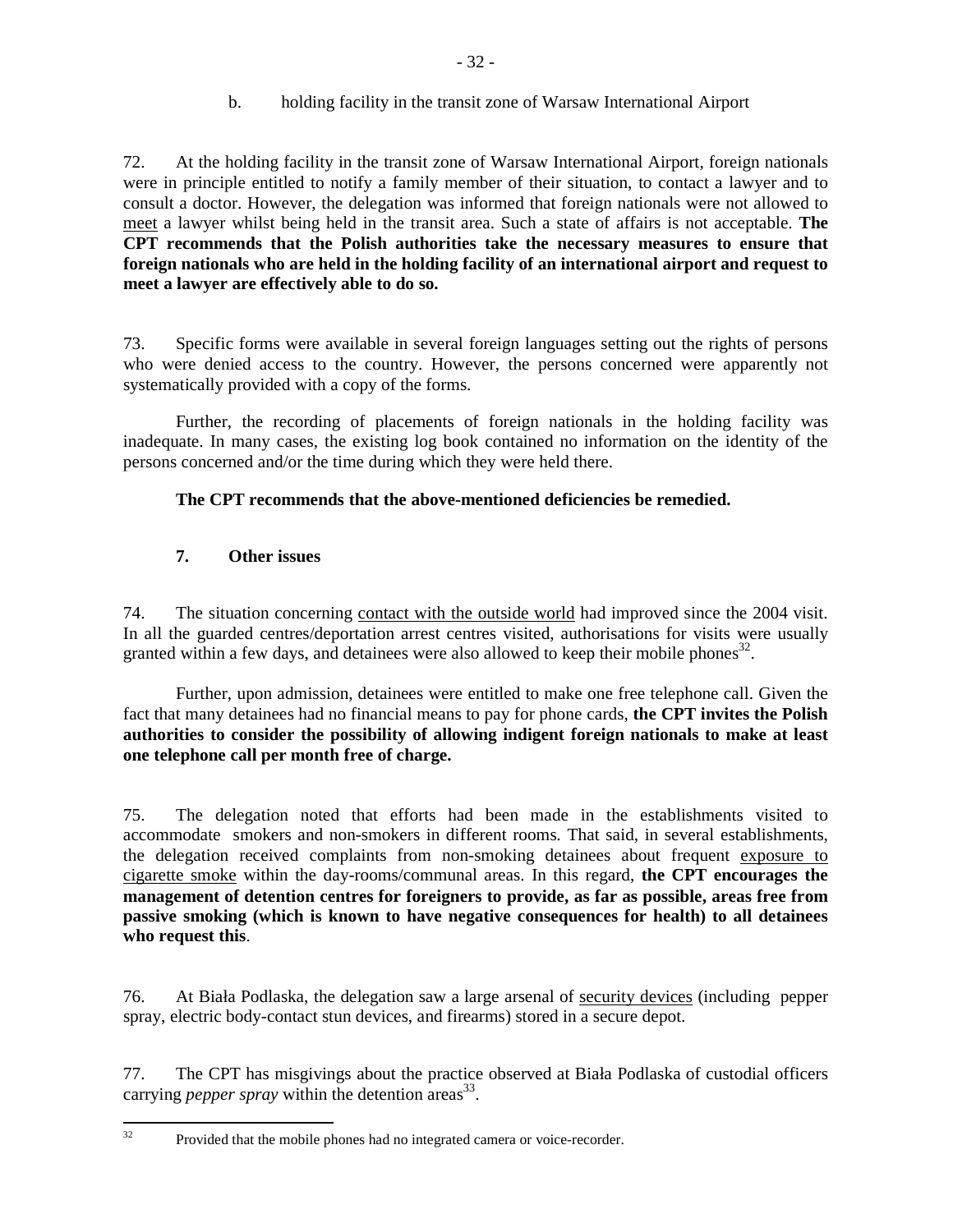b. holding facility in the transit zone of Warsaw International Airport

72. At the holding facility in the transit zone of Warsaw International Airport, foreign nationals were in principle entitled to notify a family member of their situation, to contact a lawyer and to consult a doctor. However, the delegation was informed that foreign nationals were not allowed to meet a lawyer whilst being held in the transit area. Such a state of affairs is not acceptable. **The CPT recommends that the Polish authorities take the necessary measures to ensure that foreign nationals who are held in the holding facility of an international airport and request to meet a lawyer are effectively able to do so.**

73. Specific forms were available in several foreign languages setting out the rights of persons who were denied access to the country. However, the persons concerned were apparently not systematically provided with a copy of the forms.

Further, the recording of placements of foreign nationals in the holding facility was inadequate. In many cases, the existing log book contained no information on the identity of the persons concerned and/or the time during which they were held there.

**The CPT recommends that the above-mentioned deficiencies be remedied.**

### 7. Other issues

74. The situation concerning contact with the outside world had improved since the 2004 visit. In all the guarded centres/deportation arrest centres visited, authorisations for visits were usually granted within a few days, and detainees were also allowed to keep their mobile phones[32].

Further, upon admission, detainees were entitled to make one free telephone call. Given the fact that many detainees had no financial means to pay for phone cards, **the CPT invites the Polish authorities to consider the possibility of allowing indigent foreign nationals to make at least one telephone call per month free of charge.**

75. The delegation noted that efforts had been made in the establishments visited to accommodate smokers and non-smokers in different rooms. That said, in several establishments, the delegation received complaints from non-smoking detainees about frequent exposure to cigarette smoke within the day-rooms/communal areas. In this regard, **the CPT encourages the management of detention centres for foreigners to provide, as far as possible, areas free from passive smoking (which is known to have negative consequences for health) to all detainees who request this**.

76. At Biała Podlaska, the delegation saw a large arsenal of security devices (including pepper spray, electric body-contact stun devices, and firearms) stored in a secure depot.

77. The CPT has misgivings about the practice observed at Biała Podlaska of custodial officers carrying *pepper spray* within the detention areas[33].

[32] Provided that the mobile phones had no integrated camera or voice-recorder.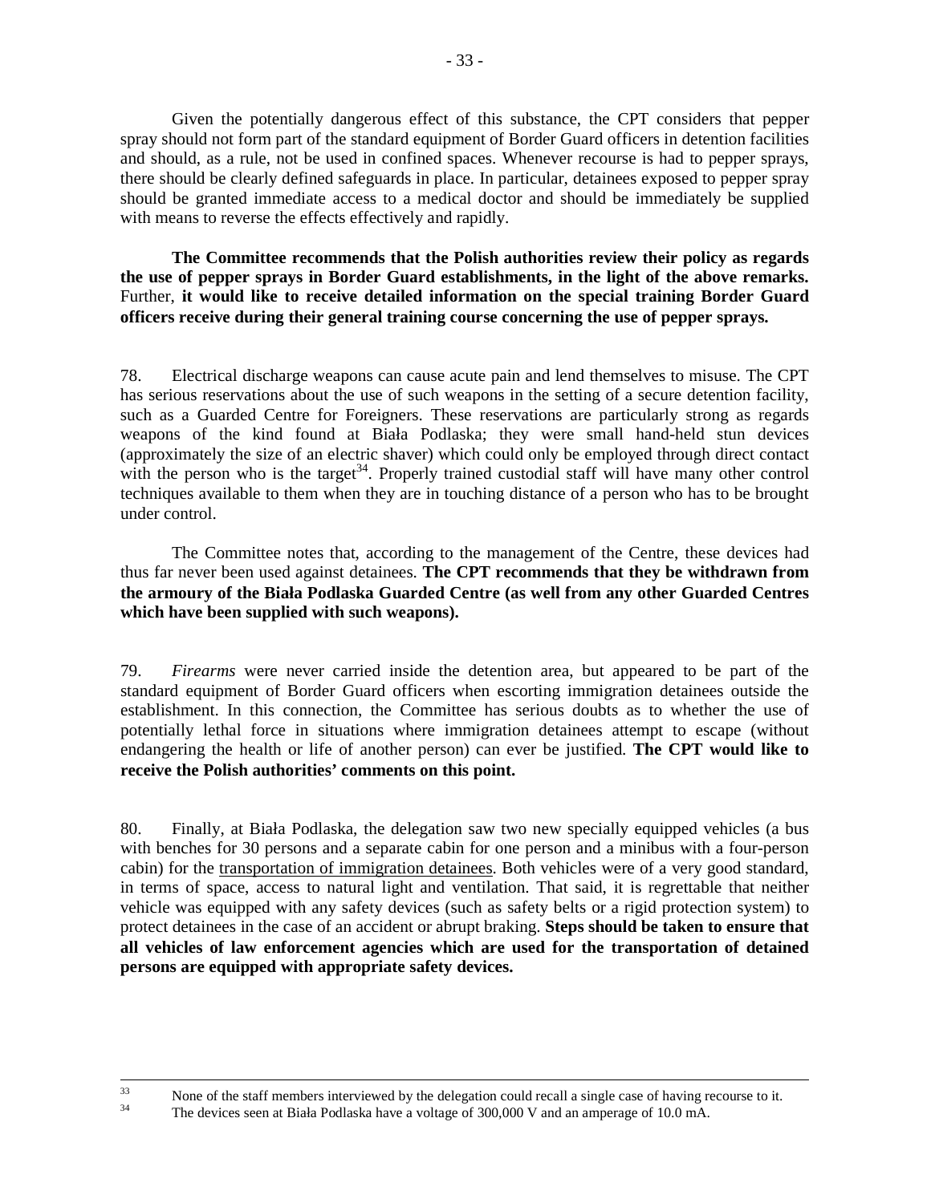Given the potentially dangerous effect of this substance, the CPT considers that pepper spray should not form part of the standard equipment of Border Guard officers in detention facilities and should, as a rule, not be used in confined spaces. Whenever recourse is had to pepper sprays, there should be clearly defined safeguards in place. In particular, detainees exposed to pepper spray should be granted immediate access to a medical doctor and should be immediately be supplied with means to reverse the effects effectively and rapidly.

**The Committee recommends that the Polish authorities review their policy as regards the use of pepper sprays in Border Guard establishments, in the light of the above remarks.** Further, **it would like to receive detailed information on the special training Border Guard officers receive during their general training course concerning the use of pepper sprays.**

78. Electrical discharge weapons can cause acute pain and lend themselves to misuse. The CPT has serious reservations about the use of such weapons in the setting of a secure detention facility, such as a Guarded Centre for Foreigners. These reservations are particularly strong as regards weapons of the kind found at Biała Podlaska; they were small hand-held stun devices (approximately the size of an electric shaver) which could only be employed through direct contact with the person who is the target[34]. Properly trained custodial staff will have many other control techniques available to them when they are in touching distance of a person who has to be brought under control.

The Committee notes that, according to the management of the Centre, these devices had thus far never been used against detainees. **The CPT recommends that they be withdrawn from the armoury of the Biała Podlaska Guarded Centre (as well from any other Guarded Centres which have been supplied with such weapons).**

79. *Firearms* were never carried inside the detention area, but appeared to be part of the standard equipment of Border Guard officers when escorting immigration detainees outside the establishment. In this connection, the Committee has serious doubts as to whether the use of potentially lethal force in situations where immigration detainees attempt to escape (without endangering the health or life of another person) can ever be justified. **The CPT would like to receive the Polish authorities' comments on this point.**

80. Finally, at Biała Podlaska, the delegation saw two new specially equipped vehicles (a bus with benches for 30 persons and a separate cabin for one person and a minibus with a four-person cabin) for the transportation of immigration detainees. Both vehicles were of a very good standard, in terms of space, access to natural light and ventilation. That said, it is regrettable that neither vehicle was equipped with any safety devices (such as safety belts or a rigid protection system) to protect detainees in the case of an accident or abrupt braking. **Steps should be taken to ensure that all vehicles of law enforcement agencies which are used for the transportation of detained persons are equipped with appropriate safety devices.**

---

[33] None of the staff members interviewed by the delegation could recall a single case of having recourse to it.

[34] The devices seen at Biała Podlaska have a voltage of 300,000 V and an amperage of 10.0 mA.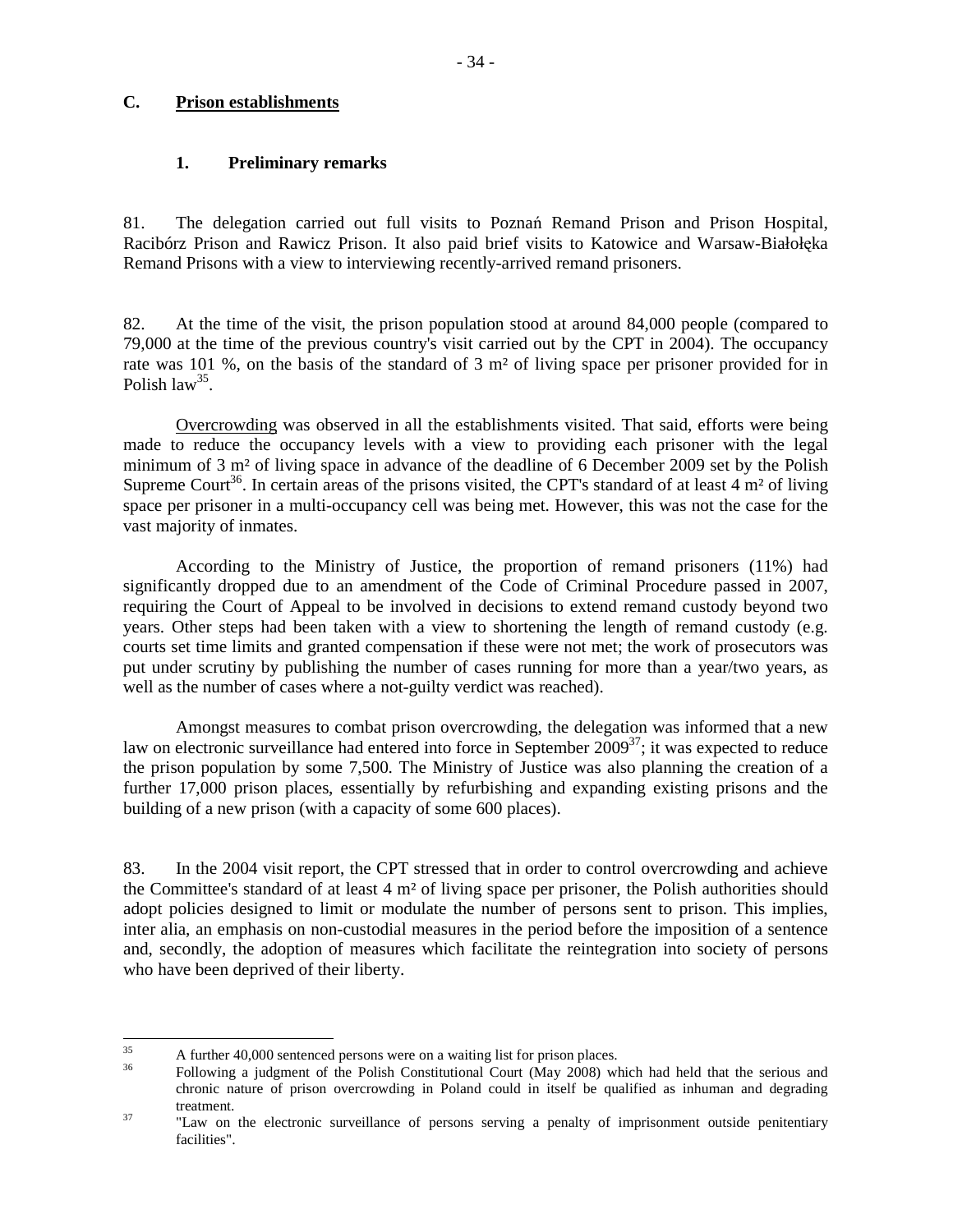## C. Prison establishments

### 1. Preliminary remarks

81. The delegation carried out full visits to Poznań Remand Prison and Prison Hospital, Racibórz Prison and Rawicz Prison. It also paid brief visits to Katowice and Warsaw-Białołęka Remand Prisons with a view to interviewing recently-arrived remand prisoners.

82. At the time of the visit, the prison population stood at around 84,000 people (compared to 79,000 at the time of the previous country's visit carried out by the CPT in 2004). The occupancy rate was 101 %, on the basis of the standard of 3 m² of living space per prisoner provided for in Polish law[35].

Overcrowding was observed in all the establishments visited. That said, efforts were being made to reduce the occupancy levels with a view to providing each prisoner with the legal minimum of 3 m² of living space in advance of the deadline of 6 December 2009 set by the Polish Supreme Court[36]. In certain areas of the prisons visited, the CPT's standard of at least 4 m² of living space per prisoner in a multi-occupancy cell was being met. However, this was not the case for the vast majority of inmates.

According to the Ministry of Justice, the proportion of remand prisoners (11%) had significantly dropped due to an amendment of the Code of Criminal Procedure passed in 2007, requiring the Court of Appeal to be involved in decisions to extend remand custody beyond two years. Other steps had been taken with a view to shortening the length of remand custody (e.g. courts set time limits and granted compensation if these were not met; the work of prosecutors was put under scrutiny by publishing the number of cases running for more than a year/two years, as well as the number of cases where a not-guilty verdict was reached).

Amongst measures to combat prison overcrowding, the delegation was informed that a new law on electronic surveillance had entered into force in September 2009[37]; it was expected to reduce the prison population by some 7,500. The Ministry of Justice was also planning the creation of a further 17,000 prison places, essentially by refurbishing and expanding existing prisons and the building of a new prison (with a capacity of some 600 places).

83. In the 2004 visit report, the CPT stressed that in order to control overcrowding and achieve the Committee's standard of at least 4 m² of living space per prisoner, the Polish authorities should adopt policies designed to limit or modulate the number of persons sent to prison. This implies, inter alia, an emphasis on non-custodial measures in the period before the imposition of a sentence and, secondly, the adoption of measures which facilitate the reintegration into society of persons who have been deprived of their liberty.

---

[35] A further 40,000 sentenced persons were on a waiting list for prison places.

[36] Following a judgment of the Polish Constitutional Court (May 2008) which had held that the serious and chronic nature of prison overcrowding in Poland could in itself be qualified as inhuman and degrading treatment.

[37] "Law on the electronic surveillance of persons serving a penalty of imprisonment outside penitentiary facilities".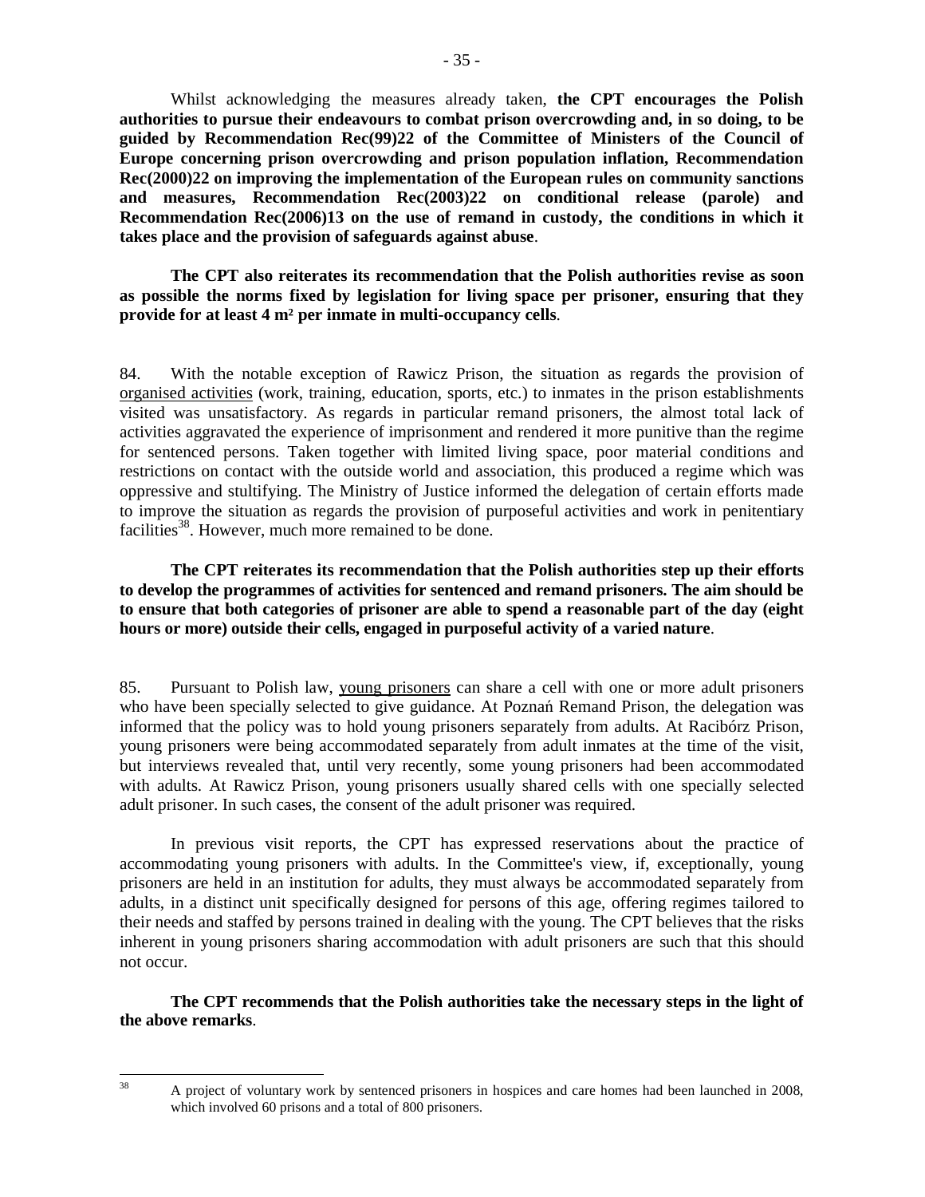Whilst acknowledging the measures already taken, **the CPT encourages the Polish authorities to pursue their endeavours to combat prison overcrowding and, in so doing, to be guided by Recommendation Rec(99)22 of the Committee of Ministers of the Council of Europe concerning prison overcrowding and prison population inflation, Recommendation Rec(2000)22 on improving the implementation of the European rules on community sanctions and measures, Recommendation Rec(2003)22 on conditional release (parole) and Recommendation Rec(2006)13 on the use of remand in custody, the conditions in which it takes place and the provision of safeguards against abuse**.

**The CPT also reiterates its recommendation that the Polish authorities revise as soon as possible the norms fixed by legislation for living space per prisoner, ensuring that they provide for at least 4 m² per inmate in multi-occupancy cells**.

84. With the notable exception of Rawicz Prison, the situation as regards the provision of organised activities (work, training, education, sports, etc.) to inmates in the prison establishments visited was unsatisfactory. As regards in particular remand prisoners, the almost total lack of activities aggravated the experience of imprisonment and rendered it more punitive than the regime for sentenced persons. Taken together with limited living space, poor material conditions and restrictions on contact with the outside world and association, this produced a regime which was oppressive and stultifying. The Ministry of Justice informed the delegation of certain efforts made to improve the situation as regards the provision of purposeful activities and work in penitentiary facilities[38]. However, much more remained to be done.

**The CPT reiterates its recommendation that the Polish authorities step up their efforts to develop the programmes of activities for sentenced and remand prisoners. The aim should be to ensure that both categories of prisoner are able to spend a reasonable part of the day (eight hours or more) outside their cells, engaged in purposeful activity of a varied nature**.

85. Pursuant to Polish law, young prisoners can share a cell with one or more adult prisoners who have been specially selected to give guidance. At Poznań Remand Prison, the delegation was informed that the policy was to hold young prisoners separately from adults. At Racibórz Prison, young prisoners were being accommodated separately from adult inmates at the time of the visit, but interviews revealed that, until very recently, some young prisoners had been accommodated with adults. At Rawicz Prison, young prisoners usually shared cells with one specially selected adult prisoner. In such cases, the consent of the adult prisoner was required.

In previous visit reports, the CPT has expressed reservations about the practice of accommodating young prisoners with adults. In the Committee's view, if, exceptionally, young prisoners are held in an institution for adults, they must always be accommodated separately from adults, in a distinct unit specifically designed for persons of this age, offering regimes tailored to their needs and staffed by persons trained in dealing with the young. The CPT believes that the risks inherent in young prisoners sharing accommodation with adult prisoners are such that this should not occur.

**The CPT recommends that the Polish authorities take the necessary steps in the light of the above remarks**.

---

[38] A project of voluntary work by sentenced prisoners in hospices and care homes had been launched in 2008, which involved 60 prisons and a total of 800 prisoners.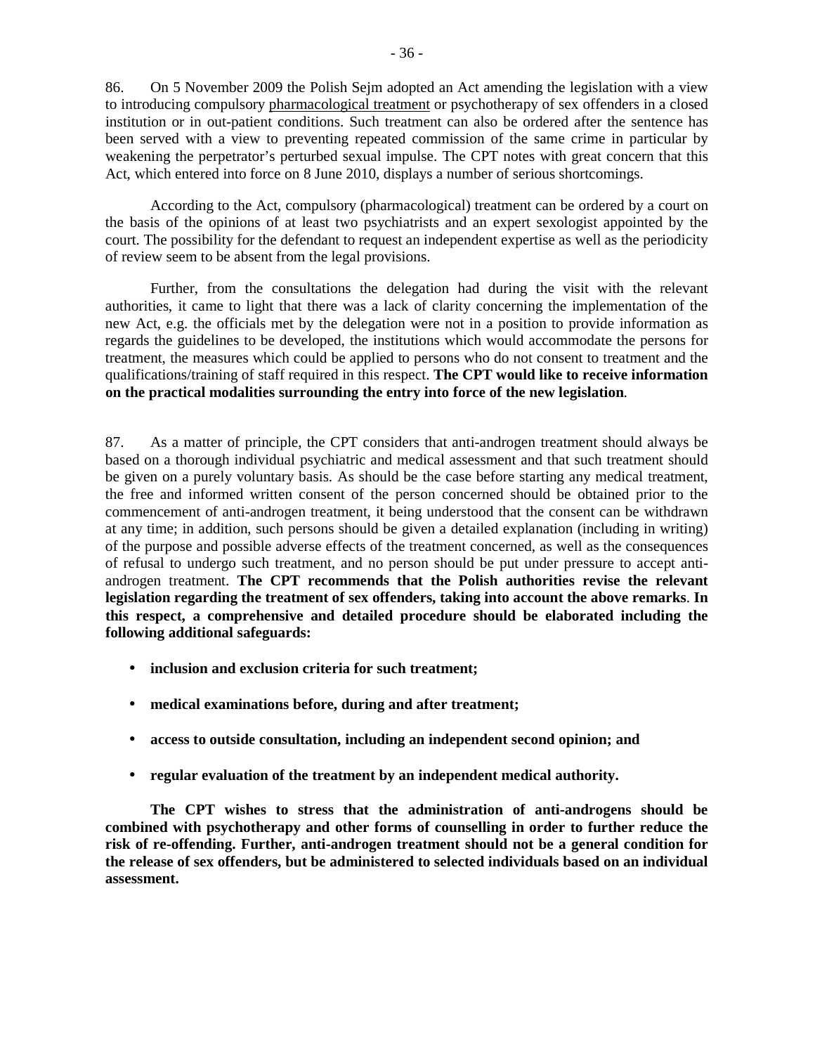86. On 5 November 2009 the Polish Sejm adopted an Act amending the legislation with a view to introducing compulsory pharmacological treatment or psychotherapy of sex offenders in a closed institution or in out-patient conditions. Such treatment can also be ordered after the sentence has been served with a view to preventing repeated commission of the same crime in particular by weakening the perpetrator's perturbed sexual impulse. The CPT notes with great concern that this Act, which entered into force on 8 June 2010, displays a number of serious shortcomings.

According to the Act, compulsory (pharmacological) treatment can be ordered by a court on the basis of the opinions of at least two psychiatrists and an expert sexologist appointed by the court. The possibility for the defendant to request an independent expertise as well as the periodicity of review seem to be absent from the legal provisions.

Further, from the consultations the delegation had during the visit with the relevant authorities, it came to light that there was a lack of clarity concerning the implementation of the new Act, e.g. the officials met by the delegation were not in a position to provide information as regards the guidelines to be developed, the institutions which would accommodate the persons for treatment, the measures which could be applied to persons who do not consent to treatment and the qualifications/training of staff required in this respect. **The CPT would like to receive information on the practical modalities surrounding the entry into force of the new legislation**.

87. As a matter of principle, the CPT considers that anti-androgen treatment should always be based on a thorough individual psychiatric and medical assessment and that such treatment should be given on a purely voluntary basis. As should be the case before starting any medical treatment, the free and informed written consent of the person concerned should be obtained prior to the commencement of anti-androgen treatment, it being understood that the consent can be withdrawn at any time; in addition, such persons should be given a detailed explanation (including in writing) of the purpose and possible adverse effects of the treatment concerned, as well as the consequences of refusal to undergo such treatment, and no person should be put under pressure to accept anti-androgen treatment. **The CPT recommends that the Polish authorities revise the relevant legislation regarding the treatment of sex offenders, taking into account the above remarks**. **In this respect, a comprehensive and detailed procedure should be elaborated including the following additional safeguards:**

- **inclusion and exclusion criteria for such treatment;**
- **medical examinations before, during and after treatment;**
- **access to outside consultation, including an independent second opinion; and**
- **regular evaluation of the treatment by an independent medical authority.**

**The CPT wishes to stress that the administration of anti-androgens should be combined with psychotherapy and other forms of counselling in order to further reduce the risk of re-offending. Further, anti-androgen treatment should not be a general condition for the release of sex offenders, but be administered to selected individuals based on an individual assessment.**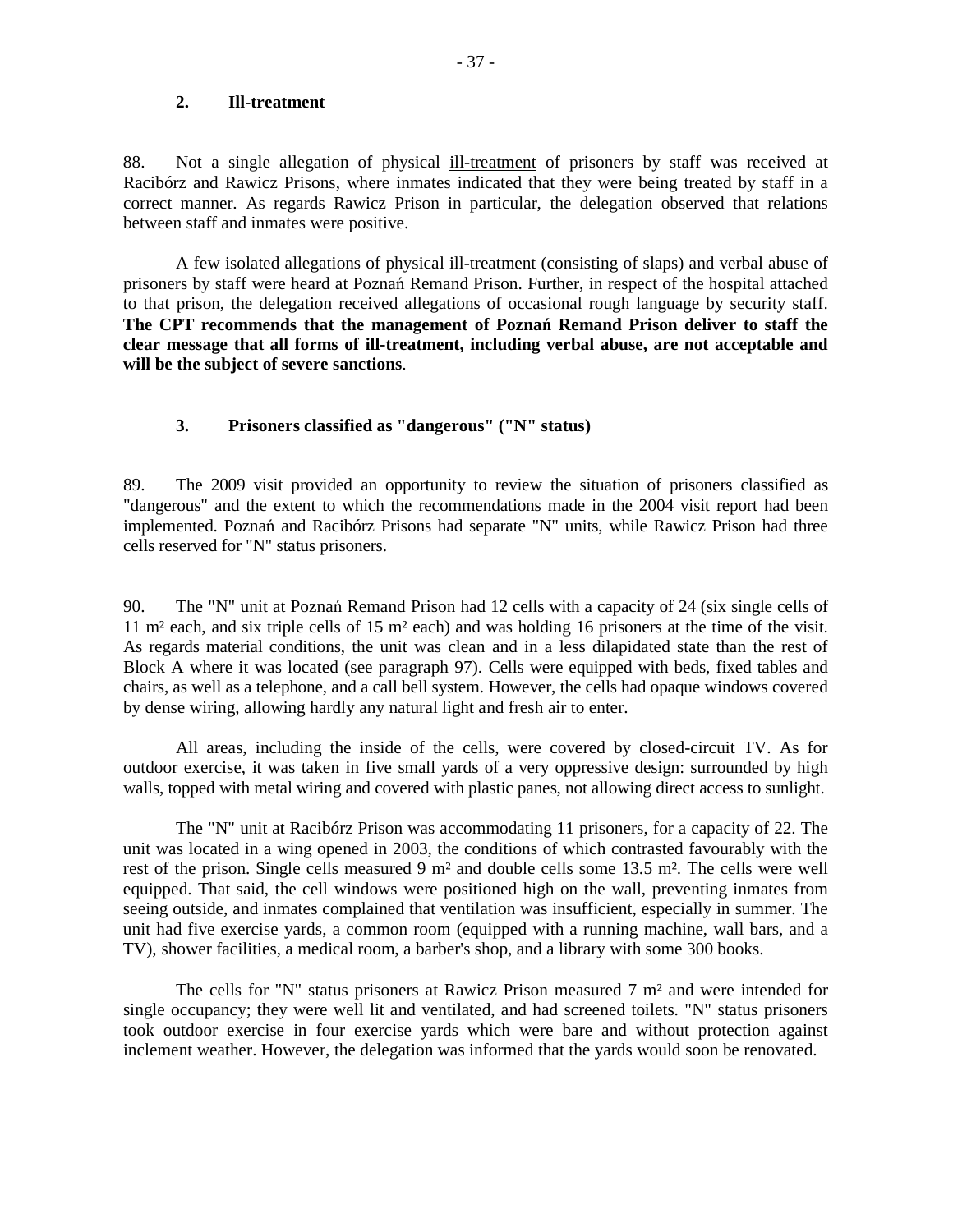### 2. Ill-treatment

88. Not a single allegation of physical ill-treatment of prisoners by staff was received at Racibórz and Rawicz Prisons, where inmates indicated that they were being treated by staff in a correct manner. As regards Rawicz Prison in particular, the delegation observed that relations between staff and inmates were positive.

A few isolated allegations of physical ill-treatment (consisting of slaps) and verbal abuse of prisoners by staff were heard at Poznań Remand Prison. Further, in respect of the hospital attached to that prison, the delegation received allegations of occasional rough language by security staff. **The CPT recommends that the management of Poznań Remand Prison deliver to staff the clear message that all forms of ill-treatment, including verbal abuse, are not acceptable and will be the subject of severe sanctions**.

### 3. Prisoners classified as "dangerous" ("N" status)

89. The 2009 visit provided an opportunity to review the situation of prisoners classified as "dangerous" and the extent to which the recommendations made in the 2004 visit report had been implemented. Poznań and Racibórz Prisons had separate "N" units, while Rawicz Prison had three cells reserved for "N" status prisoners.

90. The "N" unit at Poznań Remand Prison had 12 cells with a capacity of 24 (six single cells of 11 m² each, and six triple cells of 15 m² each) and was holding 16 prisoners at the time of the visit. As regards material conditions, the unit was clean and in a less dilapidated state than the rest of Block A where it was located (see paragraph 97). Cells were equipped with beds, fixed tables and chairs, as well as a telephone, and a call bell system. However, the cells had opaque windows covered by dense wiring, allowing hardly any natural light and fresh air to enter.

All areas, including the inside of the cells, were covered by closed-circuit TV. As for outdoor exercise, it was taken in five small yards of a very oppressive design: surrounded by high walls, topped with metal wiring and covered with plastic panes, not allowing direct access to sunlight.

The "N" unit at Racibórz Prison was accommodating 11 prisoners, for a capacity of 22. The unit was located in a wing opened in 2003, the conditions of which contrasted favourably with the rest of the prison. Single cells measured 9 m² and double cells some 13.5 m². The cells were well equipped. That said, the cell windows were positioned high on the wall, preventing inmates from seeing outside, and inmates complained that ventilation was insufficient, especially in summer. The unit had five exercise yards, a common room (equipped with a running machine, wall bars, and a TV), shower facilities, a medical room, a barber's shop, and a library with some 300 books.

The cells for "N" status prisoners at Rawicz Prison measured 7 m² and were intended for single occupancy; they were well lit and ventilated, and had screened toilets. "N" status prisoners took outdoor exercise in four exercise yards which were bare and without protection against inclement weather. However, the delegation was informed that the yards would soon be renovated.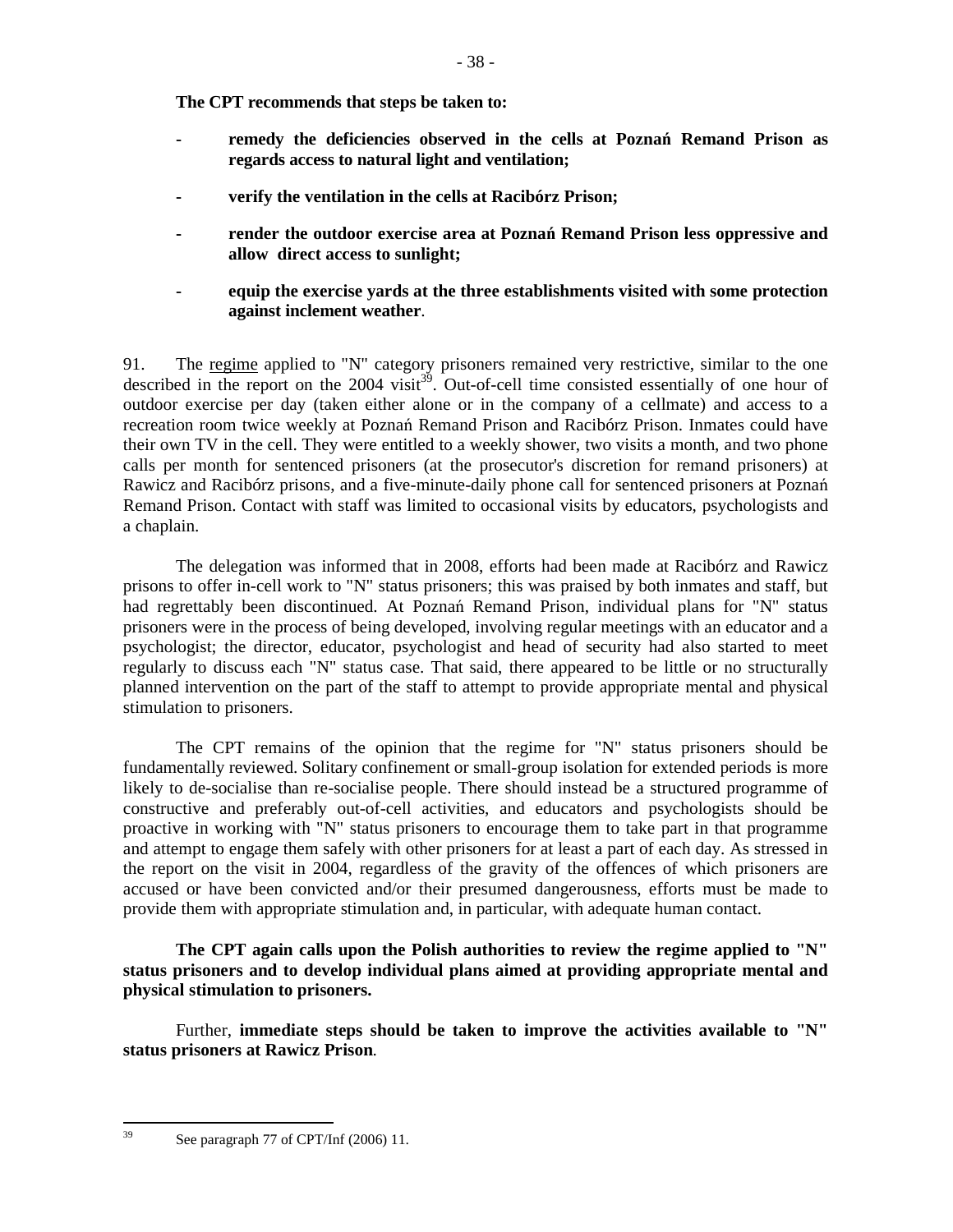**The CPT recommends that steps be taken to:**

- **remedy the deficiencies observed in the cells at Poznań Remand Prison as regards access to natural light and ventilation;**

- **verify the ventilation in the cells at Racibórz Prison;**

- **render the outdoor exercise area at Poznań Remand Prison less oppressive and allow direct access to sunlight;**

- **equip the exercise yards at the three establishments visited with some protection against inclement weather**.

91. The regime applied to "N" category prisoners remained very restrictive, similar to the one described in the report on the 2004 visit[39]. Out-of-cell time consisted essentially of one hour of outdoor exercise per day (taken either alone or in the company of a cellmate) and access to a recreation room twice weekly at Poznań Remand Prison and Racibórz Prison. Inmates could have their own TV in the cell. They were entitled to a weekly shower, two visits a month, and two phone calls per month for sentenced prisoners (at the prosecutor's discretion for remand prisoners) at Rawicz and Racibórz prisons, and a five-minute-daily phone call for sentenced prisoners at Poznań Remand Prison. Contact with staff was limited to occasional visits by educators, psychologists and a chaplain.

The delegation was informed that in 2008, efforts had been made at Racibórz and Rawicz prisons to offer in-cell work to "N" status prisoners; this was praised by both inmates and staff, but had regrettably been discontinued. At Poznań Remand Prison, individual plans for "N" status prisoners were in the process of being developed, involving regular meetings with an educator and a psychologist; the director, educator, psychologist and head of security had also started to meet regularly to discuss each "N" status case. That said, there appeared to be little or no structurally planned intervention on the part of the staff to attempt to provide appropriate mental and physical stimulation to prisoners.

The CPT remains of the opinion that the regime for "N" status prisoners should be fundamentally reviewed. Solitary confinement or small-group isolation for extended periods is more likely to de-socialise than re-socialise people. There should instead be a structured programme of constructive and preferably out-of-cell activities, and educators and psychologists should be proactive in working with "N" status prisoners to encourage them to take part in that programme and attempt to engage them safely with other prisoners for at least a part of each day. As stressed in the report on the visit in 2004, regardless of the gravity of the offences of which prisoners are accused or have been convicted and/or their presumed dangerousness, efforts must be made to provide them with appropriate stimulation and, in particular, with adequate human contact.

**The CPT again calls upon the Polish authorities to review the regime applied to "N" status prisoners and to develop individual plans aimed at providing appropriate mental and physical stimulation to prisoners.**

Further, **immediate steps should be taken to improve the activities available to "N" status prisoners at Rawicz Prison**.

---

[39] See paragraph 77 of CPT/Inf (2006) 11.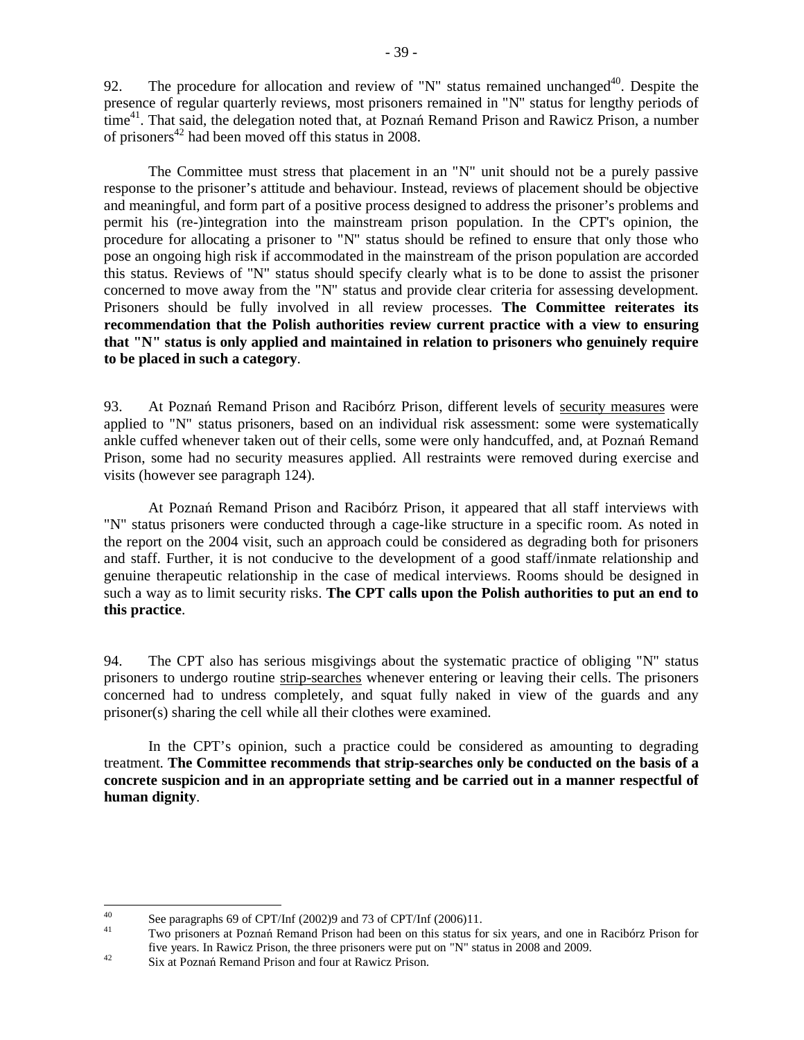92. The procedure for allocation and review of "N" status remained unchanged[40]. Despite the presence of regular quarterly reviews, most prisoners remained in "N" status for lengthy periods of time[41]. That said, the delegation noted that, at Poznań Remand Prison and Rawicz Prison, a number of prisoners[42] had been moved off this status in 2008.

The Committee must stress that placement in an "N" unit should not be a purely passive response to the prisoner's attitude and behaviour. Instead, reviews of placement should be objective and meaningful, and form part of a positive process designed to address the prisoner's problems and permit his (re-)integration into the mainstream prison population. In the CPT's opinion, the procedure for allocating a prisoner to "N" status should be refined to ensure that only those who pose an ongoing high risk if accommodated in the mainstream of the prison population are accorded this status. Reviews of "N" status should specify clearly what is to be done to assist the prisoner concerned to move away from the "N" status and provide clear criteria for assessing development. Prisoners should be fully involved in all review processes. **The Committee reiterates its recommendation that the Polish authorities review current practice with a view to ensuring that "N" status is only applied and maintained in relation to prisoners who genuinely require to be placed in such a category**.

93. At Poznań Remand Prison and Racibórz Prison, different levels of security measures were applied to "N" status prisoners, based on an individual risk assessment: some were systematically ankle cuffed whenever taken out of their cells, some were only handcuffed, and, at Poznań Remand Prison, some had no security measures applied. All restraints were removed during exercise and visits (however see paragraph 124).

At Poznań Remand Prison and Racibórz Prison, it appeared that all staff interviews with "N" status prisoners were conducted through a cage-like structure in a specific room. As noted in the report on the 2004 visit, such an approach could be considered as degrading both for prisoners and staff. Further, it is not conducive to the development of a good staff/inmate relationship and genuine therapeutic relationship in the case of medical interviews. Rooms should be designed in such a way as to limit security risks. **The CPT calls upon the Polish authorities to put an end to this practice**.

94. The CPT also has serious misgivings about the systematic practice of obliging "N" status prisoners to undergo routine strip-searches whenever entering or leaving their cells. The prisoners concerned had to undress completely, and squat fully naked in view of the guards and any prisoner(s) sharing the cell while all their clothes were examined.

In the CPT's opinion, such a practice could be considered as amounting to degrading treatment. **The Committee recommends that strip-searches only be conducted on the basis of a concrete suspicion and in an appropriate setting and be carried out in a manner respectful of human dignity**.

---

[40] See paragraphs 69 of CPT/Inf (2002)9 and 73 of CPT/Inf (2006)11.

[41] Two prisoners at Poznań Remand Prison had been on this status for six years, and one in Racibórz Prison for five years. In Rawicz Prison, the three prisoners were put on "N" status in 2008 and 2009.

[42] Six at Poznań Remand Prison and four at Rawicz Prison.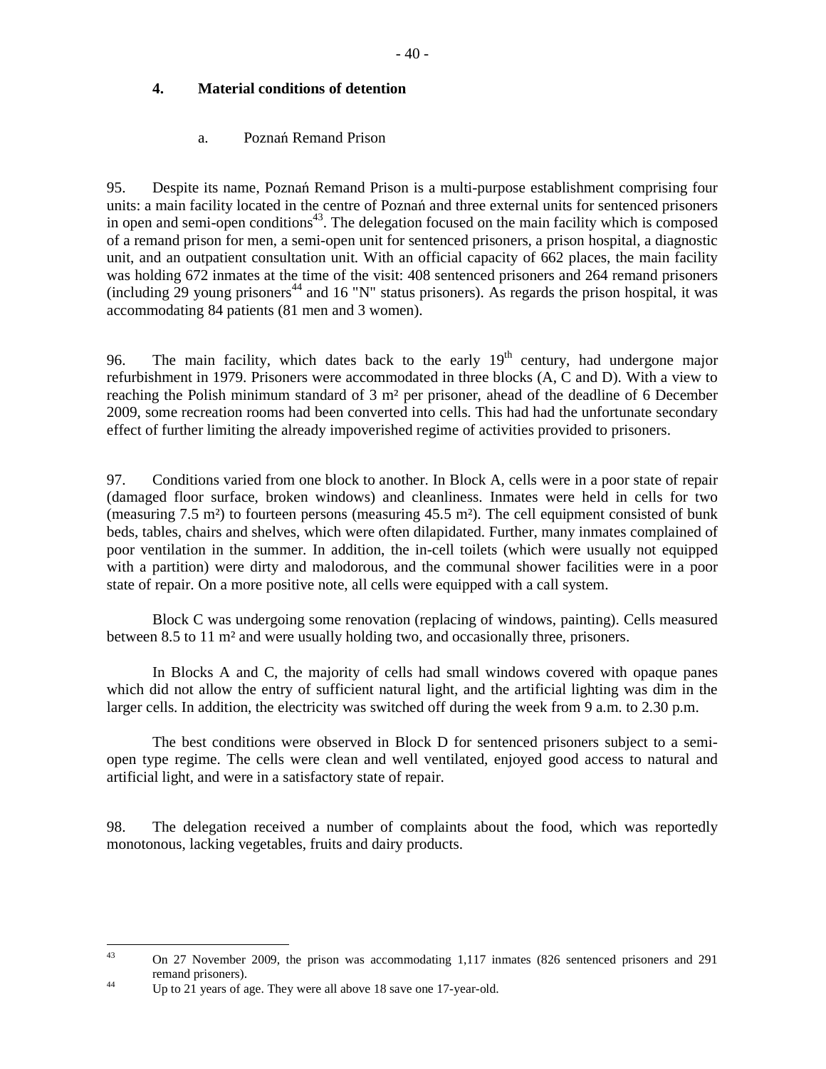## 4. Material conditions of detention

### a. Poznań Remand Prison

95. Despite its name, Poznań Remand Prison is a multi-purpose establishment comprising four units: a main facility located in the centre of Poznań and three external units for sentenced prisoners in open and semi-open conditions[43]. The delegation focused on the main facility which is composed of a remand prison for men, a semi-open unit for sentenced prisoners, a prison hospital, a diagnostic unit, and an outpatient consultation unit. With an official capacity of 662 places, the main facility was holding 672 inmates at the time of the visit: 408 sentenced prisoners and 264 remand prisoners (including 29 young prisoners[44] and 16 "N" status prisoners). As regards the prison hospital, it was accommodating 84 patients (81 men and 3 women).

96. The main facility, which dates back to the early 19th century, had undergone major refurbishment in 1979. Prisoners were accommodated in three blocks (A, C and D). With a view to reaching the Polish minimum standard of 3 m² per prisoner, ahead of the deadline of 6 December 2009, some recreation rooms had been converted into cells. This had had the unfortunate secondary effect of further limiting the already impoverished regime of activities provided to prisoners.

97. Conditions varied from one block to another. In Block A, cells were in a poor state of repair (damaged floor surface, broken windows) and cleanliness. Inmates were held in cells for two (measuring 7.5 m²) to fourteen persons (measuring 45.5 m²). The cell equipment consisted of bunk beds, tables, chairs and shelves, which were often dilapidated. Further, many inmates complained of poor ventilation in the summer. In addition, the in-cell toilets (which were usually not equipped with a partition) were dirty and malodorous, and the communal shower facilities were in a poor state of repair. On a more positive note, all cells were equipped with a call system.

Block C was undergoing some renovation (replacing of windows, painting). Cells measured between 8.5 to 11 m² and were usually holding two, and occasionally three, prisoners.

In Blocks A and C, the majority of cells had small windows covered with opaque panes which did not allow the entry of sufficient natural light, and the artificial lighting was dim in the larger cells. In addition, the electricity was switched off during the week from 9 a.m. to 2.30 p.m.

The best conditions were observed in Block D for sentenced prisoners subject to a semi-open type regime. The cells were clean and well ventilated, enjoyed good access to natural and artificial light, and were in a satisfactory state of repair.

98. The delegation received a number of complaints about the food, which was reportedly monotonous, lacking vegetables, fruits and dairy products.

---

[43] On 27 November 2009, the prison was accommodating 1,117 inmates (826 sentenced prisoners and 291 remand prisoners).

[44] Up to 21 years of age. They were all above 18 save one 17-year-old.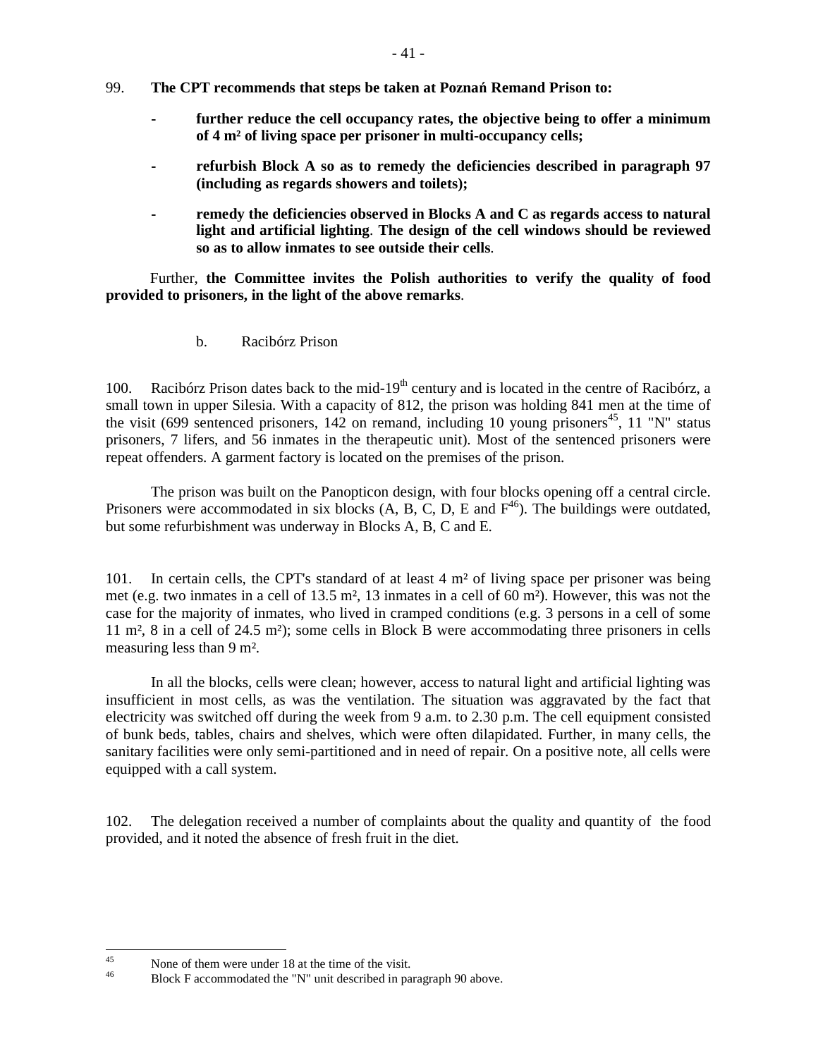99. **The CPT recommends that steps be taken at Poznań Remand Prison to:**

- **further reduce the cell occupancy rates, the objective being to offer a minimum of 4 m² of living space per prisoner in multi-occupancy cells;**
- **refurbish Block A so as to remedy the deficiencies described in paragraph 97 (including as regards showers and toilets);**
- **remedy the deficiencies observed in Blocks A and C as regards access to natural light and artificial lighting**. **The design of the cell windows should be reviewed so as to allow inmates to see outside their cells**.

Further, **the Committee invites the Polish authorities to verify the quality of food provided to prisoners, in the light of the above remarks**.

b. Racibórz Prison

100. Racibórz Prison dates back to the mid-19th century and is located in the centre of Racibórz, a small town in upper Silesia. With a capacity of 812, the prison was holding 841 men at the time of the visit (699 sentenced prisoners, 142 on remand, including 10 young prisoners[45], 11 "N" status prisoners, 7 lifers, and 56 inmates in the therapeutic unit). Most of the sentenced prisoners were repeat offenders. A garment factory is located on the premises of the prison.

The prison was built on the Panopticon design, with four blocks opening off a central circle. Prisoners were accommodated in six blocks (A, B, C, D, E and F[46]). The buildings were outdated, but some refurbishment was underway in Blocks A, B, C and E.

101. In certain cells, the CPT's standard of at least 4 m² of living space per prisoner was being met (e.g. two inmates in a cell of 13.5 m², 13 inmates in a cell of 60 m²). However, this was not the case for the majority of inmates, who lived in cramped conditions (e.g. 3 persons in a cell of some 11 m², 8 in a cell of 24.5 m²); some cells in Block B were accommodating three prisoners in cells measuring less than 9 m².

In all the blocks, cells were clean; however, access to natural light and artificial lighting was insufficient in most cells, as was the ventilation. The situation was aggravated by the fact that electricity was switched off during the week from 9 a.m. to 2.30 p.m. The cell equipment consisted of bunk beds, tables, chairs and shelves, which were often dilapidated. Further, in many cells, the sanitary facilities were only semi-partitioned and in need of repair. On a positive note, all cells were equipped with a call system.

102. The delegation received a number of complaints about the quality and quantity of the food provided, and it noted the absence of fresh fruit in the diet.

[45] None of them were under 18 at the time of the visit.

[46] Block F accommodated the "N" unit described in paragraph 90 above.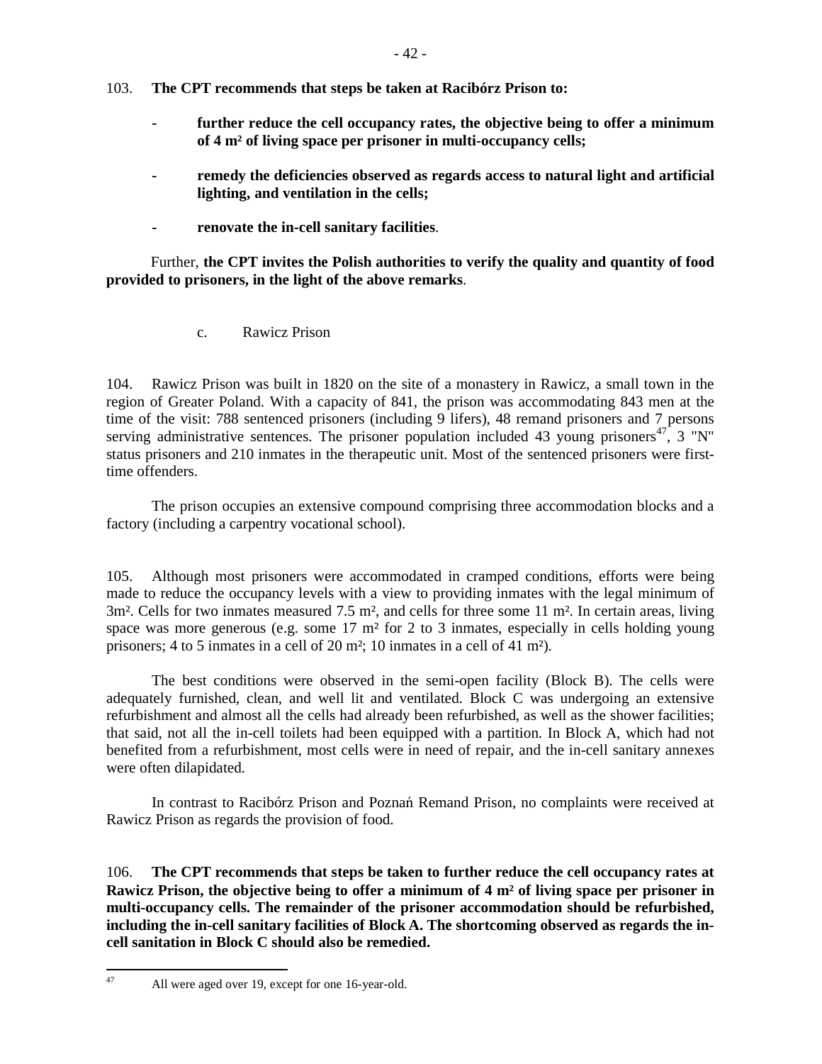103. **The CPT recommends that steps be taken at Racibórz Prison to:**

- **further reduce the cell occupancy rates, the objective being to offer a minimum of 4 m² of living space per prisoner in multi-occupancy cells;**

- **remedy the deficiencies observed as regards access to natural light and artificial lighting, and ventilation in the cells;**

- **renovate the in-cell sanitary facilities**.

Further, **the CPT invites the Polish authorities to verify the quality and quantity of food provided to prisoners, in the light of the above remarks**.

c. Rawicz Prison

104. Rawicz Prison was built in 1820 on the site of a monastery in Rawicz, a small town in the region of Greater Poland. With a capacity of 841, the prison was accommodating 843 men at the time of the visit: 788 sentenced prisoners (including 9 lifers), 48 remand prisoners and 7 persons serving administrative sentences. The prisoner population included 43 young prisoners[47], 3 "N" status prisoners and 210 inmates in the therapeutic unit. Most of the sentenced prisoners were first-time offenders.

The prison occupies an extensive compound comprising three accommodation blocks and a factory (including a carpentry vocational school).

105. Although most prisoners were accommodated in cramped conditions, efforts were being made to reduce the occupancy levels with a view to providing inmates with the legal minimum of 3m². Cells for two inmates measured 7.5 m², and cells for three some 11 m². In certain areas, living space was more generous (e.g. some 17 m² for 2 to 3 inmates, especially in cells holding young prisoners; 4 to 5 inmates in a cell of 20 m²; 10 inmates in a cell of 41 m²).

The best conditions were observed in the semi-open facility (Block B). The cells were adequately furnished, clean, and well lit and ventilated. Block C was undergoing an extensive refurbishment and almost all the cells had already been refurbished, as well as the shower facilities; that said, not all the in-cell toilets had been equipped with a partition. In Block A, which had not benefited from a refurbishment, most cells were in need of repair, and the in-cell sanitary annexes were often dilapidated.

In contrast to Racibórz Prison and Poznań Remand Prison, no complaints were received at Rawicz Prison as regards the provision of food.

106. **The CPT recommends that steps be taken to further reduce the cell occupancy rates at Rawicz Prison, the objective being to offer a minimum of 4 m² of living space per prisoner in multi-occupancy cells. The remainder of the prisoner accommodation should be refurbished, including the in-cell sanitary facilities of Block A. The shortcoming observed as regards the in-cell sanitation in Block C should also be remedied.**

[47] All were aged over 19, except for one 16-year-old.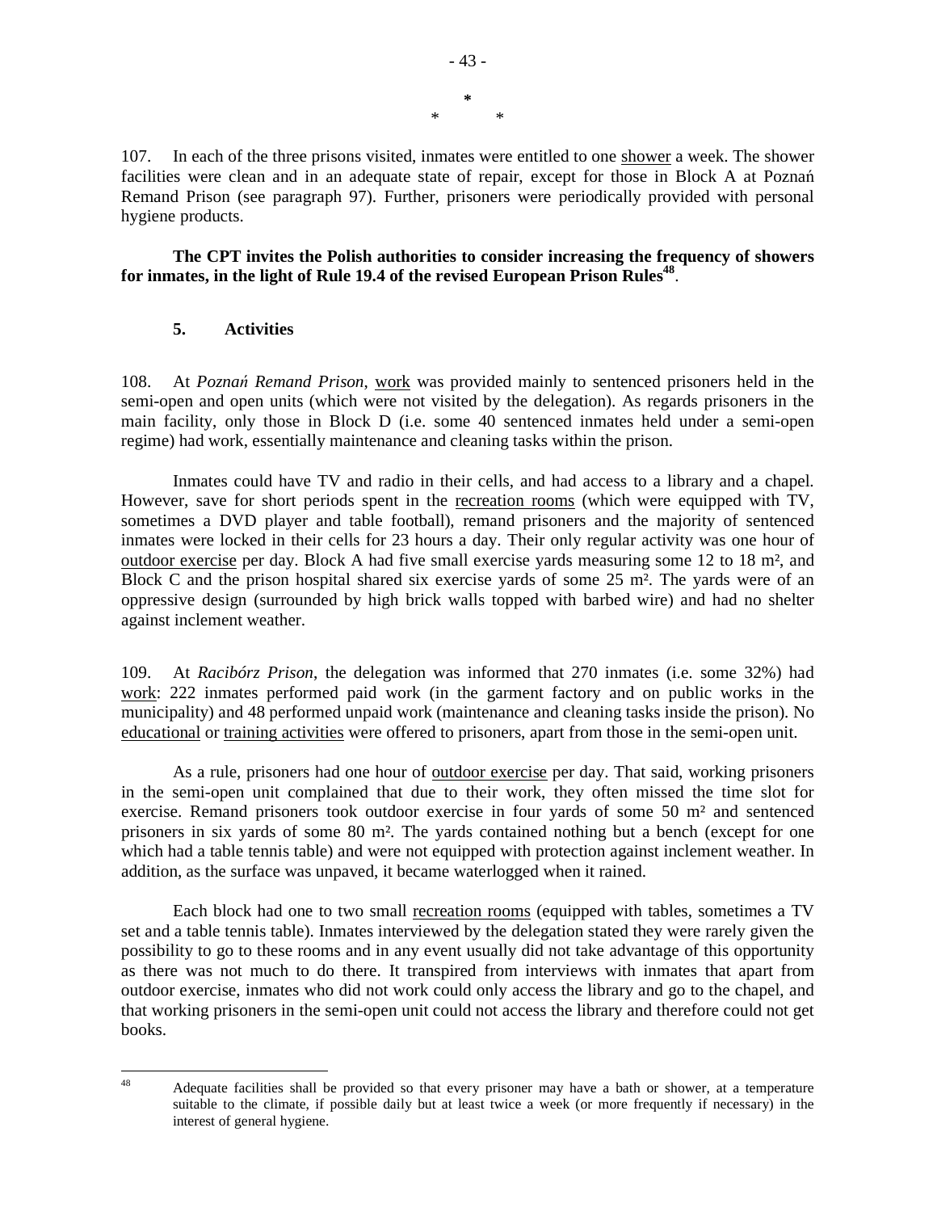\*
\*　　　\*

107. In each of the three prisons visited, inmates were entitled to one shower a week. The shower facilities were clean and in an adequate state of repair, except for those in Block A at Poznań Remand Prison (see paragraph 97). Further, prisoners were periodically provided with personal hygiene products.

**The CPT invites the Polish authorities to consider increasing the frequency of showers for inmates, in the light of Rule 19.4 of the revised European Prison Rules[48]**.

### 5. Activities

108. At *Poznań Remand Prison*, work was provided mainly to sentenced prisoners held in the semi-open and open units (which were not visited by the delegation). As regards prisoners in the main facility, only those in Block D (i.e. some 40 sentenced inmates held under a semi-open regime) had work, essentially maintenance and cleaning tasks within the prison.

Inmates could have TV and radio in their cells, and had access to a library and a chapel. However, save for short periods spent in the recreation rooms (which were equipped with TV, sometimes a DVD player and table football), remand prisoners and the majority of sentenced inmates were locked in their cells for 23 hours a day. Their only regular activity was one hour of outdoor exercise per day. Block A had five small exercise yards measuring some 12 to 18 m², and Block C and the prison hospital shared six exercise yards of some 25 m². The yards were of an oppressive design (surrounded by high brick walls topped with barbed wire) and had no shelter against inclement weather.

109. At *Racibórz Prison*, the delegation was informed that 270 inmates (i.e. some 32%) had work: 222 inmates performed paid work (in the garment factory and on public works in the municipality) and 48 performed unpaid work (maintenance and cleaning tasks inside the prison). No educational or training activities were offered to prisoners, apart from those in the semi-open unit.

As a rule, prisoners had one hour of outdoor exercise per day. That said, working prisoners in the semi-open unit complained that due to their work, they often missed the time slot for exercise. Remand prisoners took outdoor exercise in four yards of some 50 m² and sentenced prisoners in six yards of some 80 m². The yards contained nothing but a bench (except for one which had a table tennis table) and were not equipped with protection against inclement weather. In addition, as the surface was unpaved, it became waterlogged when it rained.

Each block had one to two small recreation rooms (equipped with tables, sometimes a TV set and a table tennis table). Inmates interviewed by the delegation stated they were rarely given the possibility to go to these rooms and in any event usually did not take advantage of this opportunity as there was not much to do there. It transpired from interviews with inmates that apart from outdoor exercise, inmates who did not work could only access the library and go to the chapel, and that working prisoners in the semi-open unit could not access the library and therefore could not get books.

---

[48] Adequate facilities shall be provided so that every prisoner may have a bath or shower, at a temperature suitable to the climate, if possible daily but at least twice a week (or more frequently if necessary) in the interest of general hygiene.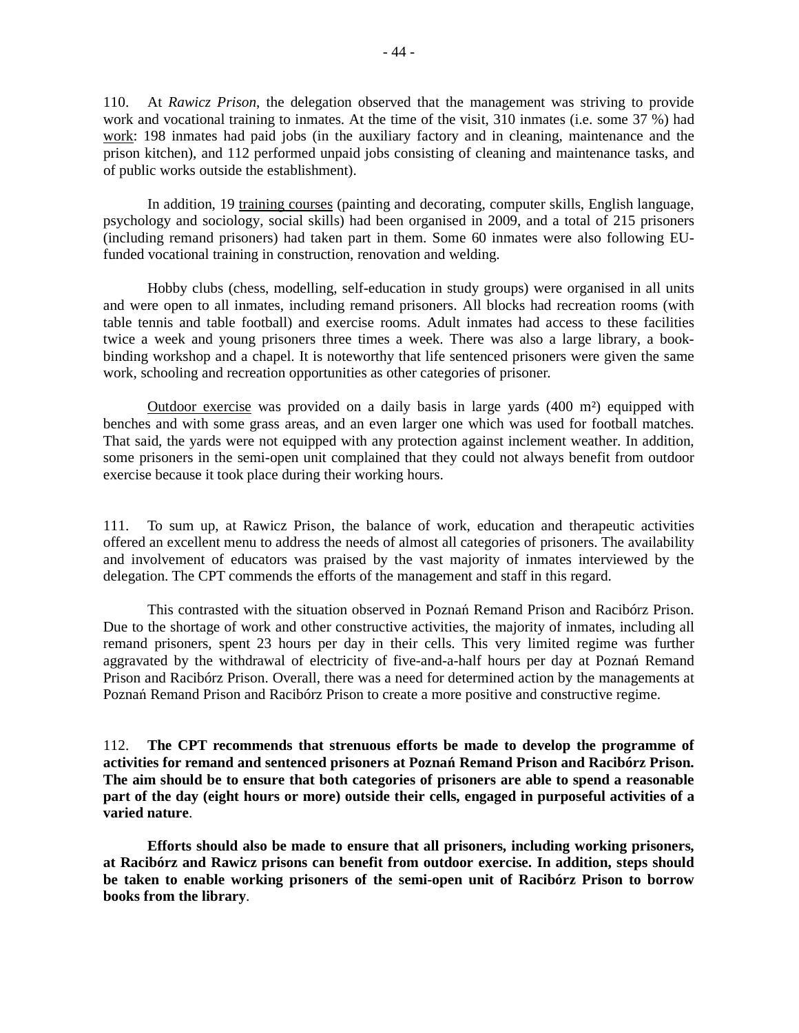110. At *Rawicz Prison*, the delegation observed that the management was striving to provide work and vocational training to inmates. At the time of the visit, 310 inmates (i.e. some 37 %) had work: 198 inmates had paid jobs (in the auxiliary factory and in cleaning, maintenance and the prison kitchen), and 112 performed unpaid jobs consisting of cleaning and maintenance tasks, and of public works outside the establishment).

In addition, 19 training courses (painting and decorating, computer skills, English language, psychology and sociology, social skills) had been organised in 2009, and a total of 215 prisoners (including remand prisoners) had taken part in them. Some 60 inmates were also following EU-funded vocational training in construction, renovation and welding.

Hobby clubs (chess, modelling, self-education in study groups) were organised in all units and were open to all inmates, including remand prisoners. All blocks had recreation rooms (with table tennis and table football) and exercise rooms. Adult inmates had access to these facilities twice a week and young prisoners three times a week. There was also a large library, a book-binding workshop and a chapel. It is noteworthy that life sentenced prisoners were given the same work, schooling and recreation opportunities as other categories of prisoner.

Outdoor exercise was provided on a daily basis in large yards (400 m²) equipped with benches and with some grass areas, and an even larger one which was used for football matches. That said, the yards were not equipped with any protection against inclement weather. In addition, some prisoners in the semi-open unit complained that they could not always benefit from outdoor exercise because it took place during their working hours.

111. To sum up, at Rawicz Prison, the balance of work, education and therapeutic activities offered an excellent menu to address the needs of almost all categories of prisoners. The availability and involvement of educators was praised by the vast majority of inmates interviewed by the delegation. The CPT commends the efforts of the management and staff in this regard.

This contrasted with the situation observed in Poznań Remand Prison and Racibórz Prison. Due to the shortage of work and other constructive activities, the majority of inmates, including all remand prisoners, spent 23 hours per day in their cells. This very limited regime was further aggravated by the withdrawal of electricity of five-and-a-half hours per day at Poznań Remand Prison and Racibórz Prison. Overall, there was a need for determined action by the managements at Poznań Remand Prison and Racibórz Prison to create a more positive and constructive regime.

112. **The CPT recommends that strenuous efforts be made to develop the programme of activities for remand and sentenced prisoners at Poznań Remand Prison and Racibórz Prison. The aim should be to ensure that both categories of prisoners are able to spend a reasonable part of the day (eight hours or more) outside their cells, engaged in purposeful activities of a varied nature**.

**Efforts should also be made to ensure that all prisoners, including working prisoners, at Racibórz and Rawicz prisons can benefit from outdoor exercise. In addition, steps should be taken to enable working prisoners of the semi-open unit of Racibórz Prison to borrow books from the library**.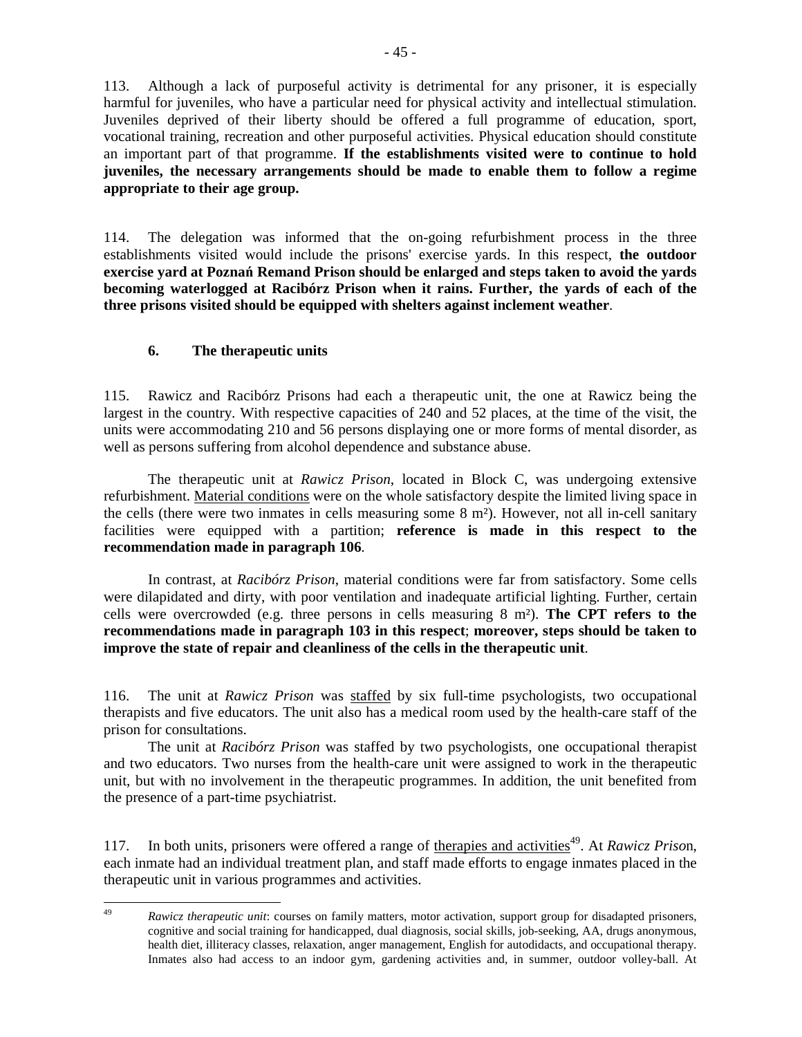113. Although a lack of purposeful activity is detrimental for any prisoner, it is especially harmful for juveniles, who have a particular need for physical activity and intellectual stimulation. Juveniles deprived of their liberty should be offered a full programme of education, sport, vocational training, recreation and other purposeful activities. Physical education should constitute an important part of that programme. **If the establishments visited were to continue to hold juveniles, the necessary arrangements should be made to enable them to follow a regime appropriate to their age group.**

114. The delegation was informed that the on-going refurbishment process in the three establishments visited would include the prisons' exercise yards. In this respect, **the outdoor exercise yard at Poznań Remand Prison should be enlarged and steps taken to avoid the yards becoming waterlogged at Racibórz Prison when it rains. Further, the yards of each of the three prisons visited should be equipped with shelters against inclement weather**.

### 6. The therapeutic units

115. Rawicz and Racibórz Prisons had each a therapeutic unit, the one at Rawicz being the largest in the country. With respective capacities of 240 and 52 places, at the time of the visit, the units were accommodating 210 and 56 persons displaying one or more forms of mental disorder, as well as persons suffering from alcohol dependence and substance abuse.

The therapeutic unit at *Rawicz Prison*, located in Block C, was undergoing extensive refurbishment. Material conditions were on the whole satisfactory despite the limited living space in the cells (there were two inmates in cells measuring some 8 m²). However, not all in-cell sanitary facilities were equipped with a partition; **reference is made in this respect to the recommendation made in paragraph 106**.

In contrast, at *Racibórz Prison*, material conditions were far from satisfactory. Some cells were dilapidated and dirty, with poor ventilation and inadequate artificial lighting. Further, certain cells were overcrowded (e.g. three persons in cells measuring 8 m²). **The CPT refers to the recommendations made in paragraph 103 in this respect**; **moreover, steps should be taken to improve the state of repair and cleanliness of the cells in the therapeutic unit**.

116. The unit at *Rawicz Prison* was staffed by six full-time psychologists, two occupational therapists and five educators. The unit also has a medical room used by the health-care staff of the prison for consultations.

The unit at *Racibórz Prison* was staffed by two psychologists, one occupational therapist and two educators. Two nurses from the health-care unit were assigned to work in the therapeutic unit, but with no involvement in the therapeutic programmes. In addition, the unit benefited from the presence of a part-time psychiatrist.

117. In both units, prisoners were offered a range of therapies and activities[49]. At *Rawicz Prison*, each inmate had an individual treatment plan, and staff made efforts to engage inmates placed in the therapeutic unit in various programmes and activities.

---

[49] *Rawicz therapeutic unit*: courses on family matters, motor activation, support group for disadapted prisoners, cognitive and social training for handicapped, dual diagnosis, social skills, job-seeking, AA, drugs anonymous, health diet, illiteracy classes, relaxation, anger management, English for autodidacts, and occupational therapy. Inmates also had access to an indoor gym, gardening activities and, in summer, outdoor volley-ball. At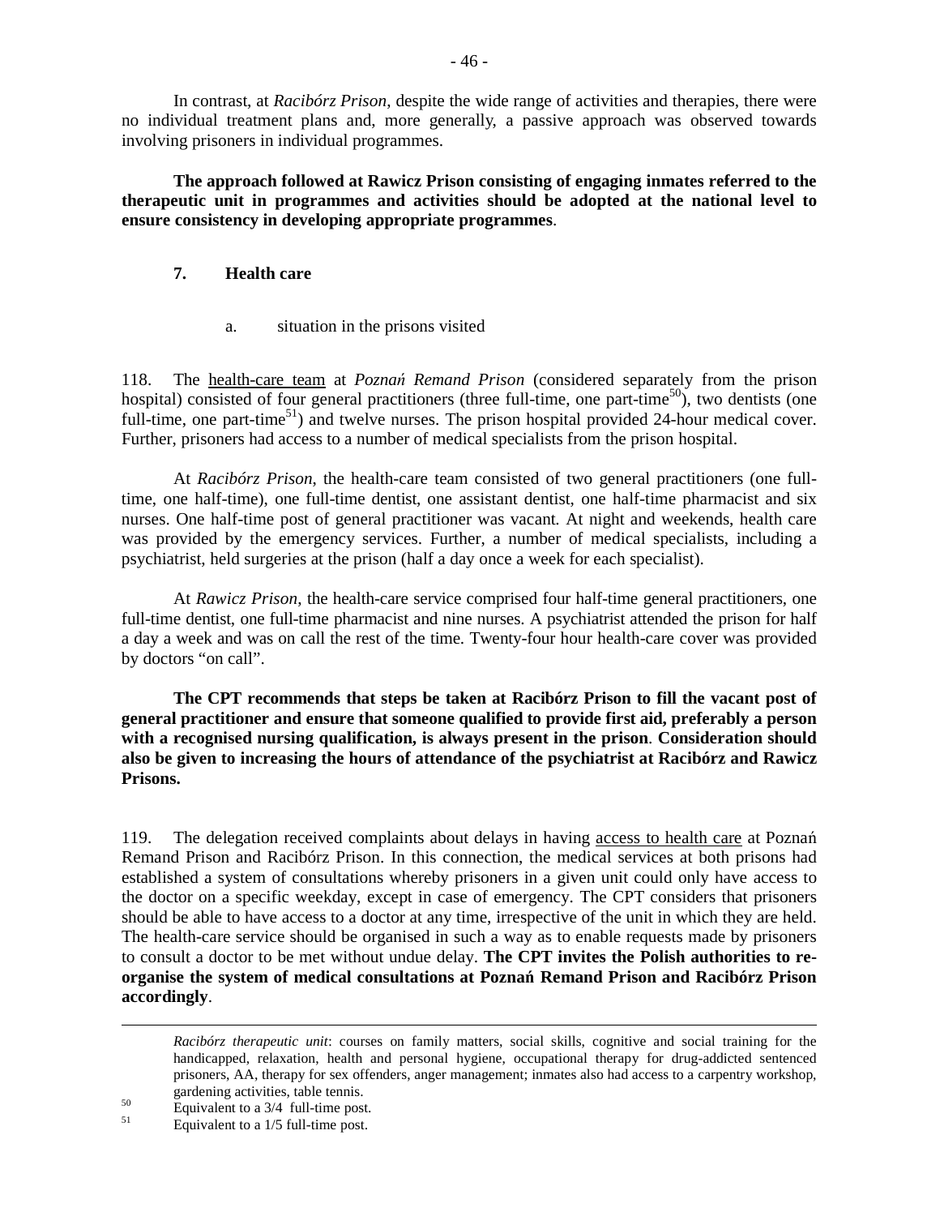In contrast, at *Racibórz Prison*, despite the wide range of activities and therapies, there were no individual treatment plans and, more generally, a passive approach was observed towards involving prisoners in individual programmes.

**The approach followed at Rawicz Prison consisting of engaging inmates referred to the therapeutic unit in programmes and activities should be adopted at the national level to ensure consistency in developing appropriate programmes**.

## 7. Health care

### a. situation in the prisons visited

118. The health-care team at *Poznań Remand Prison* (considered separately from the prison hospital) consisted of four general practitioners (three full-time, one part-time[50]), two dentists (one full-time, one part-time[51]) and twelve nurses. The prison hospital provided 24-hour medical cover. Further, prisoners had access to a number of medical specialists from the prison hospital.

At *Racibórz Prison*, the health-care team consisted of two general practitioners (one full-time, one half-time), one full-time dentist, one assistant dentist, one half-time pharmacist and six nurses. One half-time post of general practitioner was vacant. At night and weekends, health care was provided by the emergency services. Further, a number of medical specialists, including a psychiatrist, held surgeries at the prison (half a day once a week for each specialist).

At *Rawicz Prison*, the health-care service comprised four half-time general practitioners, one full-time dentist, one full-time pharmacist and nine nurses. A psychiatrist attended the prison for half a day a week and was on call the rest of the time. Twenty-four hour health-care cover was provided by doctors "on call".

**The CPT recommends that steps be taken at Racibórz Prison to fill the vacant post of general practitioner and ensure that someone qualified to provide first aid, preferably a person with a recognised nursing qualification, is always present in the prison**. **Consideration should also be given to increasing the hours of attendance of the psychiatrist at Racibórz and Rawicz Prisons.**

119. The delegation received complaints about delays in having access to health care at Poznań Remand Prison and Racibórz Prison. In this connection, the medical services at both prisons had established a system of consultations whereby prisoners in a given unit could only have access to the doctor on a specific weekday, except in case of emergency. The CPT considers that prisoners should be able to have access to a doctor at any time, irrespective of the unit in which they are held. The health-care service should be organised in such a way as to enable requests made by prisoners to consult a doctor to be met without undue delay. **The CPT invites the Polish authorities to re-organise the system of medical consultations at Poznań Remand Prison and Racibórz Prison accordingly**.

---

*Racibórz therapeutic unit*: courses on family matters, social skills, cognitive and social training for the handicapped, relaxation, health and personal hygiene, occupational therapy for drug-addicted sentenced prisoners, AA, therapy for sex offenders, anger management; inmates also had access to a carpentry workshop, gardening activities, table tennis.

[50] Equivalent to a 3/4 full-time post.

[51] Equivalent to a 1/5 full-time post.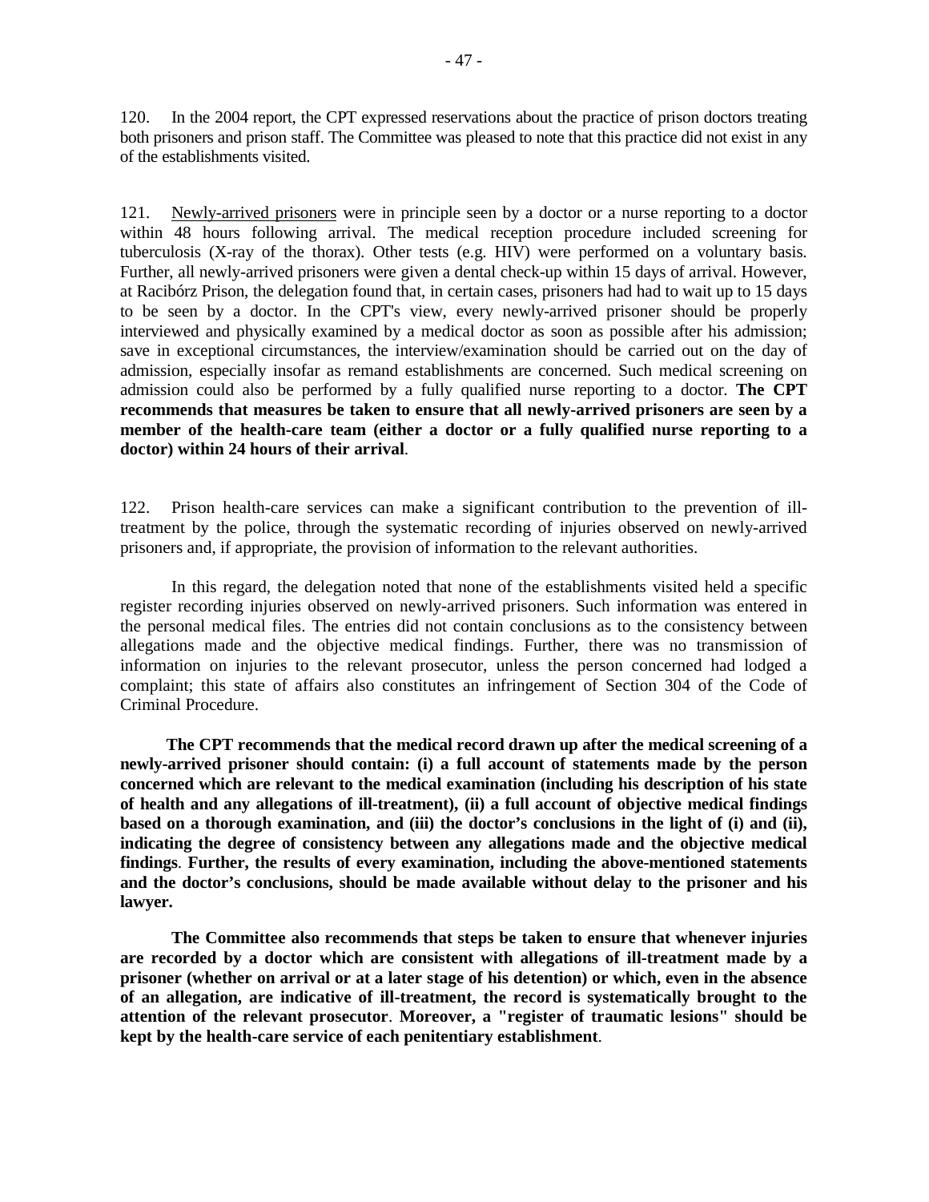120. In the 2004 report, the CPT expressed reservations about the practice of prison doctors treating both prisoners and prison staff. The Committee was pleased to note that this practice did not exist in any of the establishments visited.

121. Newly-arrived prisoners were in principle seen by a doctor or a nurse reporting to a doctor within 48 hours following arrival. The medical reception procedure included screening for tuberculosis (X-ray of the thorax). Other tests (e.g. HIV) were performed on a voluntary basis. Further, all newly-arrived prisoners were given a dental check-up within 15 days of arrival. However, at Racibórz Prison, the delegation found that, in certain cases, prisoners had had to wait up to 15 days to be seen by a doctor. In the CPT's view, every newly-arrived prisoner should be properly interviewed and physically examined by a medical doctor as soon as possible after his admission; save in exceptional circumstances, the interview/examination should be carried out on the day of admission, especially insofar as remand establishments are concerned. Such medical screening on admission could also be performed by a fully qualified nurse reporting to a doctor. **The CPT recommends that measures be taken to ensure that all newly-arrived prisoners are seen by a member of the health-care team (either a doctor or a fully qualified nurse reporting to a doctor) within 24 hours of their arrival**.

122. Prison health-care services can make a significant contribution to the prevention of ill-treatment by the police, through the systematic recording of injuries observed on newly-arrived prisoners and, if appropriate, the provision of information to the relevant authorities.

In this regard, the delegation noted that none of the establishments visited held a specific register recording injuries observed on newly-arrived prisoners. Such information was entered in the personal medical files. The entries did not contain conclusions as to the consistency between allegations made and the objective medical findings. Further, there was no transmission of information on injuries to the relevant prosecutor, unless the person concerned had lodged a complaint; this state of affairs also constitutes an infringement of Section 304 of the Code of Criminal Procedure.

**The CPT recommends that the medical record drawn up after the medical screening of a newly-arrived prisoner should contain: (i) a full account of statements made by the person concerned which are relevant to the medical examination (including his description of his state of health and any allegations of ill-treatment), (ii) a full account of objective medical findings based on a thorough examination, and (iii) the doctor's conclusions in the light of (i) and (ii), indicating the degree of consistency between any allegations made and the objective medical findings**. **Further, the results of every examination, including the above-mentioned statements and the doctor's conclusions, should be made available without delay to the prisoner and his lawyer.**

**The Committee also recommends that steps be taken to ensure that whenever injuries are recorded by a doctor which are consistent with allegations of ill-treatment made by a prisoner (whether on arrival or at a later stage of his detention) or which, even in the absence of an allegation, are indicative of ill-treatment, the record is systematically brought to the attention of the relevant prosecutor**. **Moreover, a "register of traumatic lesions" should be kept by the health-care service of each penitentiary establishment**.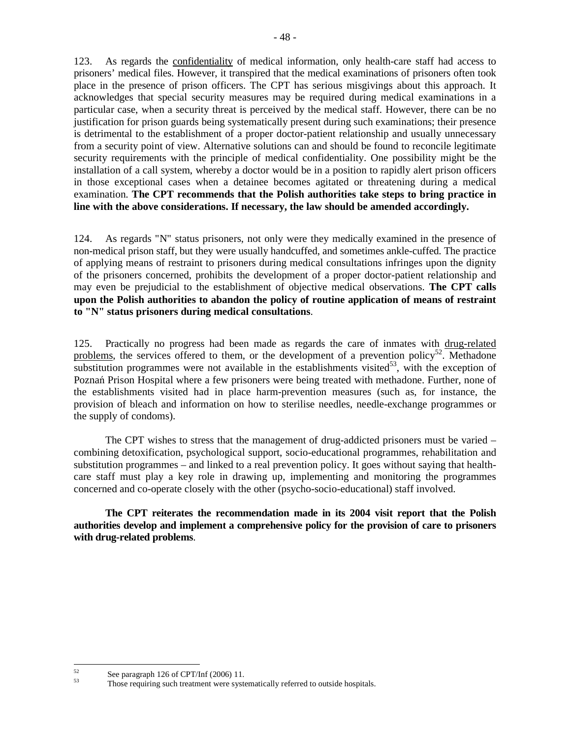123. As regards the confidentiality of medical information, only health-care staff had access to prisoners' medical files. However, it transpired that the medical examinations of prisoners often took place in the presence of prison officers. The CPT has serious misgivings about this approach. It acknowledges that special security measures may be required during medical examinations in a particular case, when a security threat is perceived by the medical staff. However, there can be no justification for prison guards being systematically present during such examinations; their presence is detrimental to the establishment of a proper doctor-patient relationship and usually unnecessary from a security point of view. Alternative solutions can and should be found to reconcile legitimate security requirements with the principle of medical confidentiality. One possibility might be the installation of a call system, whereby a doctor would be in a position to rapidly alert prison officers in those exceptional cases when a detainee becomes agitated or threatening during a medical examination. **The CPT recommends that the Polish authorities take steps to bring practice in line with the above considerations. If necessary, the law should be amended accordingly.**

124. As regards "N" status prisoners, not only were they medically examined in the presence of non-medical prison staff, but they were usually handcuffed, and sometimes ankle-cuffed. The practice of applying means of restraint to prisoners during medical consultations infringes upon the dignity of the prisoners concerned, prohibits the development of a proper doctor-patient relationship and may even be prejudicial to the establishment of objective medical observations. **The CPT calls upon the Polish authorities to abandon the policy of routine application of means of restraint to "N" status prisoners during medical consultations**.

125. Practically no progress had been made as regards the care of inmates with drug-related problems, the services offered to them, or the development of a prevention policy[52]. Methadone substitution programmes were not available in the establishments visited[53], with the exception of Poznań Prison Hospital where a few prisoners were being treated with methadone. Further, none of the establishments visited had in place harm-prevention measures (such as, for instance, the provision of bleach and information on how to sterilise needles, needle-exchange programmes or the supply of condoms).

The CPT wishes to stress that the management of drug-addicted prisoners must be varied – combining detoxification, psychological support, socio-educational programmes, rehabilitation and substitution programmes – and linked to a real prevention policy. It goes without saying that health-care staff must play a key role in drawing up, implementing and monitoring the programmes concerned and co-operate closely with the other (psycho-socio-educational) staff involved.

**The CPT reiterates the recommendation made in its 2004 visit report that the Polish authorities develop and implement a comprehensive policy for the provision of care to prisoners with drug-related problems**.

[52] See paragraph 126 of CPT/Inf (2006) 11.

[53] Those requiring such treatment were systematically referred to outside hospitals.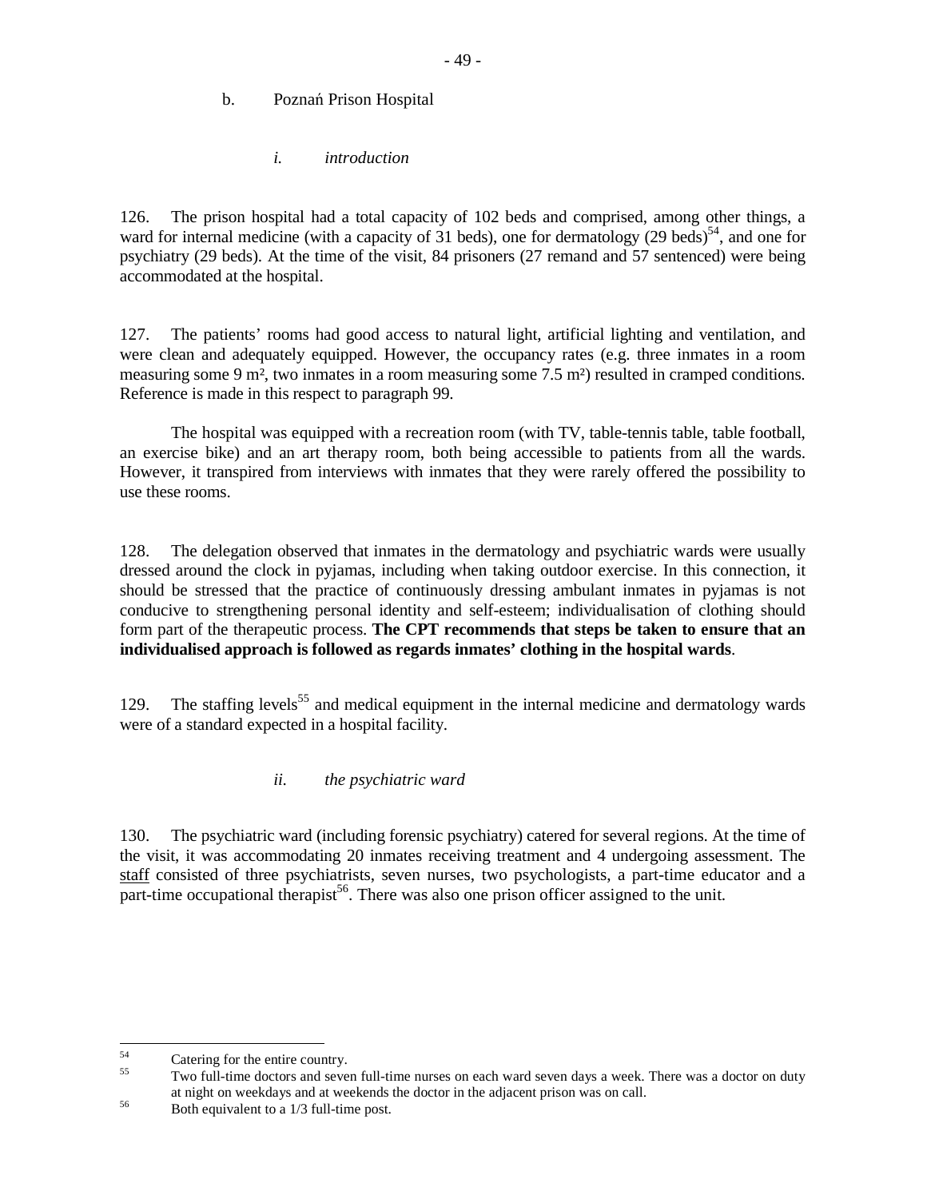b. Poznań Prison Hospital

*i. introduction*

126. The prison hospital had a total capacity of 102 beds and comprised, among other things, a ward for internal medicine (with a capacity of 31 beds), one for dermatology (29 beds)[54], and one for psychiatry (29 beds). At the time of the visit, 84 prisoners (27 remand and 57 sentenced) were being accommodated at the hospital.

127. The patients' rooms had good access to natural light, artificial lighting and ventilation, and were clean and adequately equipped. However, the occupancy rates (e.g. three inmates in a room measuring some 9 m², two inmates in a room measuring some 7.5 m²) resulted in cramped conditions. Reference is made in this respect to paragraph 99.

The hospital was equipped with a recreation room (with TV, table-tennis table, table football, an exercise bike) and an art therapy room, both being accessible to patients from all the wards. However, it transpired from interviews with inmates that they were rarely offered the possibility to use these rooms.

128. The delegation observed that inmates in the dermatology and psychiatric wards were usually dressed around the clock in pyjamas, including when taking outdoor exercise. In this connection, it should be stressed that the practice of continuously dressing ambulant inmates in pyjamas is not conducive to strengthening personal identity and self-esteem; individualisation of clothing should form part of the therapeutic process. **The CPT recommends that steps be taken to ensure that an individualised approach is followed as regards inmates' clothing in the hospital wards**.

129. The staffing levels[55] and medical equipment in the internal medicine and dermatology wards were of a standard expected in a hospital facility.

*ii. the psychiatric ward*

130. The psychiatric ward (including forensic psychiatry) catered for several regions. At the time of the visit, it was accommodating 20 inmates receiving treatment and 4 undergoing assessment. The staff consisted of three psychiatrists, seven nurses, two psychologists, a part-time educator and a part-time occupational therapist[56]. There was also one prison officer assigned to the unit.

---

[54] Catering for the entire country.

[55] Two full-time doctors and seven full-time nurses on each ward seven days a week. There was a doctor on duty at night on weekdays and at weekends the doctor in the adjacent prison was on call.

[56] Both equivalent to a 1/3 full-time post.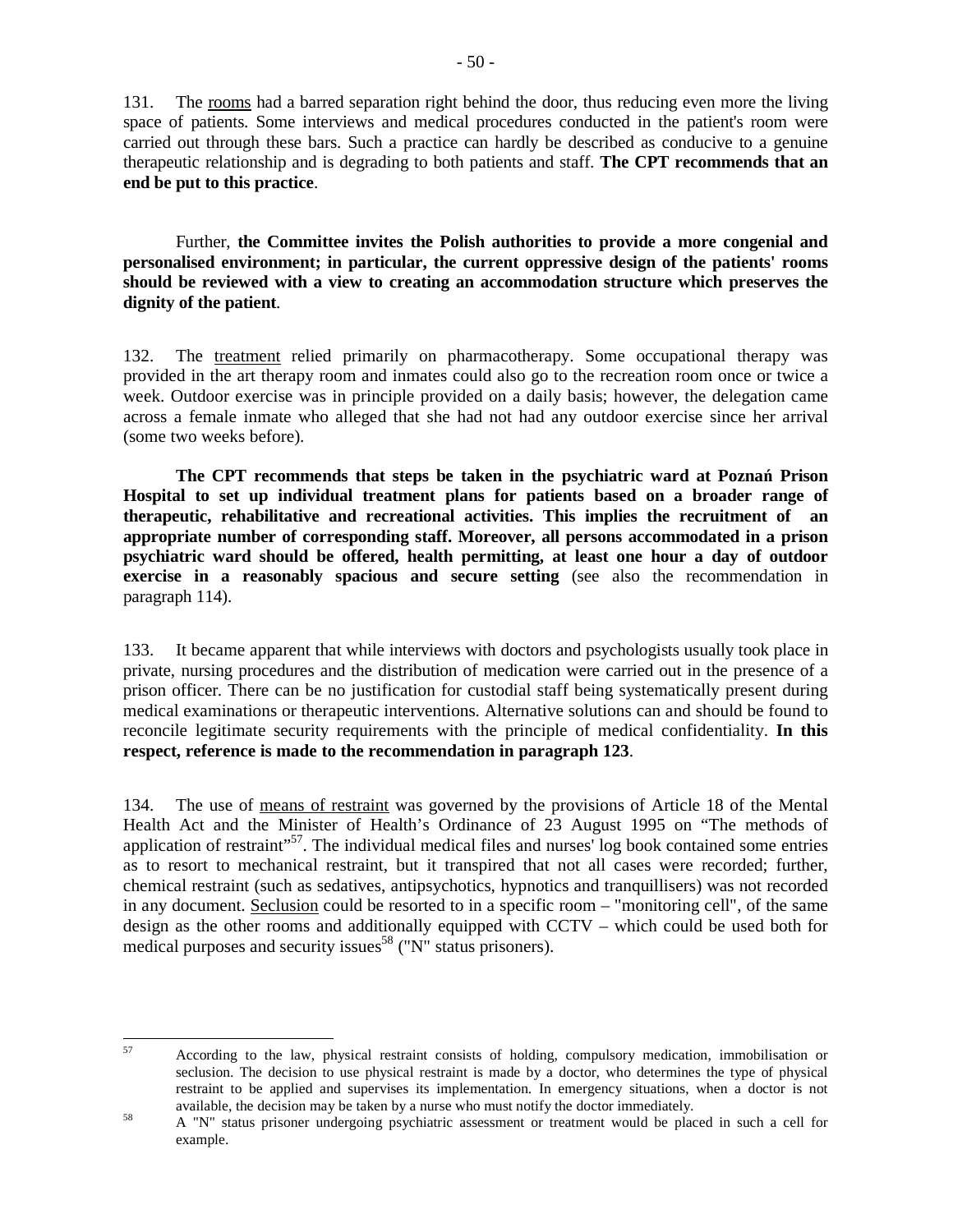131. The rooms had a barred separation right behind the door, thus reducing even more the living space of patients. Some interviews and medical procedures conducted in the patient's room were carried out through these bars. Such a practice can hardly be described as conducive to a genuine therapeutic relationship and is degrading to both patients and staff. **The CPT recommends that an end be put to this practice**.

Further, **the Committee invites the Polish authorities to provide a more congenial and personalised environment; in particular, the current oppressive design of the patients' rooms should be reviewed with a view to creating an accommodation structure which preserves the dignity of the patient**.

132. The treatment relied primarily on pharmacotherapy. Some occupational therapy was provided in the art therapy room and inmates could also go to the recreation room once or twice a week. Outdoor exercise was in principle provided on a daily basis; however, the delegation came across a female inmate who alleged that she had not had any outdoor exercise since her arrival (some two weeks before).

**The CPT recommends that steps be taken in the psychiatric ward at Poznań Prison Hospital to set up individual treatment plans for patients based on a broader range of therapeutic, rehabilitative and recreational activities. This implies the recruitment of an appropriate number of corresponding staff. Moreover, all persons accommodated in a prison psychiatric ward should be offered, health permitting, at least one hour a day of outdoor exercise in a reasonably spacious and secure setting** (see also the recommendation in paragraph 114).

133. It became apparent that while interviews with doctors and psychologists usually took place in private, nursing procedures and the distribution of medication were carried out in the presence of a prison officer. There can be no justification for custodial staff being systematically present during medical examinations or therapeutic interventions. Alternative solutions can and should be found to reconcile legitimate security requirements with the principle of medical confidentiality. **In this respect, reference is made to the recommendation in paragraph 123**.

134. The use of means of restraint was governed by the provisions of Article 18 of the Mental Health Act and the Minister of Health's Ordinance of 23 August 1995 on "The methods of application of restraint"[57]. The individual medical files and nurses' log book contained some entries as to resort to mechanical restraint, but it transpired that not all cases were recorded; further, chemical restraint (such as sedatives, antipsychotics, hypnotics and tranquillisers) was not recorded in any document. Seclusion could be resorted to in a specific room – "monitoring cell", of the same design as the other rooms and additionally equipped with CCTV – which could be used both for medical purposes and security issues[58] ("N" status prisoners).

---

[57] According to the law, physical restraint consists of holding, compulsory medication, immobilisation or seclusion. The decision to use physical restraint is made by a doctor, who determines the type of physical restraint to be applied and supervises its implementation. In emergency situations, when a doctor is not available, the decision may be taken by a nurse who must notify the doctor immediately.

[58] A "N" status prisoner undergoing psychiatric assessment or treatment would be placed in such a cell for example.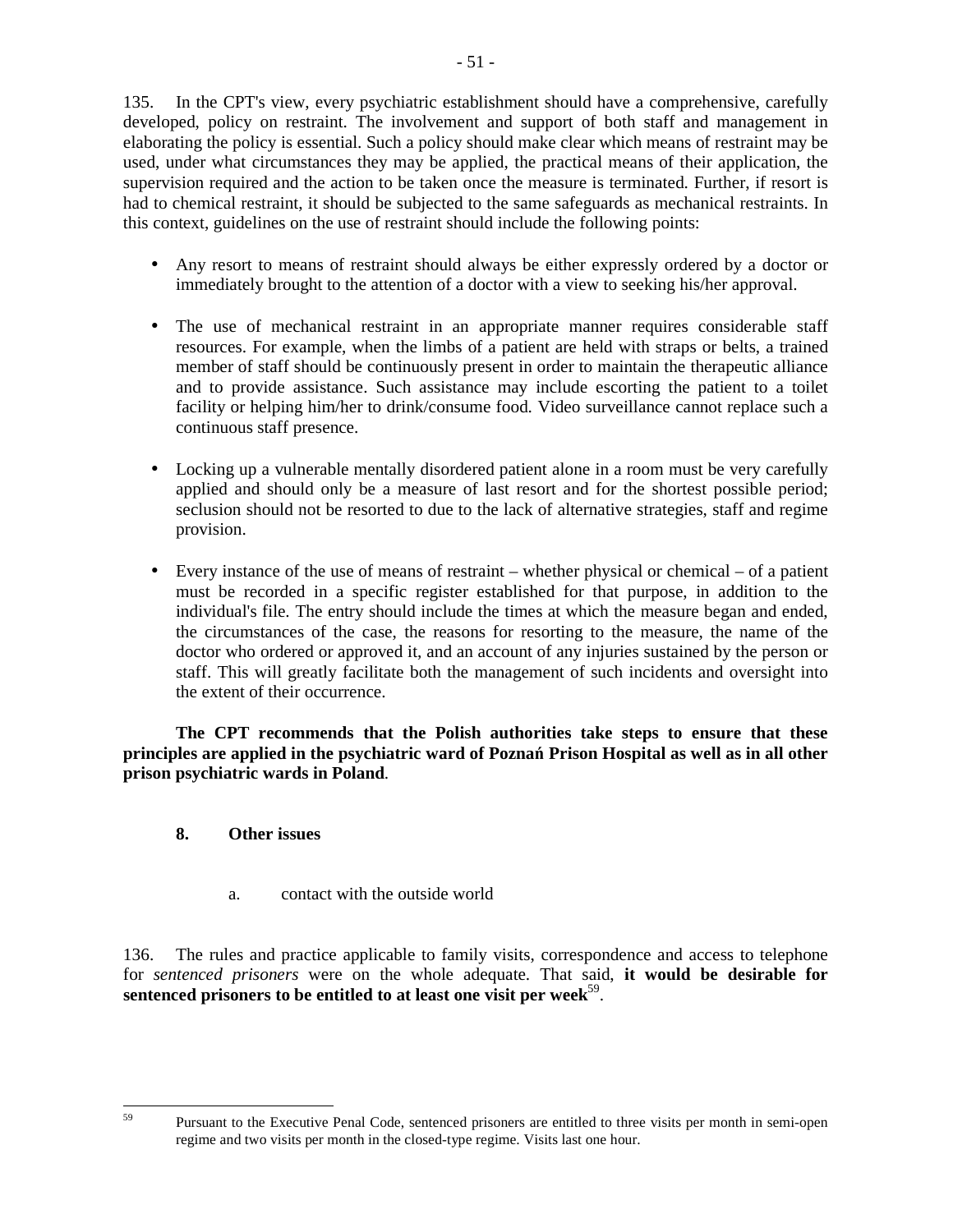135. In the CPT's view, every psychiatric establishment should have a comprehensive, carefully developed, policy on restraint. The involvement and support of both staff and management in elaborating the policy is essential. Such a policy should make clear which means of restraint may be used, under what circumstances they may be applied, the practical means of their application, the supervision required and the action to be taken once the measure is terminated. Further, if resort is had to chemical restraint, it should be subjected to the same safeguards as mechanical restraints. In this context, guidelines on the use of restraint should include the following points:

- Any resort to means of restraint should always be either expressly ordered by a doctor or immediately brought to the attention of a doctor with a view to seeking his/her approval.
- The use of mechanical restraint in an appropriate manner requires considerable staff resources. For example, when the limbs of a patient are held with straps or belts, a trained member of staff should be continuously present in order to maintain the therapeutic alliance and to provide assistance. Such assistance may include escorting the patient to a toilet facility or helping him/her to drink/consume food. Video surveillance cannot replace such a continuous staff presence.
- Locking up a vulnerable mentally disordered patient alone in a room must be very carefully applied and should only be a measure of last resort and for the shortest possible period; seclusion should not be resorted to due to the lack of alternative strategies, staff and regime provision.
- Every instance of the use of means of restraint – whether physical or chemical – of a patient must be recorded in a specific register established for that purpose, in addition to the individual's file. The entry should include the times at which the measure began and ended, the circumstances of the case, the reasons for resorting to the measure, the name of the doctor who ordered or approved it, and an account of any injuries sustained by the person or staff. This will greatly facilitate both the management of such incidents and oversight into the extent of their occurrence.

**The CPT recommends that the Polish authorities take steps to ensure that these principles are applied in the psychiatric ward of Poznań Prison Hospital as well as in all other prison psychiatric wards in Poland**.

### 8. Other issues

#### a. contact with the outside world

136. The rules and practice applicable to family visits, correspondence and access to telephone for *sentenced prisoners* were on the whole adequate. That said, **it would be desirable for sentenced prisoners to be entitled to at least one visit per week**[59].

[59] Pursuant to the Executive Penal Code, sentenced prisoners are entitled to three visits per month in semi-open regime and two visits per month in the closed-type regime. Visits last one hour.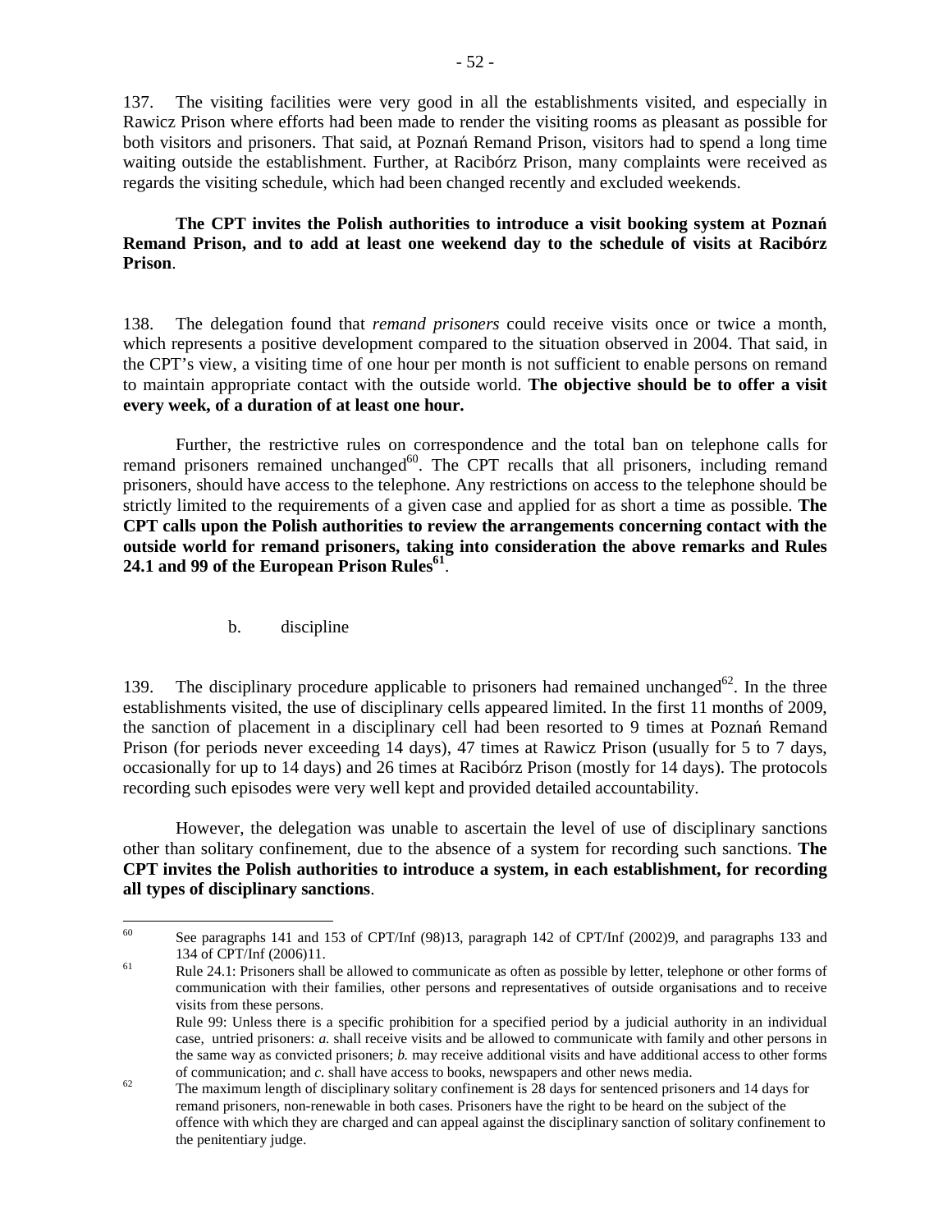137. The visiting facilities were very good in all the establishments visited, and especially in Rawicz Prison where efforts had been made to render the visiting rooms as pleasant as possible for both visitors and prisoners. That said, at Poznań Remand Prison, visitors had to spend a long time waiting outside the establishment. Further, at Racibórz Prison, many complaints were received as regards the visiting schedule, which had been changed recently and excluded weekends.

**The CPT invites the Polish authorities to introduce a visit booking system at Poznań Remand Prison, and to add at least one weekend day to the schedule of visits at Racibórz Prison**.

138. The delegation found that *remand prisoners* could receive visits once or twice a month, which represents a positive development compared to the situation observed in 2004. That said, in the CPT's view, a visiting time of one hour per month is not sufficient to enable persons on remand to maintain appropriate contact with the outside world. **The objective should be to offer a visit every week, of a duration of at least one hour.**

Further, the restrictive rules on correspondence and the total ban on telephone calls for remand prisoners remained unchanged[60]. The CPT recalls that all prisoners, including remand prisoners, should have access to the telephone. Any restrictions on access to the telephone should be strictly limited to the requirements of a given case and applied for as short a time as possible. **The CPT calls upon the Polish authorities to review the arrangements concerning contact with the outside world for remand prisoners, taking into consideration the above remarks and Rules 24.1 and 99 of the European Prison Rules[61]**.

b. discipline

139. The disciplinary procedure applicable to prisoners had remained unchanged[62]. In the three establishments visited, the use of disciplinary cells appeared limited. In the first 11 months of 2009, the sanction of placement in a disciplinary cell had been resorted to 9 times at Poznań Remand Prison (for periods never exceeding 14 days), 47 times at Rawicz Prison (usually for 5 to 7 days, occasionally for up to 14 days) and 26 times at Racibórz Prison (mostly for 14 days). The protocols recording such episodes were very well kept and provided detailed accountability.

However, the delegation was unable to ascertain the level of use of disciplinary sanctions other than solitary confinement, due to the absence of a system for recording such sanctions. **The CPT invites the Polish authorities to introduce a system, in each establishment, for recording all types of disciplinary sanctions**.

---

[60] See paragraphs 141 and 153 of CPT/Inf (98)13, paragraph 142 of CPT/Inf (2002)9, and paragraphs 133 and 134 of CPT/Inf (2006)11.

[61] Rule 24.1: Prisoners shall be allowed to communicate as often as possible by letter, telephone or other forms of communication with their families, other persons and representatives of outside organisations and to receive visits from these persons.
Rule 99: Unless there is a specific prohibition for a specified period by a judicial authority in an individual case, untried prisoners: *a.* shall receive visits and be allowed to communicate with family and other persons in the same way as convicted prisoners; *b.* may receive additional visits and have additional access to other forms of communication; and *c.* shall have access to books, newspapers and other news media.

[62] The maximum length of disciplinary solitary confinement is 28 days for sentenced prisoners and 14 days for remand prisoners, non-renewable in both cases. Prisoners have the right to be heard on the subject of the offence with which they are charged and can appeal against the disciplinary sanction of solitary confinement to the penitentiary judge.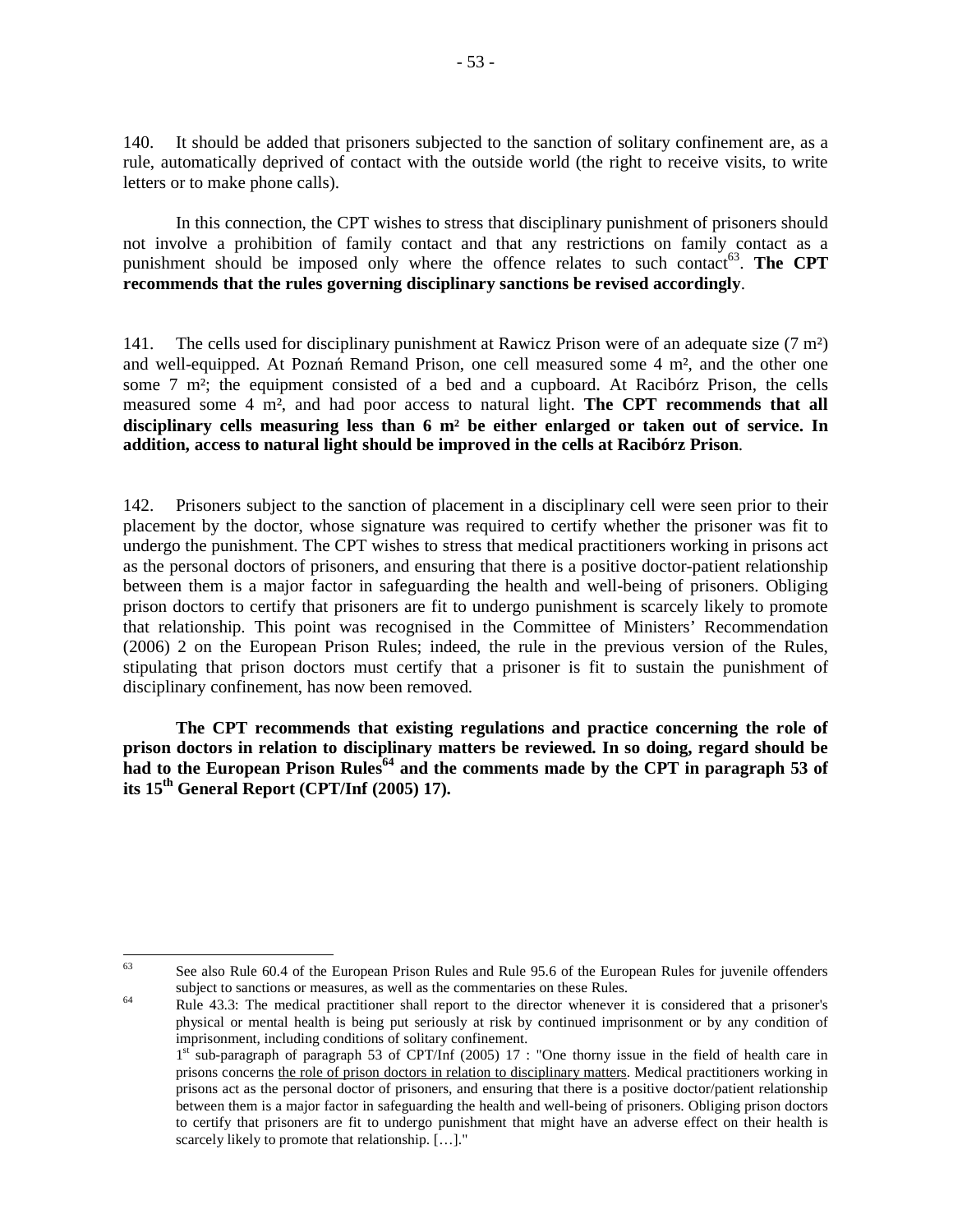140. It should be added that prisoners subjected to the sanction of solitary confinement are, as a rule, automatically deprived of contact with the outside world (the right to receive visits, to write letters or to make phone calls).

In this connection, the CPT wishes to stress that disciplinary punishment of prisoners should not involve a prohibition of family contact and that any restrictions on family contact as a punishment should be imposed only where the offence relates to such contact[63]. **The CPT recommends that the rules governing disciplinary sanctions be revised accordingly**.

141. The cells used for disciplinary punishment at Rawicz Prison were of an adequate size (7 m²) and well-equipped. At Poznań Remand Prison, one cell measured some 4 m², and the other one some 7 m²; the equipment consisted of a bed and a cupboard. At Racibórz Prison, the cells measured some 4 m², and had poor access to natural light. **The CPT recommends that all disciplinary cells measuring less than 6 m² be either enlarged or taken out of service. In addition, access to natural light should be improved in the cells at Racibórz Prison**.

142. Prisoners subject to the sanction of placement in a disciplinary cell were seen prior to their placement by the doctor, whose signature was required to certify whether the prisoner was fit to undergo the punishment. The CPT wishes to stress that medical practitioners working in prisons act as the personal doctors of prisoners, and ensuring that there is a positive doctor-patient relationship between them is a major factor in safeguarding the health and well-being of prisoners. Obliging prison doctors to certify that prisoners are fit to undergo punishment is scarcely likely to promote that relationship. This point was recognised in the Committee of Ministers' Recommendation (2006) 2 on the European Prison Rules; indeed, the rule in the previous version of the Rules, stipulating that prison doctors must certify that a prisoner is fit to sustain the punishment of disciplinary confinement, has now been removed.

**The CPT recommends that existing regulations and practice concerning the role of prison doctors in relation to disciplinary matters be reviewed. In so doing, regard should be had to the European Prison Rules[64] and the comments made by the CPT in paragraph 53 of its 15th General Report (CPT/Inf (2005) 17).**

---

[63] See also Rule 60.4 of the European Prison Rules and Rule 95.6 of the European Rules for juvenile offenders subject to sanctions or measures, as well as the commentaries on these Rules.

[64] Rule 43.3: The medical practitioner shall report to the director whenever it is considered that a prisoner's physical or mental health is being put seriously at risk by continued imprisonment or by any condition of imprisonment, including conditions of solitary confinement.
1st sub-paragraph of paragraph 53 of CPT/Inf (2005) 17 : "One thorny issue in the field of health care in prisons concerns the role of prison doctors in relation to disciplinary matters. Medical practitioners working in prisons act as the personal doctor of prisoners, and ensuring that there is a positive doctor/patient relationship between them is a major factor in safeguarding the health and well-being of prisoners. Obliging prison doctors to certify that prisoners are fit to undergo punishment that might have an adverse effect on their health is scarcely likely to promote that relationship. […]."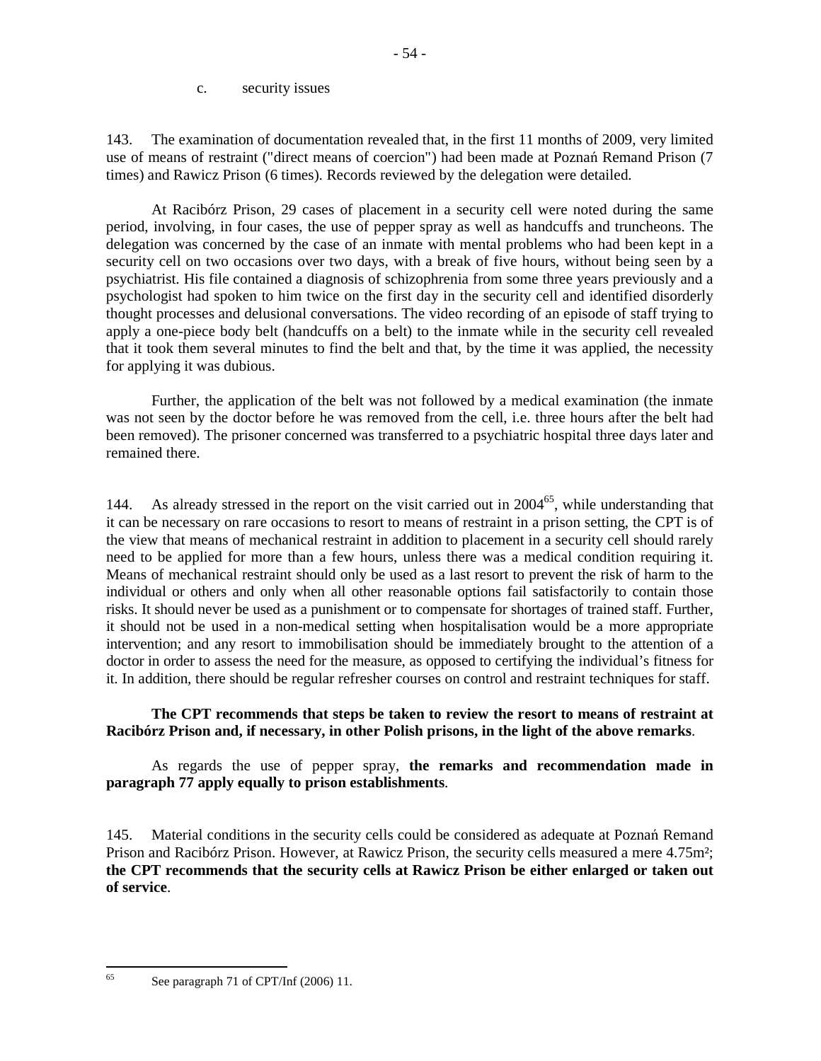c. security issues

143. The examination of documentation revealed that, in the first 11 months of 2009, very limited use of means of restraint ("direct means of coercion") had been made at Poznań Remand Prison (7 times) and Rawicz Prison (6 times). Records reviewed by the delegation were detailed.

At Racibórz Prison, 29 cases of placement in a security cell were noted during the same period, involving, in four cases, the use of pepper spray as well as handcuffs and truncheons. The delegation was concerned by the case of an inmate with mental problems who had been kept in a security cell on two occasions over two days, with a break of five hours, without being seen by a psychiatrist. His file contained a diagnosis of schizophrenia from some three years previously and a psychologist had spoken to him twice on the first day in the security cell and identified disorderly thought processes and delusional conversations. The video recording of an episode of staff trying to apply a one-piece body belt (handcuffs on a belt) to the inmate while in the security cell revealed that it took them several minutes to find the belt and that, by the time it was applied, the necessity for applying it was dubious.

Further, the application of the belt was not followed by a medical examination (the inmate was not seen by the doctor before he was removed from the cell, i.e. three hours after the belt had been removed). The prisoner concerned was transferred to a psychiatric hospital three days later and remained there.

144. As already stressed in the report on the visit carried out in 2004[65], while understanding that it can be necessary on rare occasions to resort to means of restraint in a prison setting, the CPT is of the view that means of mechanical restraint in addition to placement in a security cell should rarely need to be applied for more than a few hours, unless there was a medical condition requiring it. Means of mechanical restraint should only be used as a last resort to prevent the risk of harm to the individual or others and only when all other reasonable options fail satisfactorily to contain those risks. It should never be used as a punishment or to compensate for shortages of trained staff. Further, it should not be used in a non-medical setting when hospitalisation would be a more appropriate intervention; and any resort to immobilisation should be immediately brought to the attention of a doctor in order to assess the need for the measure, as opposed to certifying the individual's fitness for it. In addition, there should be regular refresher courses on control and restraint techniques for staff.

**The CPT recommends that steps be taken to review the resort to means of restraint at Racibórz Prison and, if necessary, in other Polish prisons, in the light of the above remarks**.

As regards the use of pepper spray, **the remarks and recommendation made in paragraph 77 apply equally to prison establishments**.

145. Material conditions in the security cells could be considered as adequate at Poznań Remand Prison and Racibórz Prison. However, at Rawicz Prison, the security cells measured a mere 4.75m²; **the CPT recommends that the security cells at Rawicz Prison be either enlarged or taken out of service**.

[65] See paragraph 71 of CPT/Inf (2006) 11.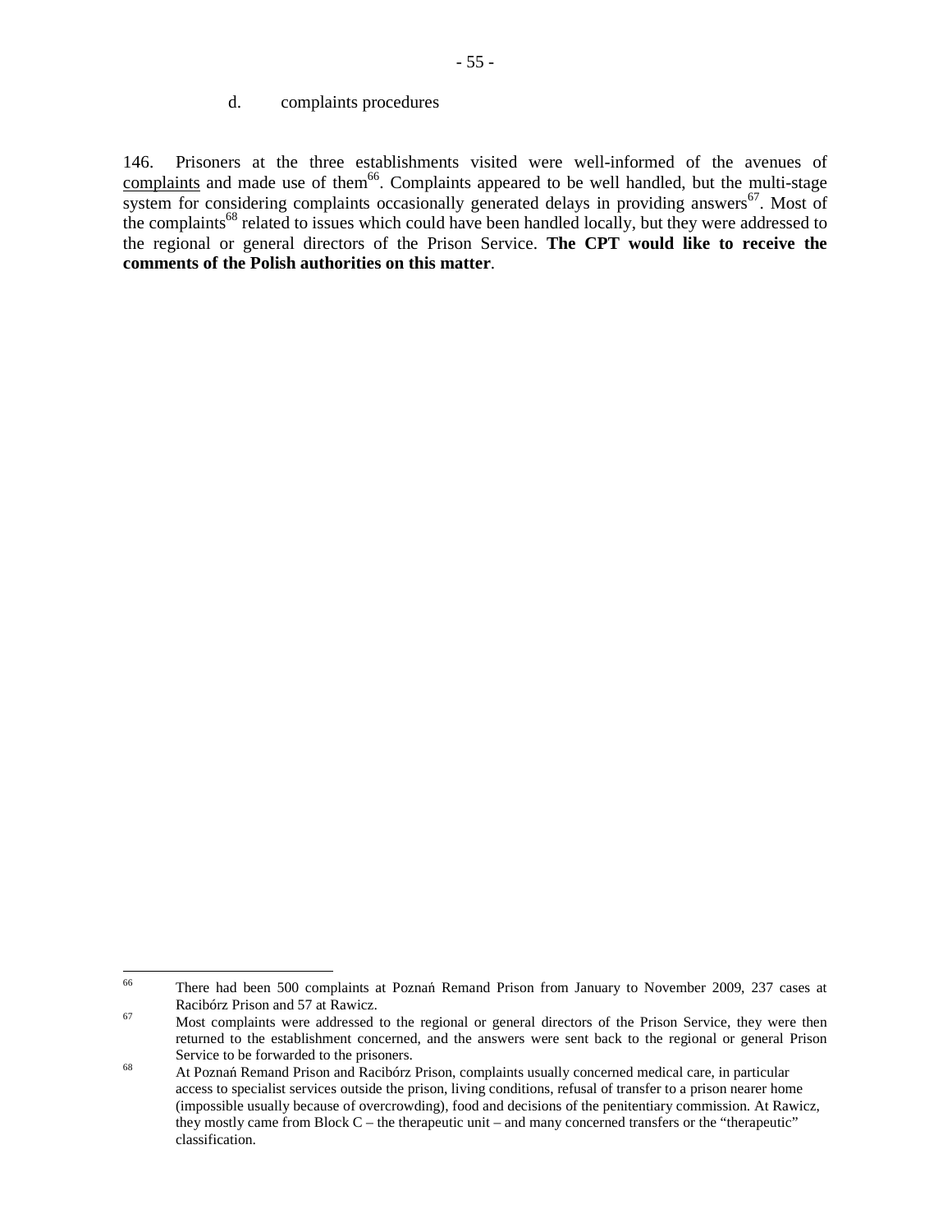d. complaints procedures

146. Prisoners at the three establishments visited were well-informed of the avenues of complaints and made use of them[66]. Complaints appeared to be well handled, but the multi-stage system for considering complaints occasionally generated delays in providing answers[67]. Most of the complaints[68] related to issues which could have been handled locally, but they were addressed to the regional or general directors of the Prison Service. **The CPT would like to receive the comments of the Polish authorities on this matter**.

---

[66] There had been 500 complaints at Poznań Remand Prison from January to November 2009, 237 cases at Racibórz Prison and 57 at Rawicz.

[67] Most complaints were addressed to the regional or general directors of the Prison Service, they were then returned to the establishment concerned, and the answers were sent back to the regional or general Prison Service to be forwarded to the prisoners.

[68] At Poznań Remand Prison and Racibórz Prison, complaints usually concerned medical care, in particular access to specialist services outside the prison, living conditions, refusal of transfer to a prison nearer home (impossible usually because of overcrowding), food and decisions of the penitentiary commission. At Rawicz, they mostly came from Block C – the therapeutic unit – and many concerned transfers or the "therapeutic" classification.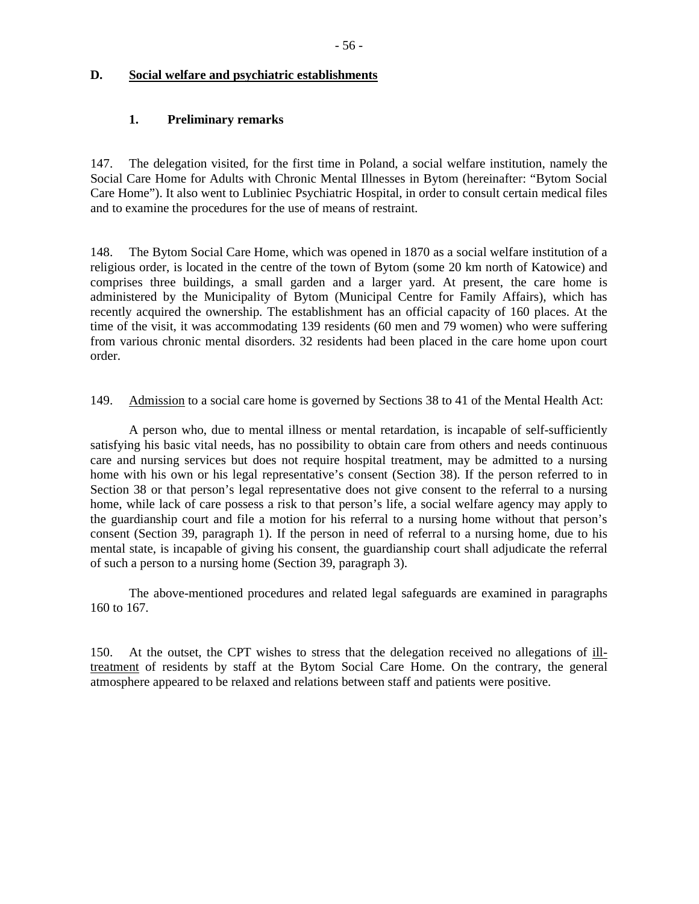## D. Social welfare and psychiatric establishments

### 1. Preliminary remarks

147. The delegation visited, for the first time in Poland, a social welfare institution, namely the Social Care Home for Adults with Chronic Mental Illnesses in Bytom (hereinafter: "Bytom Social Care Home"). It also went to Lubliniec Psychiatric Hospital, in order to consult certain medical files and to examine the procedures for the use of means of restraint.

148. The Bytom Social Care Home, which was opened in 1870 as a social welfare institution of a religious order, is located in the centre of the town of Bytom (some 20 km north of Katowice) and comprises three buildings, a small garden and a larger yard. At present, the care home is administered by the Municipality of Bytom (Municipal Centre for Family Affairs), which has recently acquired the ownership. The establishment has an official capacity of 160 places. At the time of the visit, it was accommodating 139 residents (60 men and 79 women) who were suffering from various chronic mental disorders. 32 residents had been placed in the care home upon court order.

149. Admission to a social care home is governed by Sections 38 to 41 of the Mental Health Act:

A person who, due to mental illness or mental retardation, is incapable of self-sufficiently satisfying his basic vital needs, has no possibility to obtain care from others and needs continuous care and nursing services but does not require hospital treatment, may be admitted to a nursing home with his own or his legal representative's consent (Section 38). If the person referred to in Section 38 or that person's legal representative does not give consent to the referral to a nursing home, while lack of care possess a risk to that person's life, a social welfare agency may apply to the guardianship court and file a motion for his referral to a nursing home without that person's consent (Section 39, paragraph 1). If the person in need of referral to a nursing home, due to his mental state, is incapable of giving his consent, the guardianship court shall adjudicate the referral of such a person to a nursing home (Section 39, paragraph 3).

The above-mentioned procedures and related legal safeguards are examined in paragraphs 160 to 167.

150. At the outset, the CPT wishes to stress that the delegation received no allegations of ill-treatment of residents by staff at the Bytom Social Care Home. On the contrary, the general atmosphere appeared to be relaxed and relations between staff and patients were positive.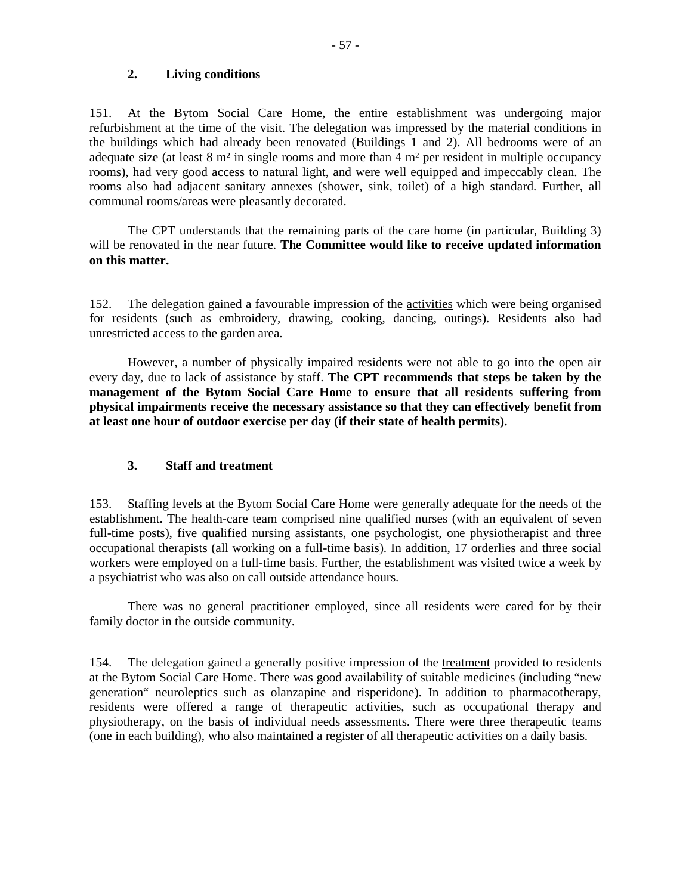### 2. Living conditions

151. At the Bytom Social Care Home, the entire establishment was undergoing major refurbishment at the time of the visit. The delegation was impressed by the material conditions in the buildings which had already been renovated (Buildings 1 and 2). All bedrooms were of an adequate size (at least 8 m² in single rooms and more than 4 m² per resident in multiple occupancy rooms), had very good access to natural light, and were well equipped and impeccably clean. The rooms also had adjacent sanitary annexes (shower, sink, toilet) of a high standard. Further, all communal rooms/areas were pleasantly decorated.

The CPT understands that the remaining parts of the care home (in particular, Building 3) will be renovated in the near future. **The Committee would like to receive updated information on this matter.**

152. The delegation gained a favourable impression of the activities which were being organised for residents (such as embroidery, drawing, cooking, dancing, outings). Residents also had unrestricted access to the garden area.

However, a number of physically impaired residents were not able to go into the open air every day, due to lack of assistance by staff. **The CPT recommends that steps be taken by the management of the Bytom Social Care Home to ensure that all residents suffering from physical impairments receive the necessary assistance so that they can effectively benefit from at least one hour of outdoor exercise per day (if their state of health permits).**

### 3. Staff and treatment

153. Staffing levels at the Bytom Social Care Home were generally adequate for the needs of the establishment. The health-care team comprised nine qualified nurses (with an equivalent of seven full-time posts), five qualified nursing assistants, one psychologist, one physiotherapist and three occupational therapists (all working on a full-time basis). In addition, 17 orderlies and three social workers were employed on a full-time basis. Further, the establishment was visited twice a week by a psychiatrist who was also on call outside attendance hours.

There was no general practitioner employed, since all residents were cared for by their family doctor in the outside community.

154. The delegation gained a generally positive impression of the treatment provided to residents at the Bytom Social Care Home. There was good availability of suitable medicines (including "new generation" neuroleptics such as olanzapine and risperidone). In addition to pharmacotherapy, residents were offered a range of therapeutic activities, such as occupational therapy and physiotherapy, on the basis of individual needs assessments. There were three therapeutic teams (one in each building), who also maintained a register of all therapeutic activities on a daily basis.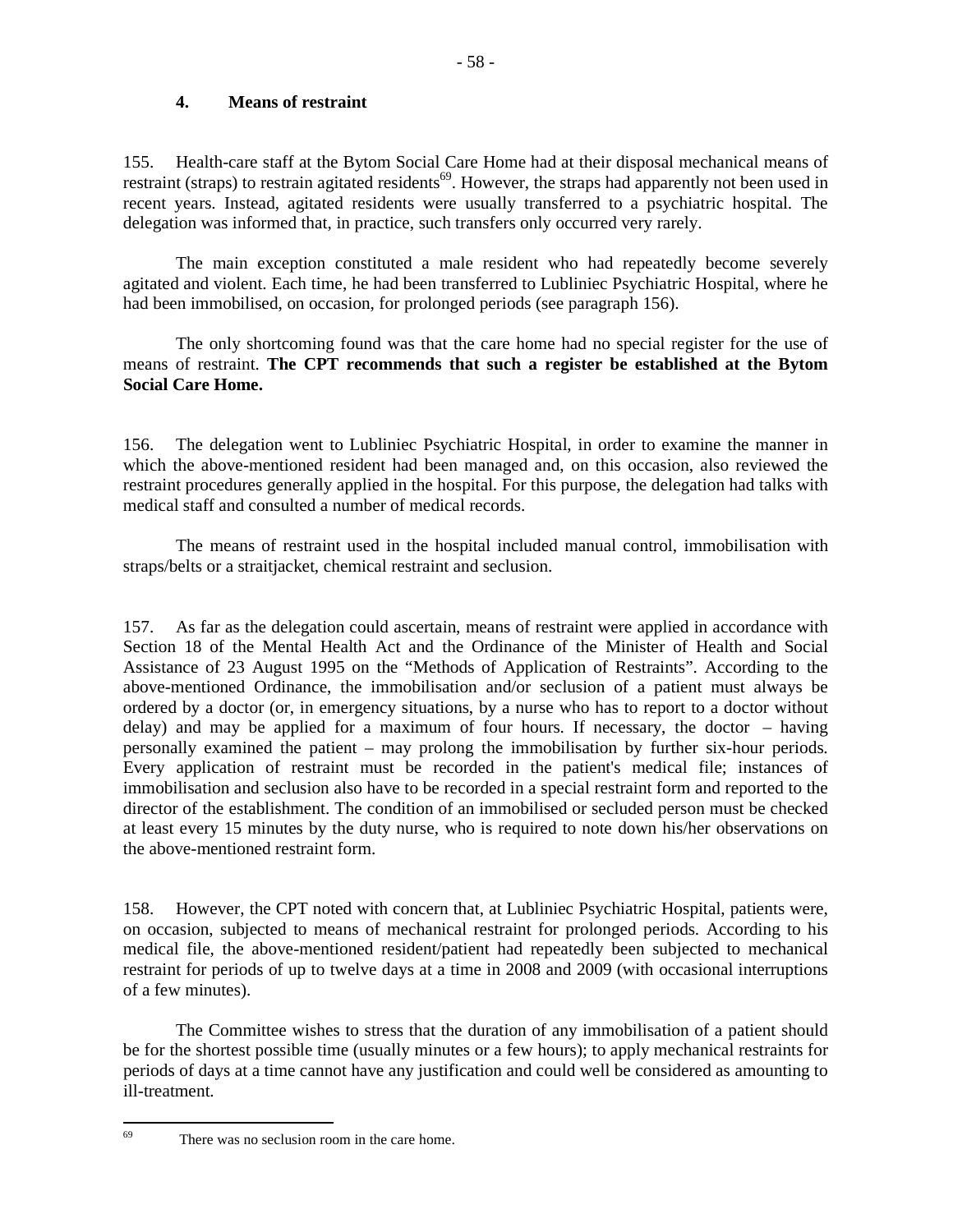### 4. Means of restraint

155. Health-care staff at the Bytom Social Care Home had at their disposal mechanical means of restraint (straps) to restrain agitated residents[69]. However, the straps had apparently not been used in recent years. Instead, agitated residents were usually transferred to a psychiatric hospital. The delegation was informed that, in practice, such transfers only occurred very rarely.

The main exception constituted a male resident who had repeatedly become severely agitated and violent. Each time, he had been transferred to Lubliniec Psychiatric Hospital, where he had been immobilised, on occasion, for prolonged periods (see paragraph 156).

The only shortcoming found was that the care home had no special register for the use of means of restraint. **The CPT recommends that such a register be established at the Bytom Social Care Home.**

156. The delegation went to Lubliniec Psychiatric Hospital, in order to examine the manner in which the above-mentioned resident had been managed and, on this occasion, also reviewed the restraint procedures generally applied in the hospital. For this purpose, the delegation had talks with medical staff and consulted a number of medical records.

The means of restraint used in the hospital included manual control, immobilisation with straps/belts or a straitjacket, chemical restraint and seclusion.

157. As far as the delegation could ascertain, means of restraint were applied in accordance with Section 18 of the Mental Health Act and the Ordinance of the Minister of Health and Social Assistance of 23 August 1995 on the "Methods of Application of Restraints". According to the above-mentioned Ordinance, the immobilisation and/or seclusion of a patient must always be ordered by a doctor (or, in emergency situations, by a nurse who has to report to a doctor without delay) and may be applied for a maximum of four hours. If necessary, the doctor – having personally examined the patient – may prolong the immobilisation by further six-hour periods. Every application of restraint must be recorded in the patient's medical file; instances of immobilisation and seclusion also have to be recorded in a special restraint form and reported to the director of the establishment. The condition of an immobilised or secluded person must be checked at least every 15 minutes by the duty nurse, who is required to note down his/her observations on the above-mentioned restraint form.

158. However, the CPT noted with concern that, at Lubliniec Psychiatric Hospital, patients were, on occasion, subjected to means of mechanical restraint for prolonged periods. According to his medical file, the above-mentioned resident/patient had repeatedly been subjected to mechanical restraint for periods of up to twelve days at a time in 2008 and 2009 (with occasional interruptions of a few minutes).

The Committee wishes to stress that the duration of any immobilisation of a patient should be for the shortest possible time (usually minutes or a few hours); to apply mechanical restraints for periods of days at a time cannot have any justification and could well be considered as amounting to ill-treatment.

---

[69] There was no seclusion room in the care home.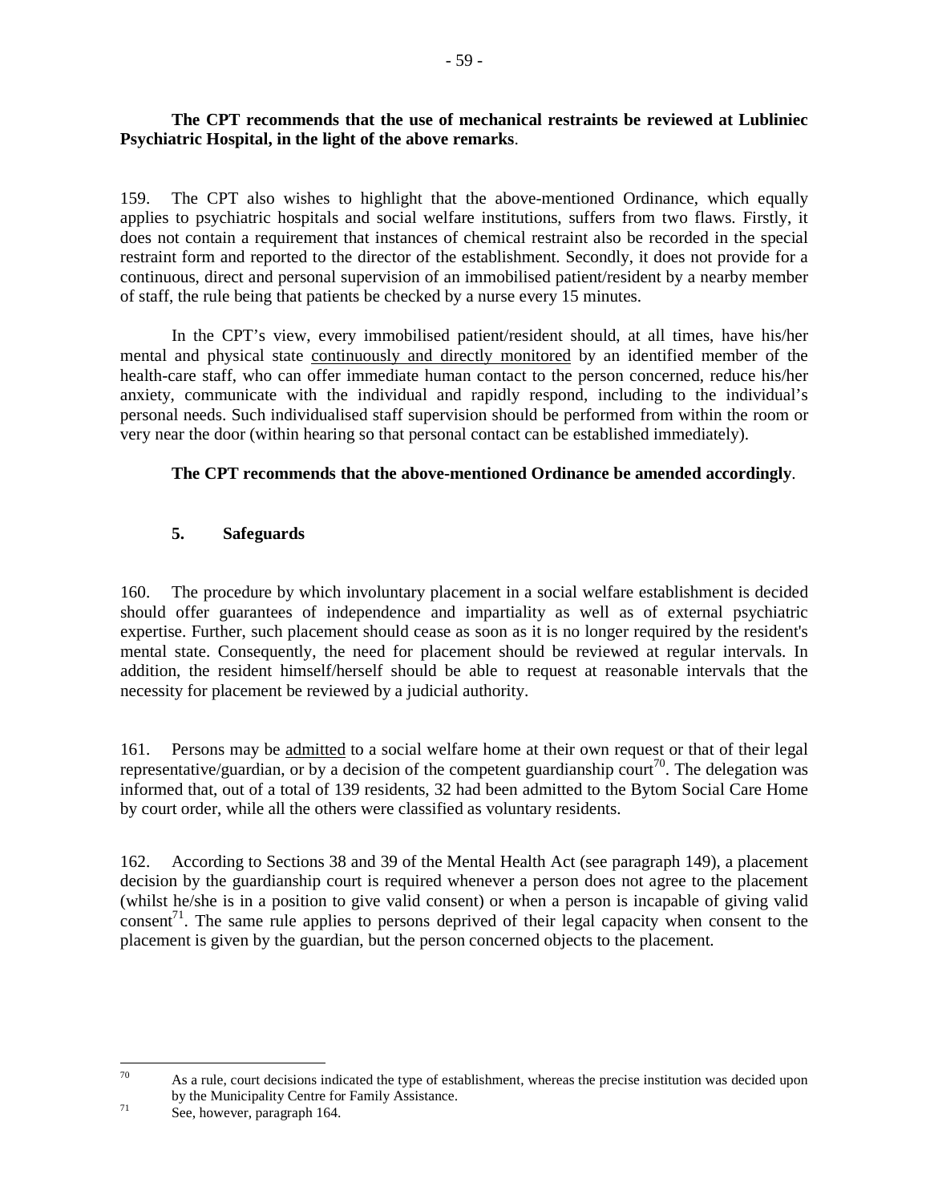**The CPT recommends that the use of mechanical restraints be reviewed at Lubliniec Psychiatric Hospital, in the light of the above remarks**.

159. The CPT also wishes to highlight that the above-mentioned Ordinance, which equally applies to psychiatric hospitals and social welfare institutions, suffers from two flaws. Firstly, it does not contain a requirement that instances of chemical restraint also be recorded in the special restraint form and reported to the director of the establishment. Secondly, it does not provide for a continuous, direct and personal supervision of an immobilised patient/resident by a nearby member of staff, the rule being that patients be checked by a nurse every 15 minutes.

In the CPT's view, every immobilised patient/resident should, at all times, have his/her mental and physical state continuously and directly monitored by an identified member of the health-care staff, who can offer immediate human contact to the person concerned, reduce his/her anxiety, communicate with the individual and rapidly respond, including to the individual's personal needs. Such individualised staff supervision should be performed from within the room or very near the door (within hearing so that personal contact can be established immediately).

**The CPT recommends that the above-mentioned Ordinance be amended accordingly**.

### 5. Safeguards

160. The procedure by which involuntary placement in a social welfare establishment is decided should offer guarantees of independence and impartiality as well as of external psychiatric expertise. Further, such placement should cease as soon as it is no longer required by the resident's mental state. Consequently, the need for placement should be reviewed at regular intervals. In addition, the resident himself/herself should be able to request at reasonable intervals that the necessity for placement be reviewed by a judicial authority.

161. Persons may be admitted to a social welfare home at their own request or that of their legal representative/guardian, or by a decision of the competent guardianship court[70]. The delegation was informed that, out of a total of 139 residents, 32 had been admitted to the Bytom Social Care Home by court order, while all the others were classified as voluntary residents.

162. According to Sections 38 and 39 of the Mental Health Act (see paragraph 149), a placement decision by the guardianship court is required whenever a person does not agree to the placement (whilst he/she is in a position to give valid consent) or when a person is incapable of giving valid consent[71]. The same rule applies to persons deprived of their legal capacity when consent to the placement is given by the guardian, but the person concerned objects to the placement.

---

[70] As a rule, court decisions indicated the type of establishment, whereas the precise institution was decided upon by the Municipality Centre for Family Assistance.

[71] See, however, paragraph 164.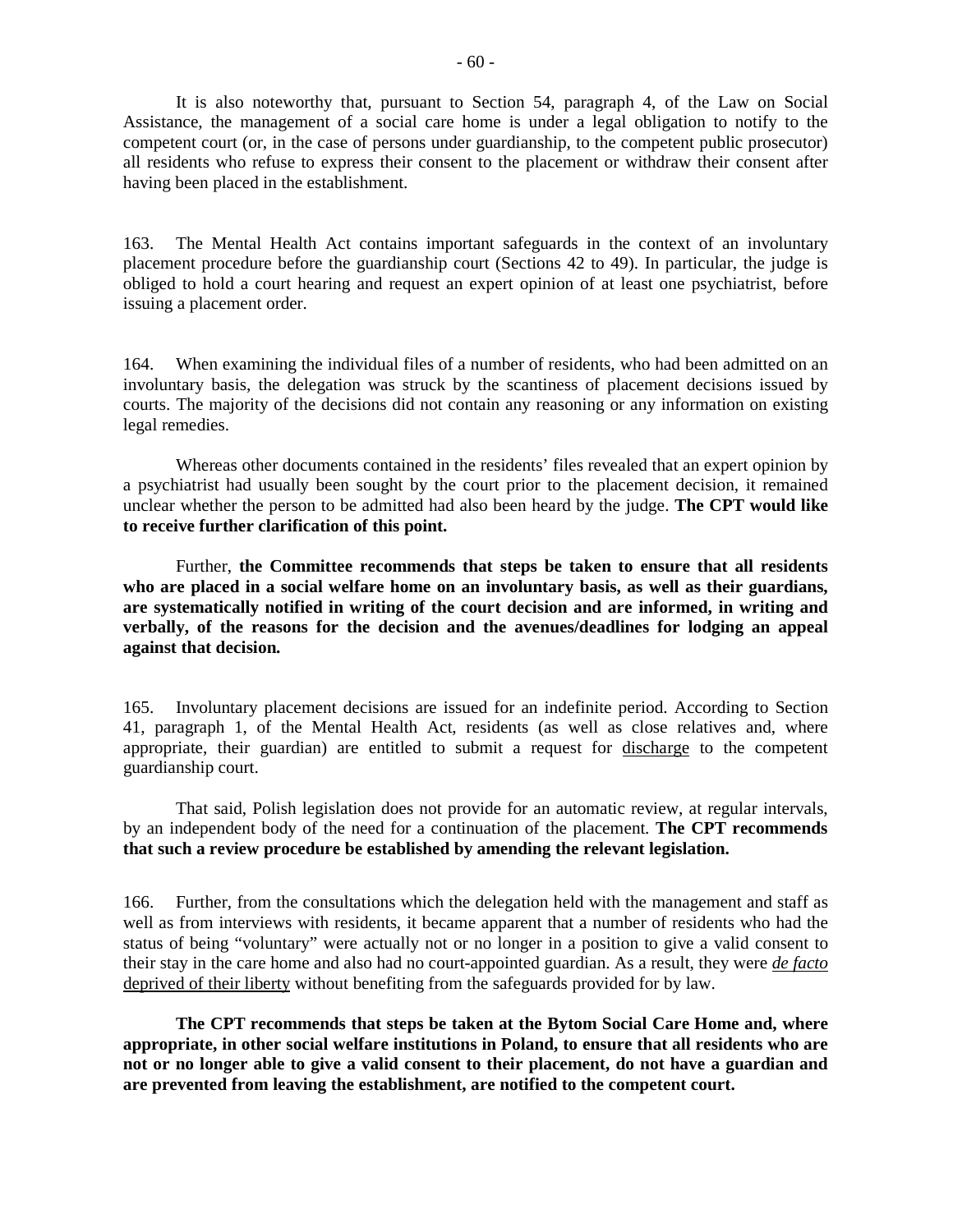It is also noteworthy that, pursuant to Section 54, paragraph 4, of the Law on Social Assistance, the management of a social care home is under a legal obligation to notify to the competent court (or, in the case of persons under guardianship, to the competent public prosecutor) all residents who refuse to express their consent to the placement or withdraw their consent after having been placed in the establishment.

163. The Mental Health Act contains important safeguards in the context of an involuntary placement procedure before the guardianship court (Sections 42 to 49). In particular, the judge is obliged to hold a court hearing and request an expert opinion of at least one psychiatrist, before issuing a placement order.

164. When examining the individual files of a number of residents, who had been admitted on an involuntary basis, the delegation was struck by the scantiness of placement decisions issued by courts. The majority of the decisions did not contain any reasoning or any information on existing legal remedies.

Whereas other documents contained in the residents' files revealed that an expert opinion by a psychiatrist had usually been sought by the court prior to the placement decision, it remained unclear whether the person to be admitted had also been heard by the judge. **The CPT would like to receive further clarification of this point.**

Further, **the Committee recommends that steps be taken to ensure that all residents who are placed in a social welfare home on an involuntary basis, as well as their guardians, are systematically notified in writing of the court decision and are informed, in writing and verbally, of the reasons for the decision and the avenues/deadlines for lodging an appeal against that decision.**

165. Involuntary placement decisions are issued for an indefinite period. According to Section 41, paragraph 1, of the Mental Health Act, residents (as well as close relatives and, where appropriate, their guardian) are entitled to submit a request for discharge to the competent guardianship court.

That said, Polish legislation does not provide for an automatic review, at regular intervals, by an independent body of the need for a continuation of the placement. **The CPT recommends that such a review procedure be established by amending the relevant legislation.**

166. Further, from the consultations which the delegation held with the management and staff as well as from interviews with residents, it became apparent that a number of residents who had the status of being "voluntary" were actually not or no longer in a position to give a valid consent to their stay in the care home and also had no court-appointed guardian. As a result, they were *de facto* deprived of their liberty without benefiting from the safeguards provided for by law.

**The CPT recommends that steps be taken at the Bytom Social Care Home and, where appropriate, in other social welfare institutions in Poland, to ensure that all residents who are not or no longer able to give a valid consent to their placement, do not have a guardian and are prevented from leaving the establishment, are notified to the competent court.**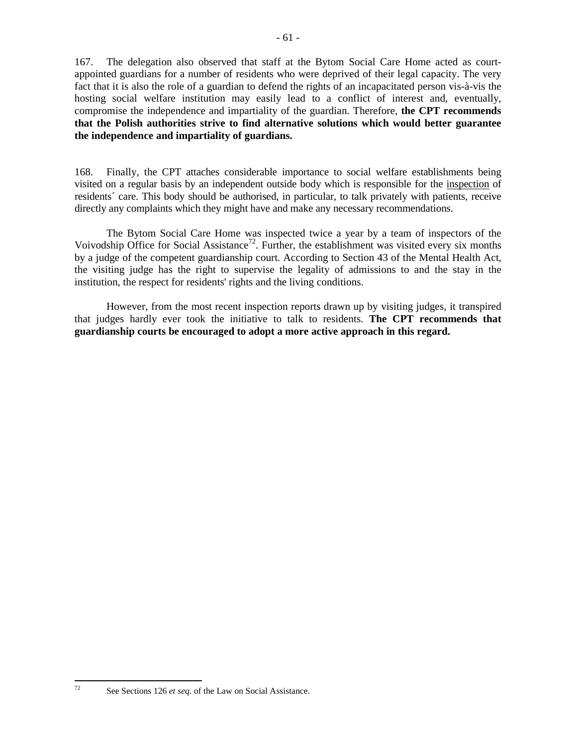167. The delegation also observed that staff at the Bytom Social Care Home acted as court-appointed guardians for a number of residents who were deprived of their legal capacity. The very fact that it is also the role of a guardian to defend the rights of an incapacitated person vis-à-vis the hosting social welfare institution may easily lead to a conflict of interest and, eventually, compromise the independence and impartiality of the guardian. Therefore, **the CPT recommends that the Polish authorities strive to find alternative solutions which would better guarantee the independence and impartiality of guardians.**

168. Finally, the CPT attaches considerable importance to social welfare establishments being visited on a regular basis by an independent outside body which is responsible for the inspection of residents´ care. This body should be authorised, in particular, to talk privately with patients, receive directly any complaints which they might have and make any necessary recommendations.

The Bytom Social Care Home was inspected twice a year by a team of inspectors of the Voivodship Office for Social Assistance[72]. Further, the establishment was visited every six months by a judge of the competent guardianship court. According to Section 43 of the Mental Health Act, the visiting judge has the right to supervise the legality of admissions to and the stay in the institution, the respect for residents' rights and the living conditions.

However, from the most recent inspection reports drawn up by visiting judges, it transpired that judges hardly ever took the initiative to talk to residents. **The CPT recommends that guardianship courts be encouraged to adopt a more active approach in this regard.**

---

[72] See Sections 126 *et seq.* of the Law on Social Assistance.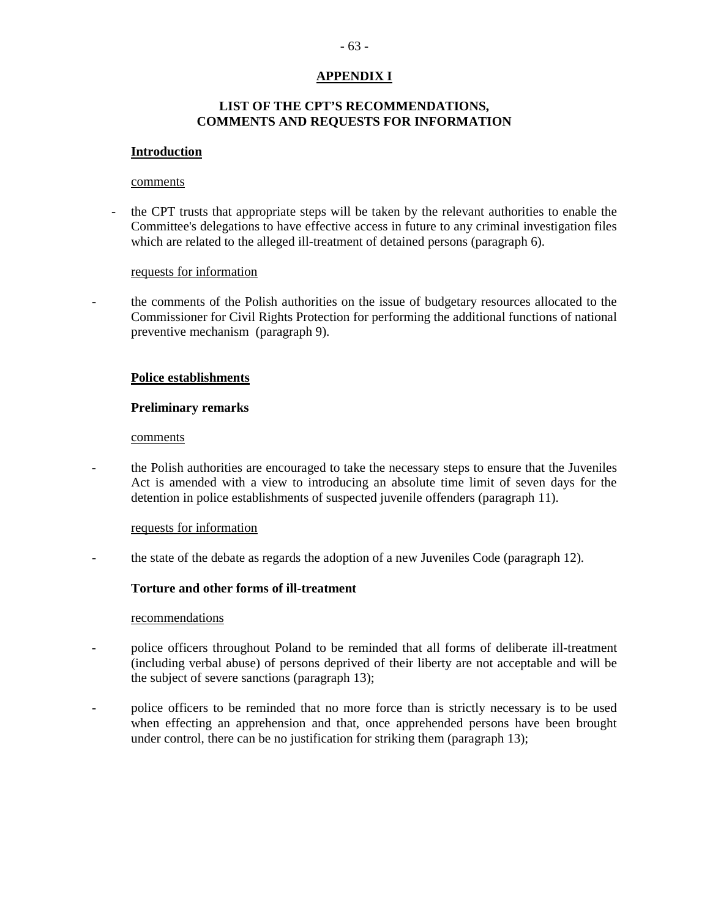## APPENDIX I

## LIST OF THE CPT'S RECOMMENDATIONS, COMMENTS AND REQUESTS FOR INFORMATION

### Introduction

comments

- the CPT trusts that appropriate steps will be taken by the relevant authorities to enable the Committee's delegations to have effective access in future to any criminal investigation files which are related to the alleged ill-treatment of detained persons (paragraph 6).

requests for information

- the comments of the Polish authorities on the issue of budgetary resources allocated to the Commissioner for Civil Rights Protection for performing the additional functions of national preventive mechanism (paragraph 9).

### Police establishments

#### Preliminary remarks

comments

- the Polish authorities are encouraged to take the necessary steps to ensure that the Juveniles Act is amended with a view to introducing an absolute time limit of seven days for the detention in police establishments of suspected juvenile offenders (paragraph 11).

requests for information

- the state of the debate as regards the adoption of a new Juveniles Code (paragraph 12).

#### Torture and other forms of ill-treatment

recommendations

- police officers throughout Poland to be reminded that all forms of deliberate ill-treatment (including verbal abuse) of persons deprived of their liberty are not acceptable and will be the subject of severe sanctions (paragraph 13);
- police officers to be reminded that no more force than is strictly necessary is to be used when effecting an apprehension and that, once apprehended persons have been brought under control, there can be no justification for striking them (paragraph 13);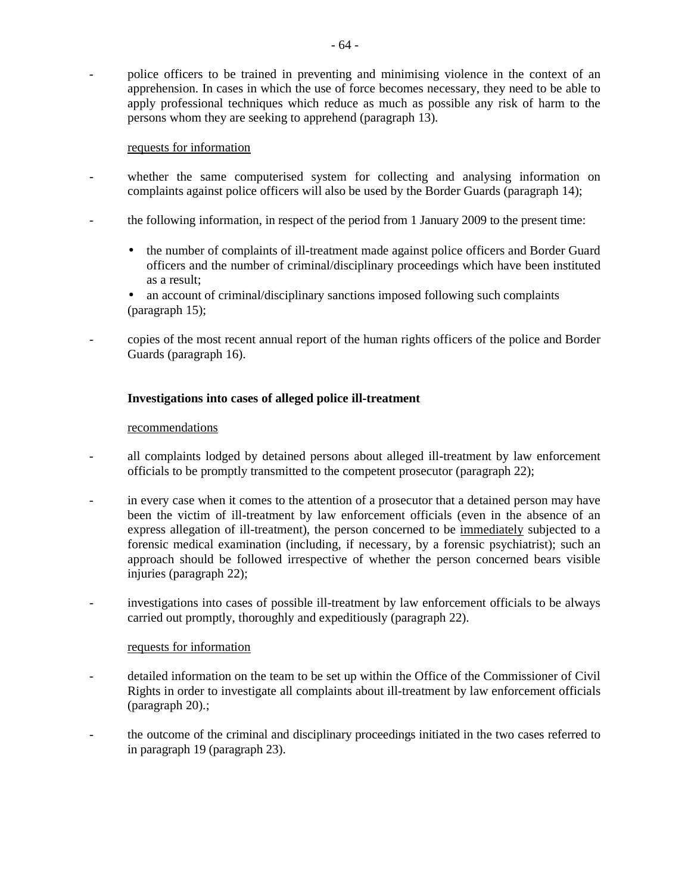- police officers to be trained in preventing and minimising violence in the context of an apprehension. In cases in which the use of force becomes necessary, they need to be able to apply professional techniques which reduce as much as possible any risk of harm to the persons whom they are seeking to apprehend (paragraph 13).

<u>requests for information</u>

- whether the same computerised system for collecting and analysing information on complaints against police officers will also be used by the Border Guards (paragraph 14);

- the following information, in respect of the period from 1 January 2009 to the present time:

    - the number of complaints of ill-treatment made against police officers and Border Guard officers and the number of criminal/disciplinary proceedings which have been instituted as a result;
    - an account of criminal/disciplinary sanctions imposed following such complaints (paragraph 15);

- copies of the most recent annual report of the human rights officers of the police and Border Guards (paragraph 16).

**Investigations into cases of alleged police ill-treatment**

<u>recommendations</u>

- all complaints lodged by detained persons about alleged ill-treatment by law enforcement officials to be promptly transmitted to the competent prosecutor (paragraph 22);

- in every case when it comes to the attention of a prosecutor that a detained person may have been the victim of ill-treatment by law enforcement officials (even in the absence of an express allegation of ill-treatment), the person concerned to be <u>immediately</u> subjected to a forensic medical examination (including, if necessary, by a forensic psychiatrist); such an approach should be followed irrespective of whether the person concerned bears visible injuries (paragraph 22);

- investigations into cases of possible ill-treatment by law enforcement officials to be always carried out promptly, thoroughly and expeditiously (paragraph 22).

<u>requests for information</u>

- detailed information on the team to be set up within the Office of the Commissioner of Civil Rights in order to investigate all complaints about ill-treatment by law enforcement officials (paragraph 20).;

- the outcome of the criminal and disciplinary proceedings initiated in the two cases referred to in paragraph 19 (paragraph 23).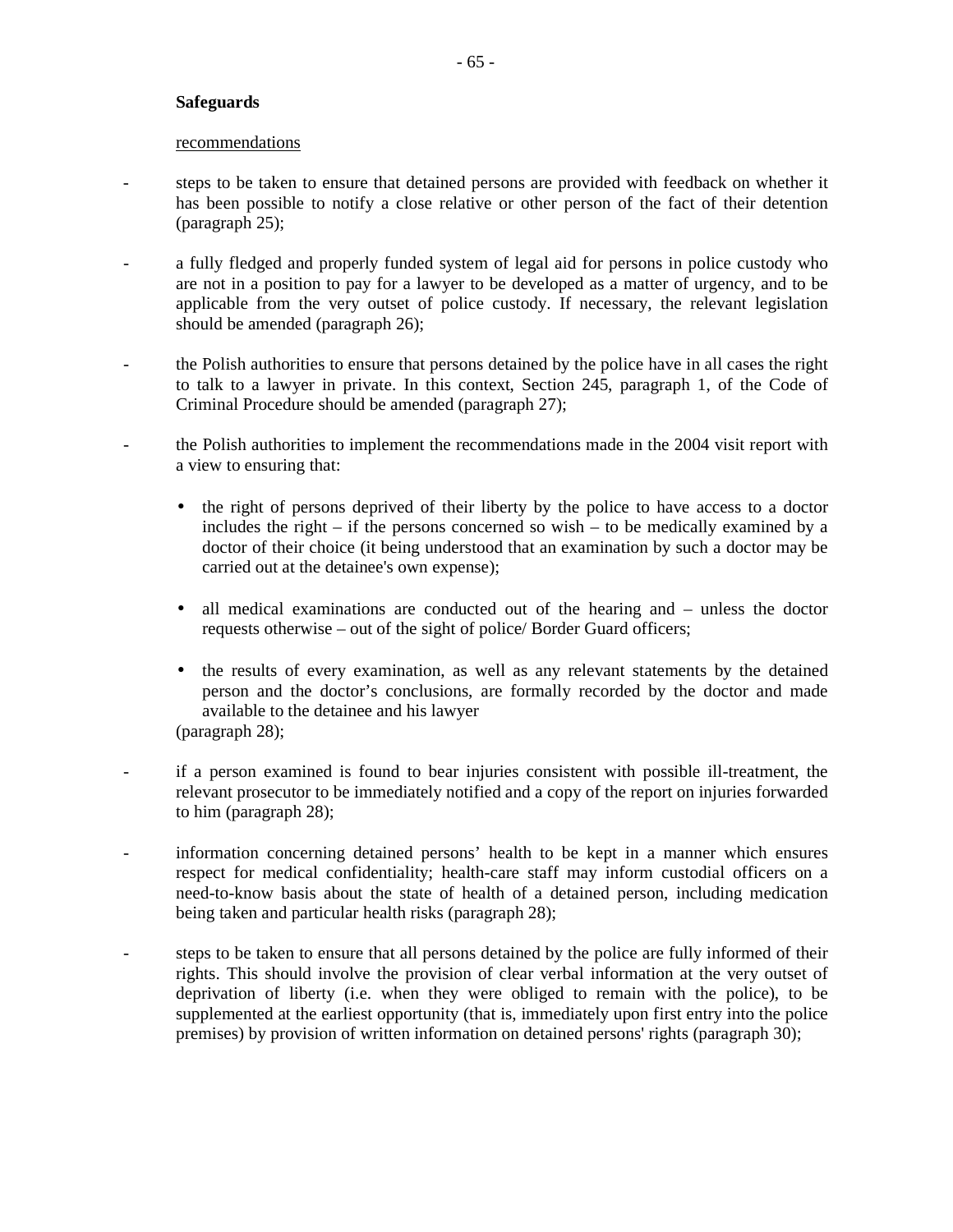**Safeguards**

recommendations

- steps to be taken to ensure that detained persons are provided with feedback on whether it has been possible to notify a close relative or other person of the fact of their detention (paragraph 25);

- a fully fledged and properly funded system of legal aid for persons in police custody who are not in a position to pay for a lawyer to be developed as a matter of urgency, and to be applicable from the very outset of police custody. If necessary, the relevant legislation should be amended (paragraph 26);

- the Polish authorities to ensure that persons detained by the police have in all cases the right to talk to a lawyer in private. In this context, Section 245, paragraph 1, of the Code of Criminal Procedure should be amended (paragraph 27);

- the Polish authorities to implement the recommendations made in the 2004 visit report with a view to ensuring that:

  - the right of persons deprived of their liberty by the police to have access to a doctor includes the right – if the persons concerned so wish – to be medically examined by a doctor of their choice (it being understood that an examination by such a doctor may be carried out at the detainee's own expense);

  - all medical examinations are conducted out of the hearing and – unless the doctor requests otherwise – out of the sight of police/ Border Guard officers;

  - the results of every examination, as well as any relevant statements by the detained person and the doctor's conclusions, are formally recorded by the doctor and made available to the detainee and his lawyer

  (paragraph 28);

- if a person examined is found to bear injuries consistent with possible ill-treatment, the relevant prosecutor to be immediately notified and a copy of the report on injuries forwarded to him (paragraph 28);

- information concerning detained persons' health to be kept in a manner which ensures respect for medical confidentiality; health-care staff may inform custodial officers on a need-to-know basis about the state of health of a detained person, including medication being taken and particular health risks (paragraph 28);

- steps to be taken to ensure that all persons detained by the police are fully informed of their rights. This should involve the provision of clear verbal information at the very outset of deprivation of liberty (i.e. when they were obliged to remain with the police), to be supplemented at the earliest opportunity (that is, immediately upon first entry into the police premises) by provision of written information on detained persons' rights (paragraph 30);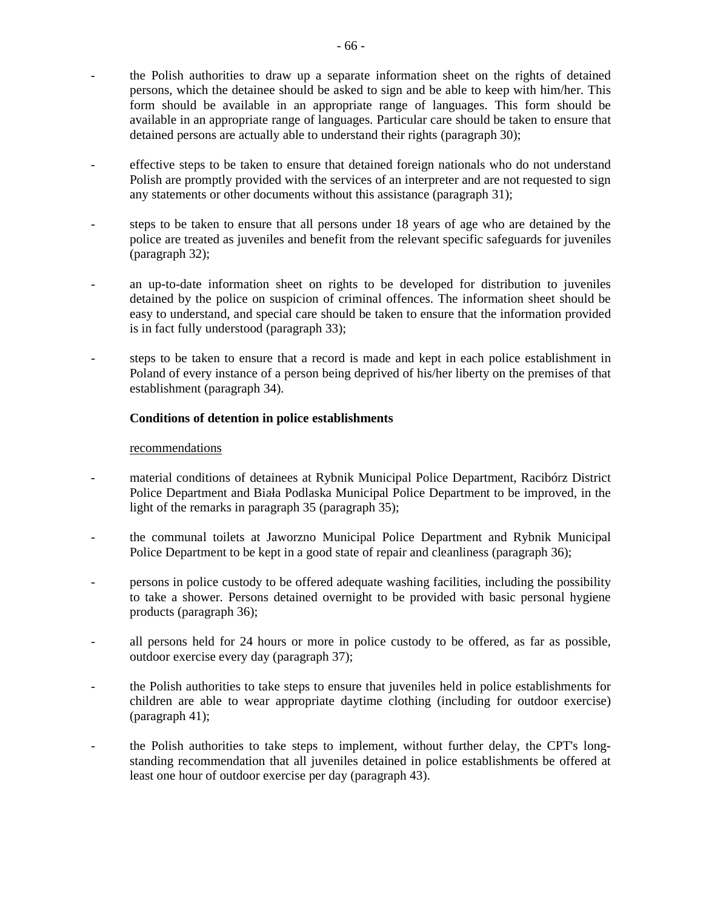- the Polish authorities to draw up a separate information sheet on the rights of detained persons, which the detainee should be asked to sign and be able to keep with him/her. This form should be available in an appropriate range of languages. This form should be available in an appropriate range of languages. Particular care should be taken to ensure that detained persons are actually able to understand their rights (paragraph 30);

- effective steps to be taken to ensure that detained foreign nationals who do not understand Polish are promptly provided with the services of an interpreter and are not requested to sign any statements or other documents without this assistance (paragraph 31);

- steps to be taken to ensure that all persons under 18 years of age who are detained by the police are treated as juveniles and benefit from the relevant specific safeguards for juveniles (paragraph 32);

- an up-to-date information sheet on rights to be developed for distribution to juveniles detained by the police on suspicion of criminal offences. The information sheet should be easy to understand, and special care should be taken to ensure that the information provided is in fact fully understood (paragraph 33);

- steps to be taken to ensure that a record is made and kept in each police establishment in Poland of every instance of a person being deprived of his/her liberty on the premises of that establishment (paragraph 34).

**Conditions of detention in police establishments**

recommendations

- material conditions of detainees at Rybnik Municipal Police Department, Racibórz District Police Department and Biała Podlaska Municipal Police Department to be improved, in the light of the remarks in paragraph 35 (paragraph 35);

- the communal toilets at Jaworzno Municipal Police Department and Rybnik Municipal Police Department to be kept in a good state of repair and cleanliness (paragraph 36);

- persons in police custody to be offered adequate washing facilities, including the possibility to take a shower. Persons detained overnight to be provided with basic personal hygiene products (paragraph 36);

- all persons held for 24 hours or more in police custody to be offered, as far as possible, outdoor exercise every day (paragraph 37);

- the Polish authorities to take steps to ensure that juveniles held in police establishments for children are able to wear appropriate daytime clothing (including for outdoor exercise) (paragraph 41);

- the Polish authorities to take steps to implement, without further delay, the CPT's long-standing recommendation that all juveniles detained in police establishments be offered at least one hour of outdoor exercise per day (paragraph 43).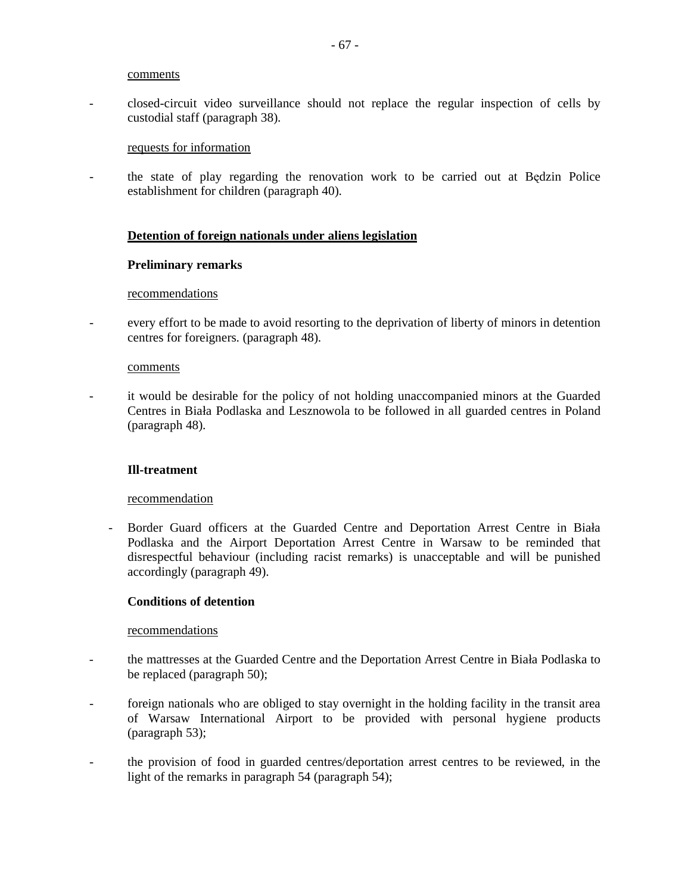comments

- closed-circuit video surveillance should not replace the regular inspection of cells by custodial staff (paragraph 38).

requests for information

- the state of play regarding the renovation work to be carried out at Będzin Police establishment for children (paragraph 40).

**Detention of foreign nationals under aliens legislation**

**Preliminary remarks**

recommendations

- every effort to be made to avoid resorting to the deprivation of liberty of minors in detention centres for foreigners. (paragraph 48).

comments

- it would be desirable for the policy of not holding unaccompanied minors at the Guarded Centres in Biała Podlaska and Lesznowola to be followed in all guarded centres in Poland (paragraph 48).

**Ill-treatment**

recommendation

- Border Guard officers at the Guarded Centre and Deportation Arrest Centre in Biała Podlaska and the Airport Deportation Arrest Centre in Warsaw to be reminded that disrespectful behaviour (including racist remarks) is unacceptable and will be punished accordingly (paragraph 49).

**Conditions of detention**

recommendations

- the mattresses at the Guarded Centre and the Deportation Arrest Centre in Biała Podlaska to be replaced (paragraph 50);

- foreign nationals who are obliged to stay overnight in the holding facility in the transit area of Warsaw International Airport to be provided with personal hygiene products (paragraph 53);

- the provision of food in guarded centres/deportation arrest centres to be reviewed, in the light of the remarks in paragraph 54 (paragraph 54);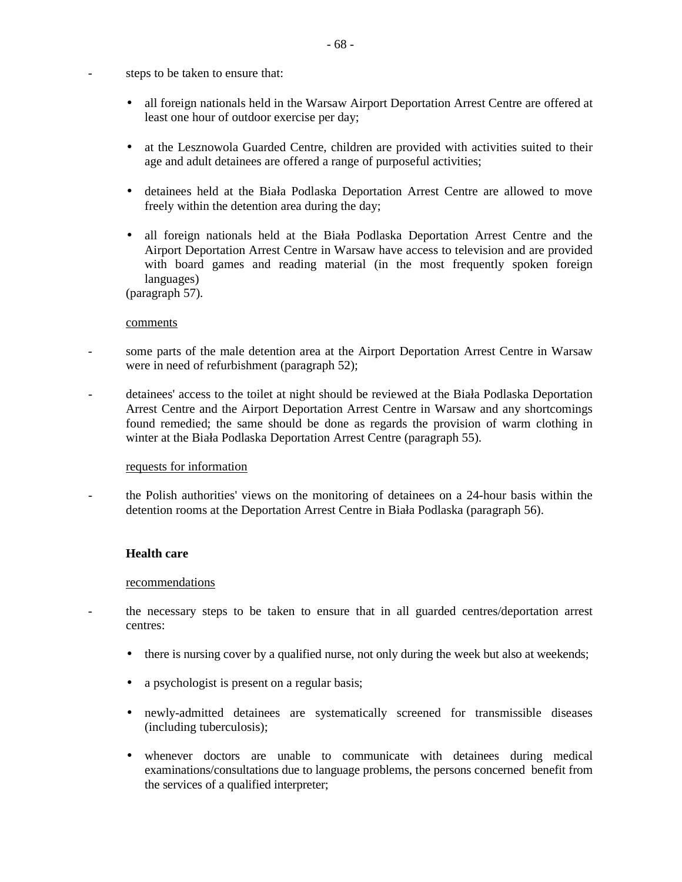- steps to be taken to ensure that:

    - all foreign nationals held in the Warsaw Airport Deportation Arrest Centre are offered at least one hour of outdoor exercise per day;

    - at the Lesznowola Guarded Centre, children are provided with activities suited to their age and adult detainees are offered a range of purposeful activities;

    - detainees held at the Biała Podlaska Deportation Arrest Centre are allowed to move freely within the detention area during the day;

    - all foreign nationals held at the Biała Podlaska Deportation Arrest Centre and the Airport Deportation Arrest Centre in Warsaw have access to television and are provided with board games and reading material (in the most frequently spoken foreign languages)

  (paragraph 57).

<u>comments</u>

- some parts of the male detention area at the Airport Deportation Arrest Centre in Warsaw were in need of refurbishment (paragraph 52);

- detainees' access to the toilet at night should be reviewed at the Biała Podlaska Deportation Arrest Centre and the Airport Deportation Arrest Centre in Warsaw and any shortcomings found remedied; the same should be done as regards the provision of warm clothing in winter at the Biała Podlaska Deportation Arrest Centre (paragraph 55).

<u>requests for information</u>

- the Polish authorities' views on the monitoring of detainees on a 24-hour basis within the detention rooms at the Deportation Arrest Centre in Biała Podlaska (paragraph 56).

**Health care**

<u>recommendations</u>

- the necessary steps to be taken to ensure that in all guarded centres/deportation arrest centres:

    - there is nursing cover by a qualified nurse, not only during the week but also at weekends;

    - a psychologist is present on a regular basis;

    - newly-admitted detainees are systematically screened for transmissible diseases (including tuberculosis);

    - whenever doctors are unable to communicate with detainees during medical examinations/consultations due to language problems, the persons concerned benefit from the services of a qualified interpreter;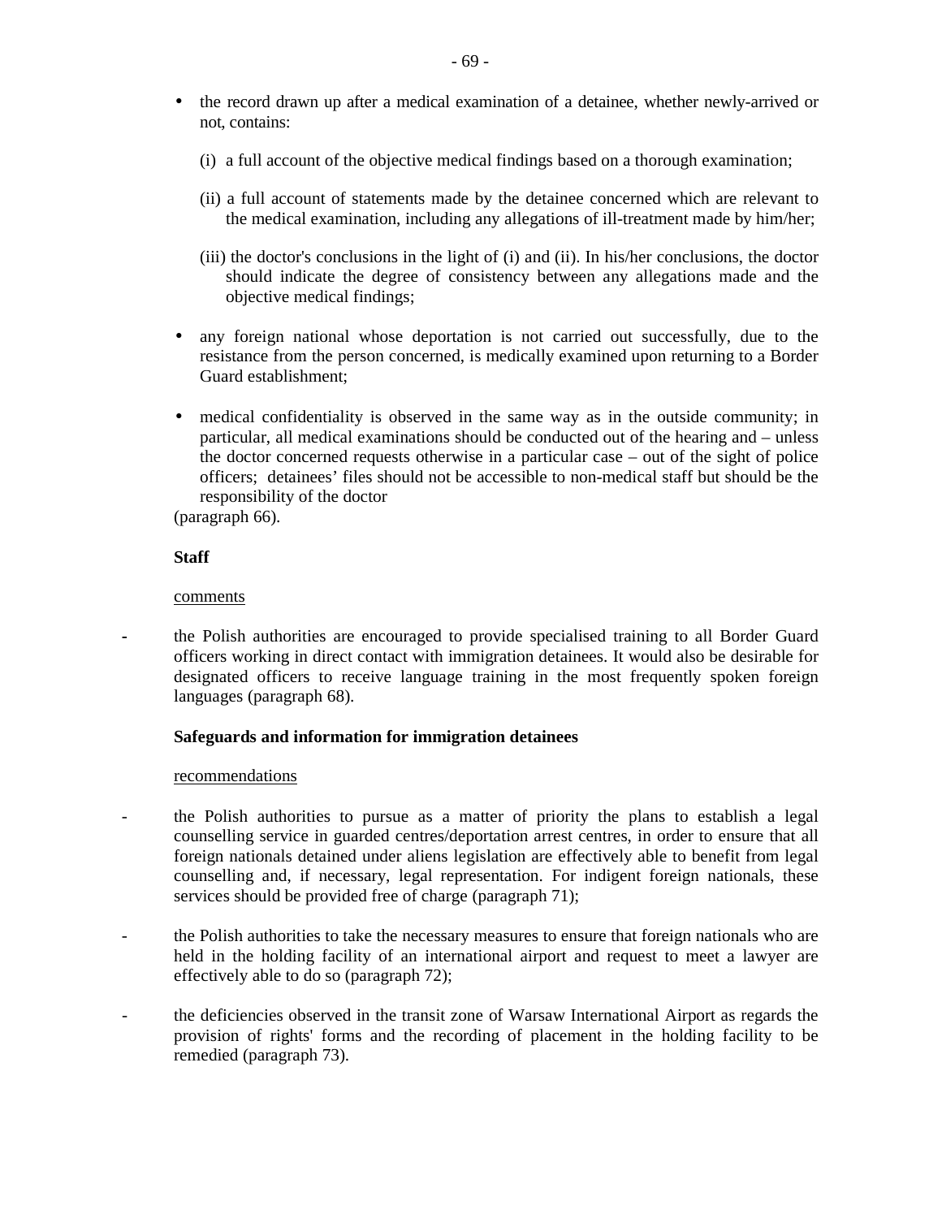- the record drawn up after a medical examination of a detainee, whether newly-arrived or not, contains:

  (i) a full account of the objective medical findings based on a thorough examination;

  (ii) a full account of statements made by the detainee concerned which are relevant to the medical examination, including any allegations of ill-treatment made by him/her;

  (iii) the doctor's conclusions in the light of (i) and (ii). In his/her conclusions, the doctor should indicate the degree of consistency between any allegations made and the objective medical findings;

- any foreign national whose deportation is not carried out successfully, due to the resistance from the person concerned, is medically examined upon returning to a Border Guard establishment;

- medical confidentiality is observed in the same way as in the outside community; in particular, all medical examinations should be conducted out of the hearing and – unless the doctor concerned requests otherwise in a particular case – out of the sight of police officers; detainees' files should not be accessible to non-medical staff but should be the responsibility of the doctor

(paragraph 66).

**Staff**

comments

- the Polish authorities are encouraged to provide specialised training to all Border Guard officers working in direct contact with immigration detainees. It would also be desirable for designated officers to receive language training in the most frequently spoken foreign languages (paragraph 68).

**Safeguards and information for immigration detainees**

recommendations

- the Polish authorities to pursue as a matter of priority the plans to establish a legal counselling service in guarded centres/deportation arrest centres, in order to ensure that all foreign nationals detained under aliens legislation are effectively able to benefit from legal counselling and, if necessary, legal representation. For indigent foreign nationals, these services should be provided free of charge (paragraph 71);

- the Polish authorities to take the necessary measures to ensure that foreign nationals who are held in the holding facility of an international airport and request to meet a lawyer are effectively able to do so (paragraph 72);

- the deficiencies observed in the transit zone of Warsaw International Airport as regards the provision of rights' forms and the recording of placement in the holding facility to be remedied (paragraph 73).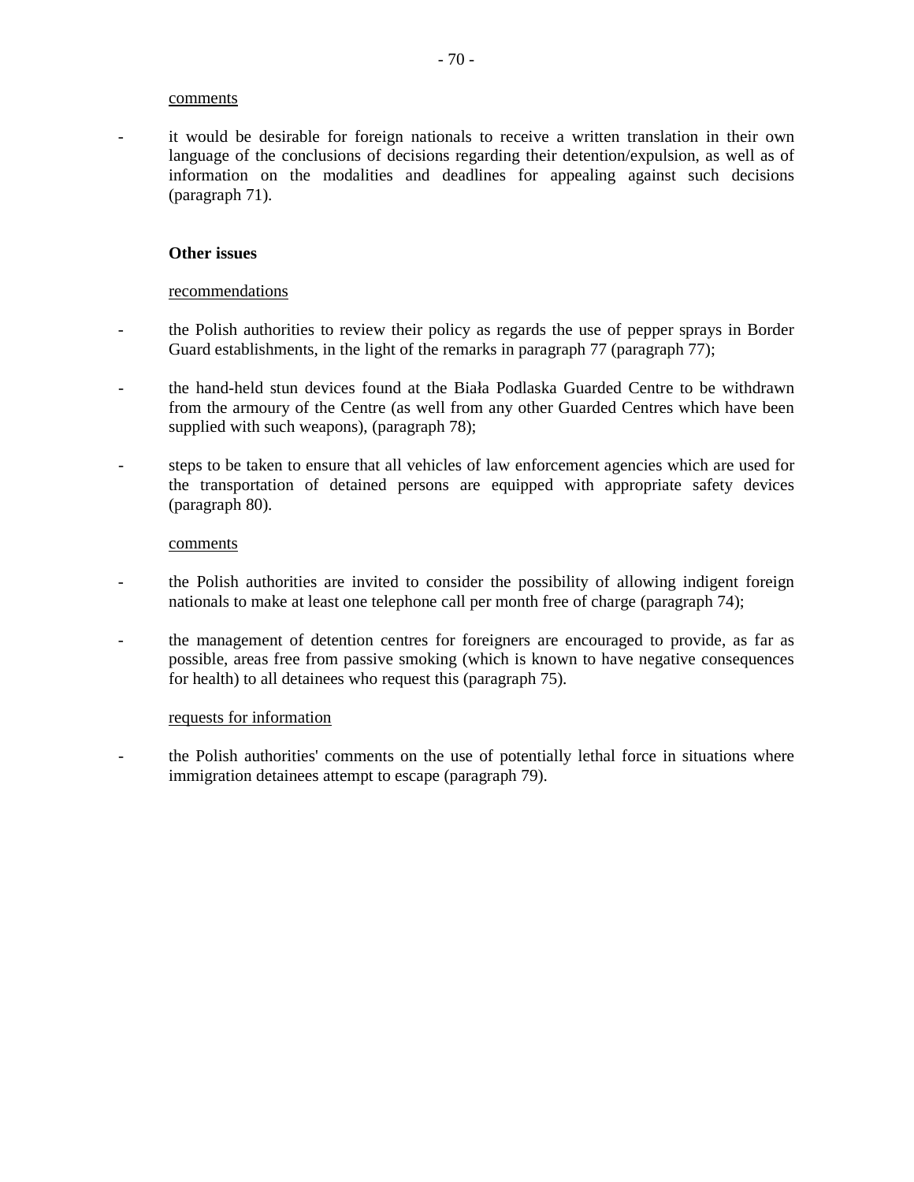comments

- it would be desirable for foreign nationals to receive a written translation in their own language of the conclusions of decisions regarding their detention/expulsion, as well as of information on the modalities and deadlines for appealing against such decisions (paragraph 71).

**Other issues**

recommendations

- the Polish authorities to review their policy as regards the use of pepper sprays in Border Guard establishments, in the light of the remarks in paragraph 77 (paragraph 77);

- the hand-held stun devices found at the Biała Podlaska Guarded Centre to be withdrawn from the armoury of the Centre (as well from any other Guarded Centres which have been supplied with such weapons), (paragraph 78);

- steps to be taken to ensure that all vehicles of law enforcement agencies which are used for the transportation of detained persons are equipped with appropriate safety devices (paragraph 80).

comments

- the Polish authorities are invited to consider the possibility of allowing indigent foreign nationals to make at least one telephone call per month free of charge (paragraph 74);

- the management of detention centres for foreigners are encouraged to provide, as far as possible, areas free from passive smoking (which is known to have negative consequences for health) to all detainees who request this (paragraph 75).

requests for information

- the Polish authorities' comments on the use of potentially lethal force in situations where immigration detainees attempt to escape (paragraph 79).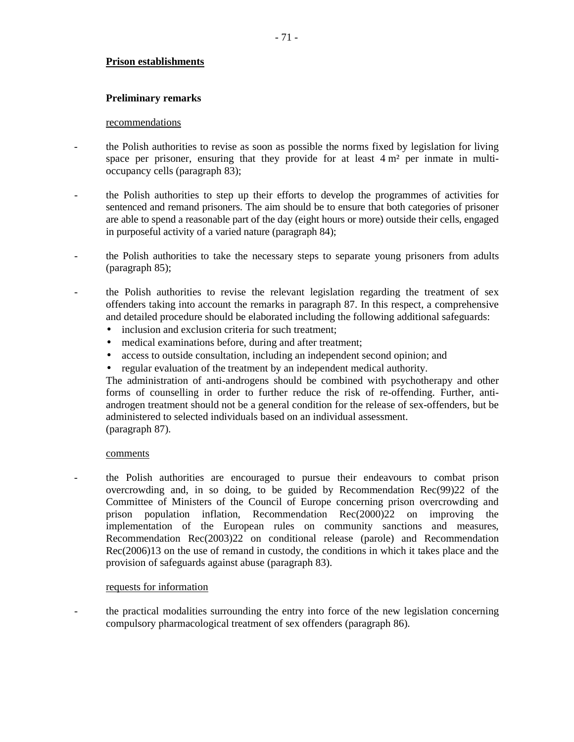## Prison establishments

### Preliminary remarks

recommendations

- the Polish authorities to revise as soon as possible the norms fixed by legislation for living space per prisoner, ensuring that they provide for at least 4 m² per inmate in multi-occupancy cells (paragraph 83);

- the Polish authorities to step up their efforts to develop the programmes of activities for sentenced and remand prisoners. The aim should be to ensure that both categories of prisoner are able to spend a reasonable part of the day (eight hours or more) outside their cells, engaged in purposeful activity of a varied nature (paragraph 84);

- the Polish authorities to take the necessary steps to separate young prisoners from adults (paragraph 85);

- the Polish authorities to revise the relevant legislation regarding the treatment of sex offenders taking into account the remarks in paragraph 87. In this respect, a comprehensive and detailed procedure should be elaborated including the following additional safeguards:
  - inclusion and exclusion criteria for such treatment;
  - medical examinations before, during and after treatment;
  - access to outside consultation, including an independent second opinion; and
  - regular evaluation of the treatment by an independent medical authority.

  The administration of anti-androgens should be combined with psychotherapy and other forms of counselling in order to further reduce the risk of re-offending. Further, anti-androgen treatment should not be a general condition for the release of sex-offenders, but be administered to selected individuals based on an individual assessment.
  (paragraph 87).

comments

- the Polish authorities are encouraged to pursue their endeavours to combat prison overcrowding and, in so doing, to be guided by Recommendation Rec(99)22 of the Committee of Ministers of the Council of Europe concerning prison overcrowding and prison population inflation, Recommendation Rec(2000)22 on improving the implementation of the European rules on community sanctions and measures, Recommendation Rec(2003)22 on conditional release (parole) and Recommendation Rec(2006)13 on the use of remand in custody, the conditions in which it takes place and the provision of safeguards against abuse (paragraph 83).

requests for information

- the practical modalities surrounding the entry into force of the new legislation concerning compulsory pharmacological treatment of sex offenders (paragraph 86).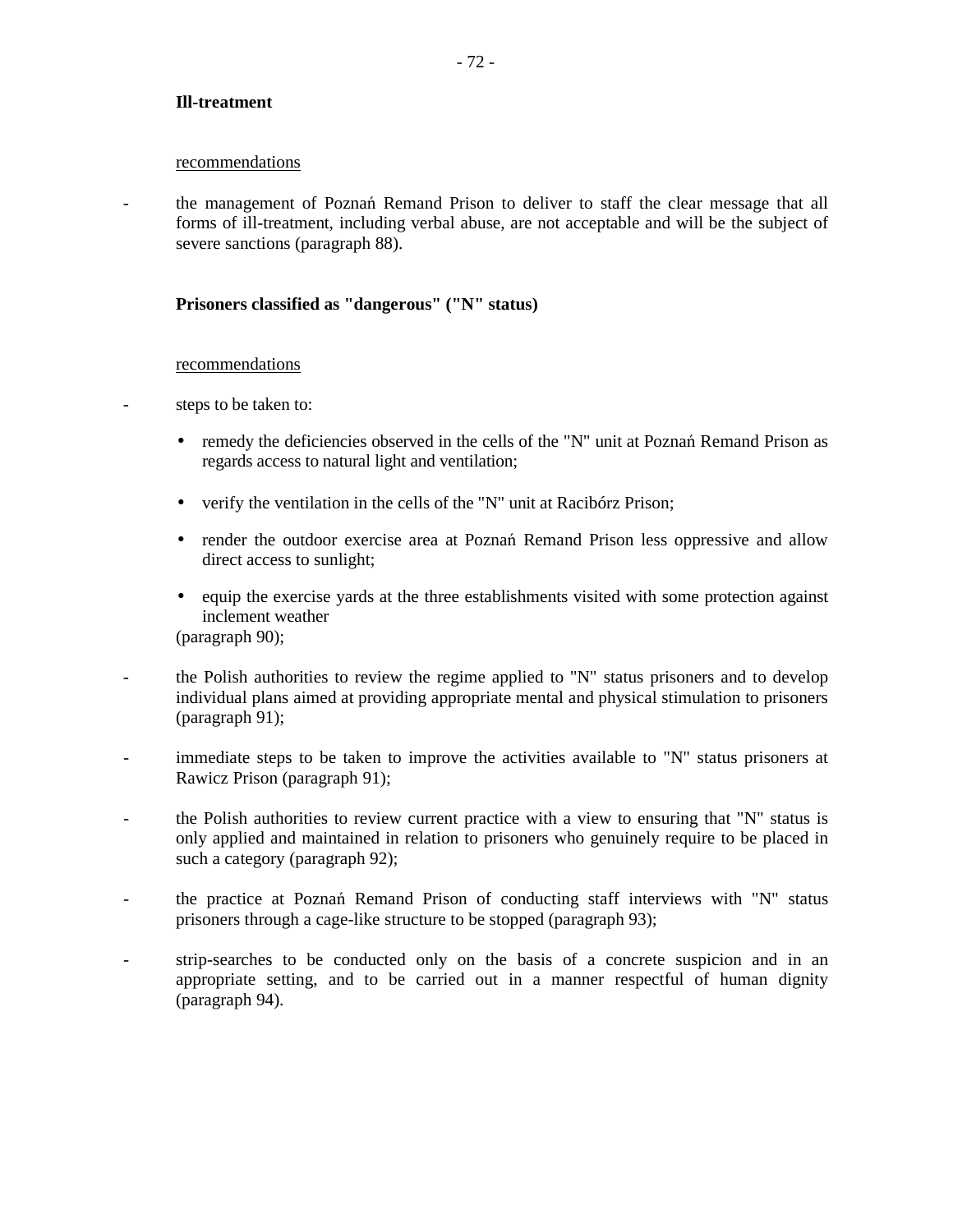**Ill-treatment**

recommendations

- the management of Poznań Remand Prison to deliver to staff the clear message that all forms of ill-treatment, including verbal abuse, are not acceptable and will be the subject of severe sanctions (paragraph 88).

**Prisoners classified as "dangerous" ("N" status)**

recommendations

- steps to be taken to:
  - remedy the deficiencies observed in the cells of the "N" unit at Poznań Remand Prison as regards access to natural light and ventilation;
  - verify the ventilation in the cells of the "N" unit at Racibórz Prison;
  - render the outdoor exercise area at Poznań Remand Prison less oppressive and allow direct access to sunlight;
  - equip the exercise yards at the three establishments visited with some protection against inclement weather

  (paragraph 90);
- the Polish authorities to review the regime applied to "N" status prisoners and to develop individual plans aimed at providing appropriate mental and physical stimulation to prisoners (paragraph 91);
- immediate steps to be taken to improve the activities available to "N" status prisoners at Rawicz Prison (paragraph 91);
- the Polish authorities to review current practice with a view to ensuring that "N" status is only applied and maintained in relation to prisoners who genuinely require to be placed in such a category (paragraph 92);
- the practice at Poznań Remand Prison of conducting staff interviews with "N" status prisoners through a cage-like structure to be stopped (paragraph 93);
- strip-searches to be conducted only on the basis of a concrete suspicion and in an appropriate setting, and to be carried out in a manner respectful of human dignity (paragraph 94).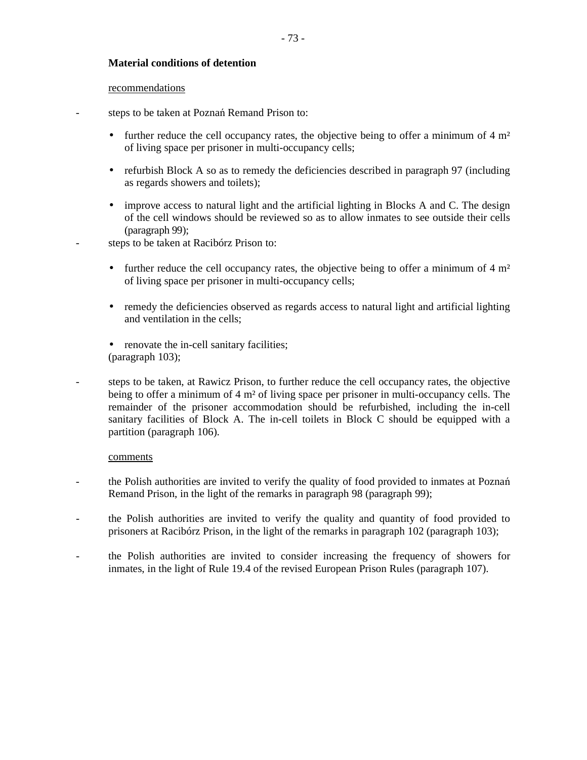**Material conditions of detention**

recommendations

- steps to be taken at Poznań Remand Prison to:

    - further reduce the cell occupancy rates, the objective being to offer a minimum of 4 m² of living space per prisoner in multi-occupancy cells;

    - refurbish Block A so as to remedy the deficiencies described in paragraph 97 (including as regards showers and toilets);

    - improve access to natural light and the artificial lighting in Blocks A and C. The design of the cell windows should be reviewed so as to allow inmates to see outside their cells (paragraph 99);

- steps to be taken at Racibórz Prison to:

    - further reduce the cell occupancy rates, the objective being to offer a minimum of 4 m² of living space per prisoner in multi-occupancy cells;

    - remedy the deficiencies observed as regards access to natural light and artificial lighting and ventilation in the cells;

    - renovate the in-cell sanitary facilities;

  (paragraph 103);

- steps to be taken, at Rawicz Prison, to further reduce the cell occupancy rates, the objective being to offer a minimum of 4 m² of living space per prisoner in multi-occupancy cells. The remainder of the prisoner accommodation should be refurbished, including the in-cell sanitary facilities of Block A. The in-cell toilets in Block C should be equipped with a partition (paragraph 106).

comments

- the Polish authorities are invited to verify the quality of food provided to inmates at Poznań Remand Prison, in the light of the remarks in paragraph 98 (paragraph 99);

- the Polish authorities are invited to verify the quality and quantity of food provided to prisoners at Racibórz Prison, in the light of the remarks in paragraph 102 (paragraph 103);

- the Polish authorities are invited to consider increasing the frequency of showers for inmates, in the light of Rule 19.4 of the revised European Prison Rules (paragraph 107).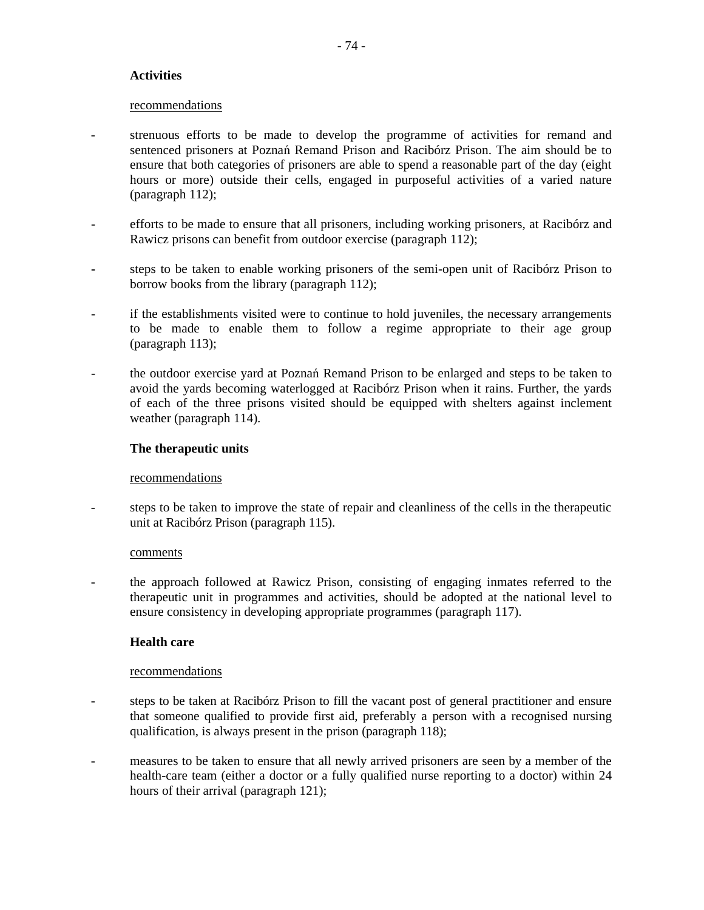**Activities**

recommendations

- strenuous efforts to be made to develop the programme of activities for remand and sentenced prisoners at Poznań Remand Prison and Racibórz Prison. The aim should be to ensure that both categories of prisoners are able to spend a reasonable part of the day (eight hours or more) outside their cells, engaged in purposeful activities of a varied nature (paragraph 112);

- efforts to be made to ensure that all prisoners, including working prisoners, at Racibórz and Rawicz prisons can benefit from outdoor exercise (paragraph 112);

- steps to be taken to enable working prisoners of the semi-open unit of Racibórz Prison to borrow books from the library (paragraph 112);

- if the establishments visited were to continue to hold juveniles, the necessary arrangements to be made to enable them to follow a regime appropriate to their age group (paragraph 113);

- the outdoor exercise yard at Poznań Remand Prison to be enlarged and steps to be taken to avoid the yards becoming waterlogged at Racibórz Prison when it rains. Further, the yards of each of the three prisons visited should be equipped with shelters against inclement weather (paragraph 114).

**The therapeutic units**

recommendations

- steps to be taken to improve the state of repair and cleanliness of the cells in the therapeutic unit at Racibórz Prison (paragraph 115).

comments

- the approach followed at Rawicz Prison, consisting of engaging inmates referred to the therapeutic unit in programmes and activities, should be adopted at the national level to ensure consistency in developing appropriate programmes (paragraph 117).

**Health care**

recommendations

- steps to be taken at Racibórz Prison to fill the vacant post of general practitioner and ensure that someone qualified to provide first aid, preferably a person with a recognised nursing qualification, is always present in the prison (paragraph 118);

- measures to be taken to ensure that all newly arrived prisoners are seen by a member of the health-care team (either a doctor or a fully qualified nurse reporting to a doctor) within 24 hours of their arrival (paragraph 121);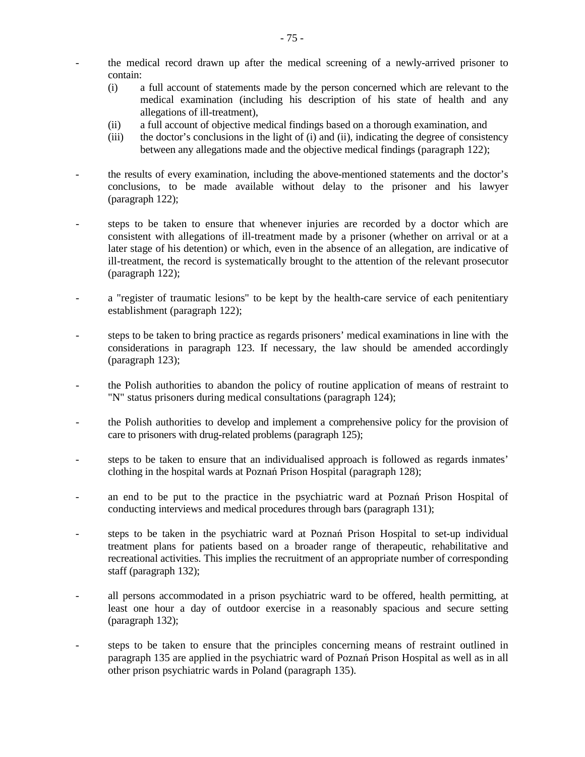- the medical record drawn up after the medical screening of a newly-arrived prisoner to contain:
  - (i) a full account of statements made by the person concerned which are relevant to the medical examination (including his description of his state of health and any allegations of ill-treatment),
  - (ii) a full account of objective medical findings based on a thorough examination, and
  - (iii) the doctor's conclusions in the light of (i) and (ii), indicating the degree of consistency between any allegations made and the objective medical findings (paragraph 122);

- the results of every examination, including the above-mentioned statements and the doctor's conclusions, to be made available without delay to the prisoner and his lawyer (paragraph 122);

- steps to be taken to ensure that whenever injuries are recorded by a doctor which are consistent with allegations of ill-treatment made by a prisoner (whether on arrival or at a later stage of his detention) or which, even in the absence of an allegation, are indicative of ill-treatment, the record is systematically brought to the attention of the relevant prosecutor (paragraph 122);

- a "register of traumatic lesions" to be kept by the health-care service of each penitentiary establishment (paragraph 122);

- steps to be taken to bring practice as regards prisoners' medical examinations in line with the considerations in paragraph 123. If necessary, the law should be amended accordingly (paragraph 123);

- the Polish authorities to abandon the policy of routine application of means of restraint to "N" status prisoners during medical consultations (paragraph 124);

- the Polish authorities to develop and implement a comprehensive policy for the provision of care to prisoners with drug-related problems (paragraph 125);

- steps to be taken to ensure that an individualised approach is followed as regards inmates' clothing in the hospital wards at Poznań Prison Hospital (paragraph 128);

- an end to be put to the practice in the psychiatric ward at Poznań Prison Hospital of conducting interviews and medical procedures through bars (paragraph 131);

- steps to be taken in the psychiatric ward at Poznań Prison Hospital to set-up individual treatment plans for patients based on a broader range of therapeutic, rehabilitative and recreational activities. This implies the recruitment of an appropriate number of corresponding staff (paragraph 132);

- all persons accommodated in a prison psychiatric ward to be offered, health permitting, at least one hour a day of outdoor exercise in a reasonably spacious and secure setting (paragraph 132);

- steps to be taken to ensure that the principles concerning means of restraint outlined in paragraph 135 are applied in the psychiatric ward of Poznań Prison Hospital as well as in all other prison psychiatric wards in Poland (paragraph 135).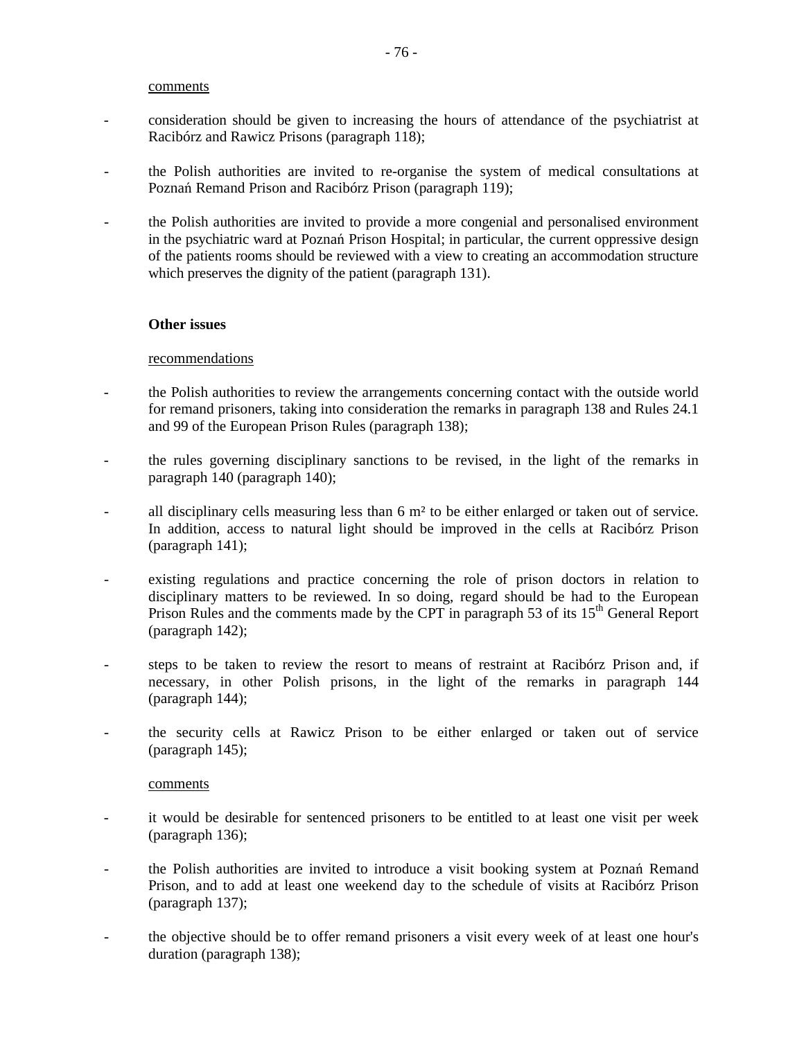comments

- consideration should be given to increasing the hours of attendance of the psychiatrist at Racibórz and Rawicz Prisons (paragraph 118);

- the Polish authorities are invited to re-organise the system of medical consultations at Poznań Remand Prison and Racibórz Prison (paragraph 119);

- the Polish authorities are invited to provide a more congenial and personalised environment in the psychiatric ward at Poznań Prison Hospital; in particular, the current oppressive design of the patients rooms should be reviewed with a view to creating an accommodation structure which preserves the dignity of the patient (paragraph 131).

**Other issues**

recommendations

- the Polish authorities to review the arrangements concerning contact with the outside world for remand prisoners, taking into consideration the remarks in paragraph 138 and Rules 24.1 and 99 of the European Prison Rules (paragraph 138);

- the rules governing disciplinary sanctions to be revised, in the light of the remarks in paragraph 140 (paragraph 140);

- all disciplinary cells measuring less than 6 m² to be either enlarged or taken out of service. In addition, access to natural light should be improved in the cells at Racibórz Prison (paragraph 141);

- existing regulations and practice concerning the role of prison doctors in relation to disciplinary matters to be reviewed. In so doing, regard should be had to the European Prison Rules and the comments made by the CPT in paragraph 53 of its 15th General Report (paragraph 142);

- steps to be taken to review the resort to means of restraint at Racibórz Prison and, if necessary, in other Polish prisons, in the light of the remarks in paragraph 144 (paragraph 144);

- the security cells at Rawicz Prison to be either enlarged or taken out of service (paragraph 145);

comments

- it would be desirable for sentenced prisoners to be entitled to at least one visit per week (paragraph 136);

- the Polish authorities are invited to introduce a visit booking system at Poznań Remand Prison, and to add at least one weekend day to the schedule of visits at Racibórz Prison (paragraph 137);

- the objective should be to offer remand prisoners a visit every week of at least one hour's duration (paragraph 138);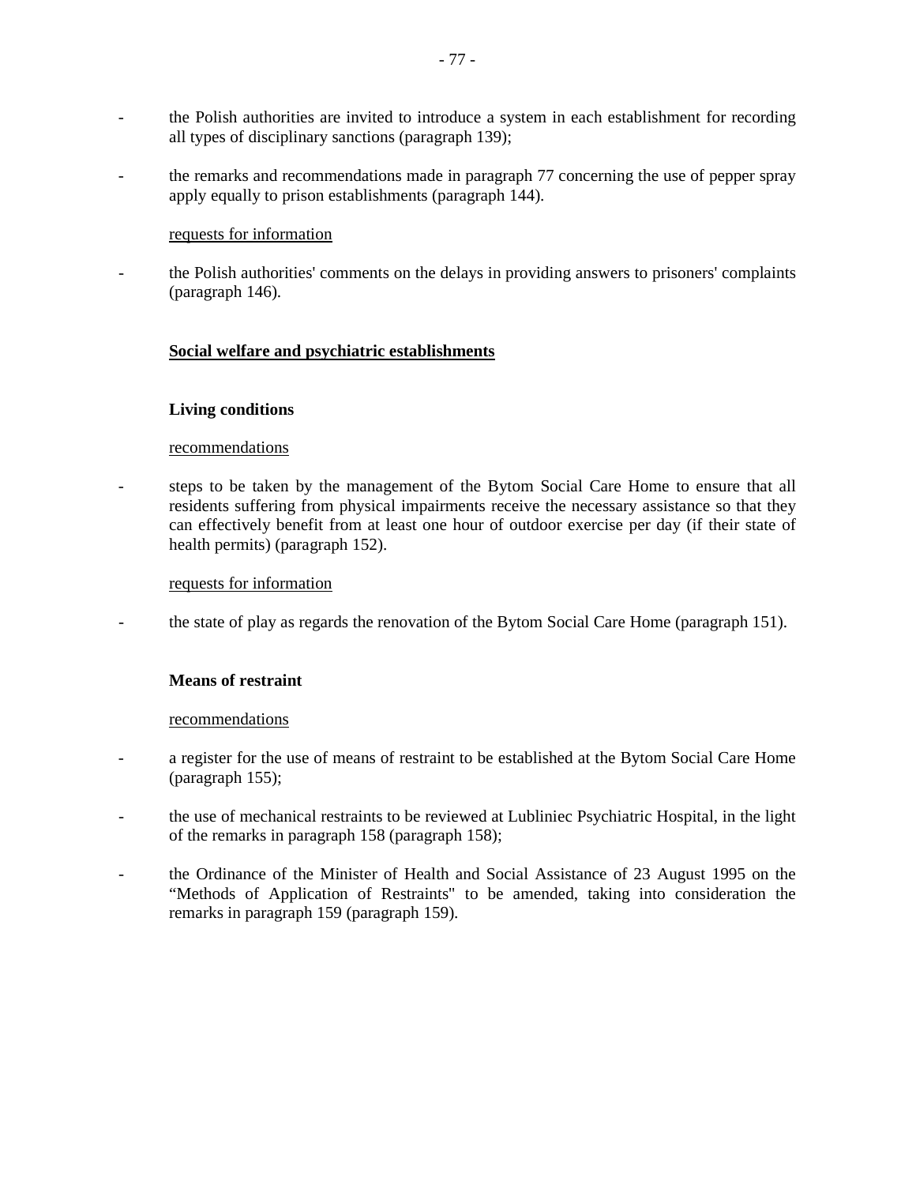- the Polish authorities are invited to introduce a system in each establishment for recording all types of disciplinary sanctions (paragraph 139);

- the remarks and recommendations made in paragraph 77 concerning the use of pepper spray apply equally to prison establishments (paragraph 144).

<u>requests for information</u>

- the Polish authorities' comments on the delays in providing answers to prisoners' complaints (paragraph 146).

## Social welfare and psychiatric establishments

### Living conditions

<u>recommendations</u>

- steps to be taken by the management of the Bytom Social Care Home to ensure that all residents suffering from physical impairments receive the necessary assistance so that they can effectively benefit from at least one hour of outdoor exercise per day (if their state of health permits) (paragraph 152).

<u>requests for information</u>

- the state of play as regards the renovation of the Bytom Social Care Home (paragraph 151).

### Means of restraint

<u>recommendations</u>

- a register for the use of means of restraint to be established at the Bytom Social Care Home (paragraph 155);

- the use of mechanical restraints to be reviewed at Lubliniec Psychiatric Hospital, in the light of the remarks in paragraph 158 (paragraph 158);

- the Ordinance of the Minister of Health and Social Assistance of 23 August 1995 on the “Methods of Application of Restraints" to be amended, taking into consideration the remarks in paragraph 159 (paragraph 159).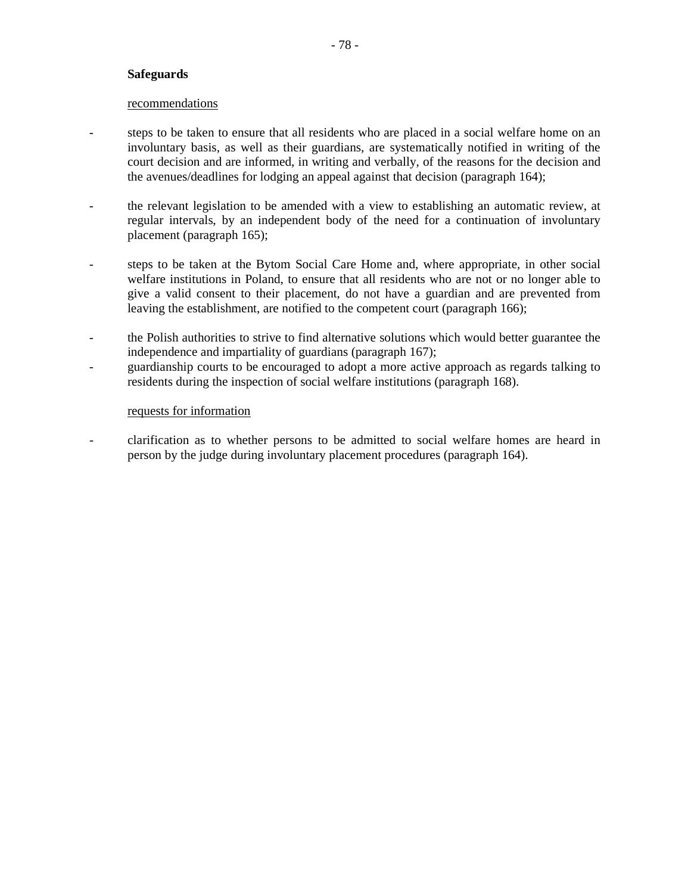**Safeguards**

recommendations

- steps to be taken to ensure that all residents who are placed in a social welfare home on an involuntary basis, as well as their guardians, are systematically notified in writing of the court decision and are informed, in writing and verbally, of the reasons for the decision and the avenues/deadlines for lodging an appeal against that decision (paragraph 164);
- the relevant legislation to be amended with a view to establishing an automatic review, at regular intervals, by an independent body of the need for a continuation of involuntary placement (paragraph 165);
- steps to be taken at the Bytom Social Care Home and, where appropriate, in other social welfare institutions in Poland, to ensure that all residents who are not or no longer able to give a valid consent to their placement, do not have a guardian and are prevented from leaving the establishment, are notified to the competent court (paragraph 166);
- the Polish authorities to strive to find alternative solutions which would better guarantee the independence and impartiality of guardians (paragraph 167);
- guardianship courts to be encouraged to adopt a more active approach as regards talking to residents during the inspection of social welfare institutions (paragraph 168).

requests for information

- clarification as to whether persons to be admitted to social welfare homes are heard in person by the judge during involuntary placement procedures (paragraph 164).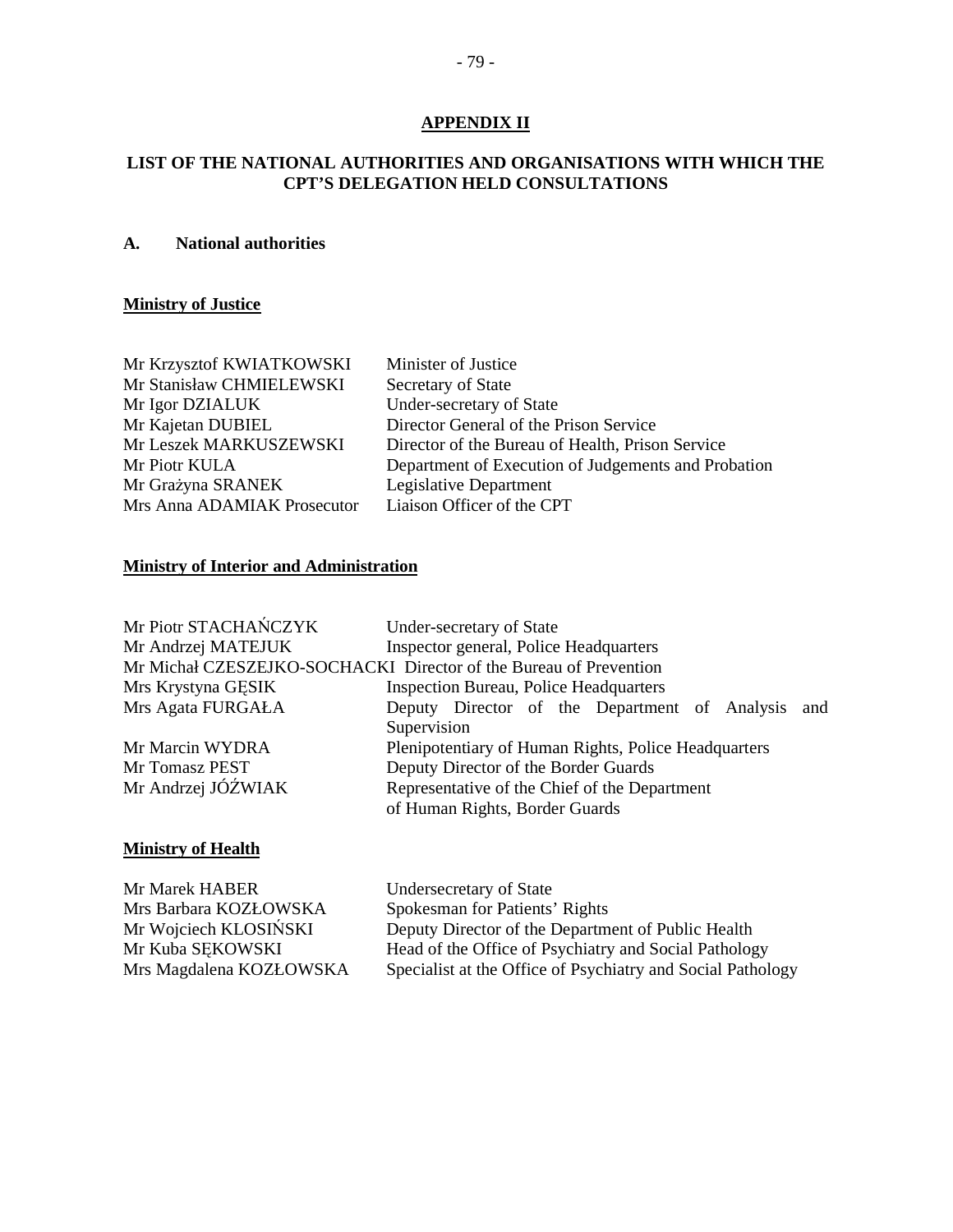## APPENDIX II

## LIST OF THE NATIONAL AUTHORITIES AND ORGANISATIONS WITH WHICH THE CPT'S DELEGATION HELD CONSULTATIONS

### A. National authorities

**Ministry of Justice**

| | |
|---|---|
| Mr Krzysztof KWIATKOWSKI | Minister of Justice |
| Mr Stanisław CHMIELEWSKI | Secretary of State |
| Mr Igor DZIALUK | Under-secretary of State |
| Mr Kajetan DUBIEL | Director General of the Prison Service |
| Mr Leszek MARKUSZEWSKI | Director of the Bureau of Health, Prison Service |
| Mr Piotr KULA | Department of Execution of Judgements and Probation |
| Mr Grażyna SRANEK | Legislative Department |
| Mrs Anna ADAMIAK Prosecutor | Liaison Officer of the CPT |

**Ministry of Interior and Administration**

| | |
|---|---|
| Mr Piotr STACHAŃCZYK | Under-secretary of State |
| Mr Andrzej MATEJUK | Inspector general, Police Headquarters |
| Mr Michał CZESZEJKO-SOCHACKI | Director of the Bureau of Prevention |
| Mrs Krystyna GĘSIK | Inspection Bureau, Police Headquarters |
| Mrs Agata FURGAŁA | Deputy Director of the Department of Analysis and Supervision |
| Mr Marcin WYDRA | Plenipotentiary of Human Rights, Police Headquarters |
| Mr Tomasz PEST | Deputy Director of the Border Guards |
| Mr Andrzej JÓŹWIAK | Representative of the Chief of the Department of Human Rights, Border Guards |

**Ministry of Health**

| | |
|---|---|
| Mr Marek HABER | Undersecretary of State |
| Mrs Barbara KOZŁOWSKA | Spokesman for Patients' Rights |
| Mr Wojciech KLOSIŃSKI | Deputy Director of the Department of Public Health |
| Mr Kuba SĘKOWSKI | Head of the Office of Psychiatry and Social Pathology |
| Mrs Magdalena KOZŁOWSKA | Specialist at the Office of Psychiatry and Social Pathology |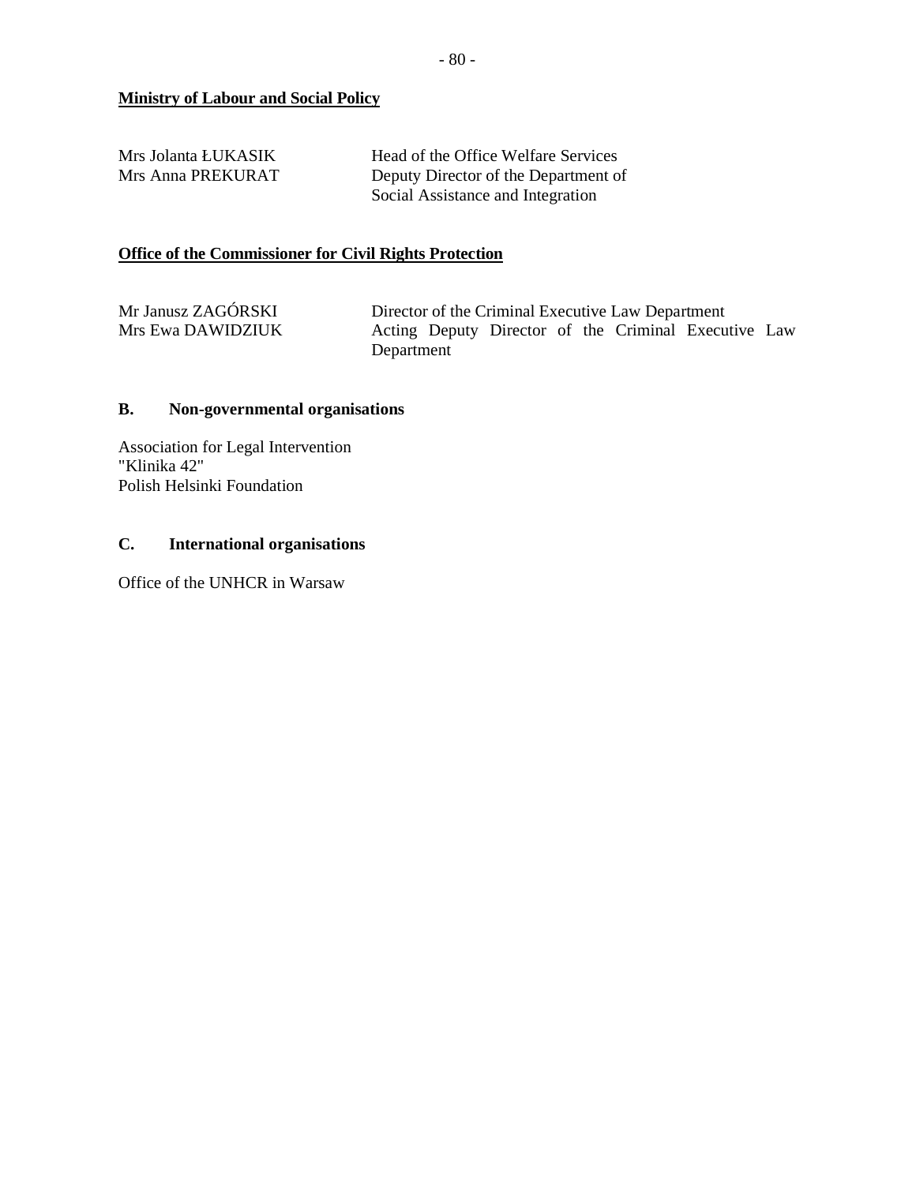**Ministry of Labour and Social Policy**

| | |
|---|---|
| Mrs Jolanta ŁUKASIK | Head of the Office Welfare Services |
| Mrs Anna PREKURAT | Deputy Director of the Department of Social Assistance and Integration |

**Office of the Commissioner for Civil Rights Protection**

| | |
|---|---|
| Mr Janusz ZAGÓRSKI | Director of the Criminal Executive Law Department |
| Mrs Ewa DAWIDZIUK | Acting Deputy Director of the Criminal Executive Law Department |

## B. Non-governmental organisations

Association for Legal Intervention
"Klinika 42"
Polish Helsinki Foundation

## C. International organisations

Office of the UNHCR in Warsaw